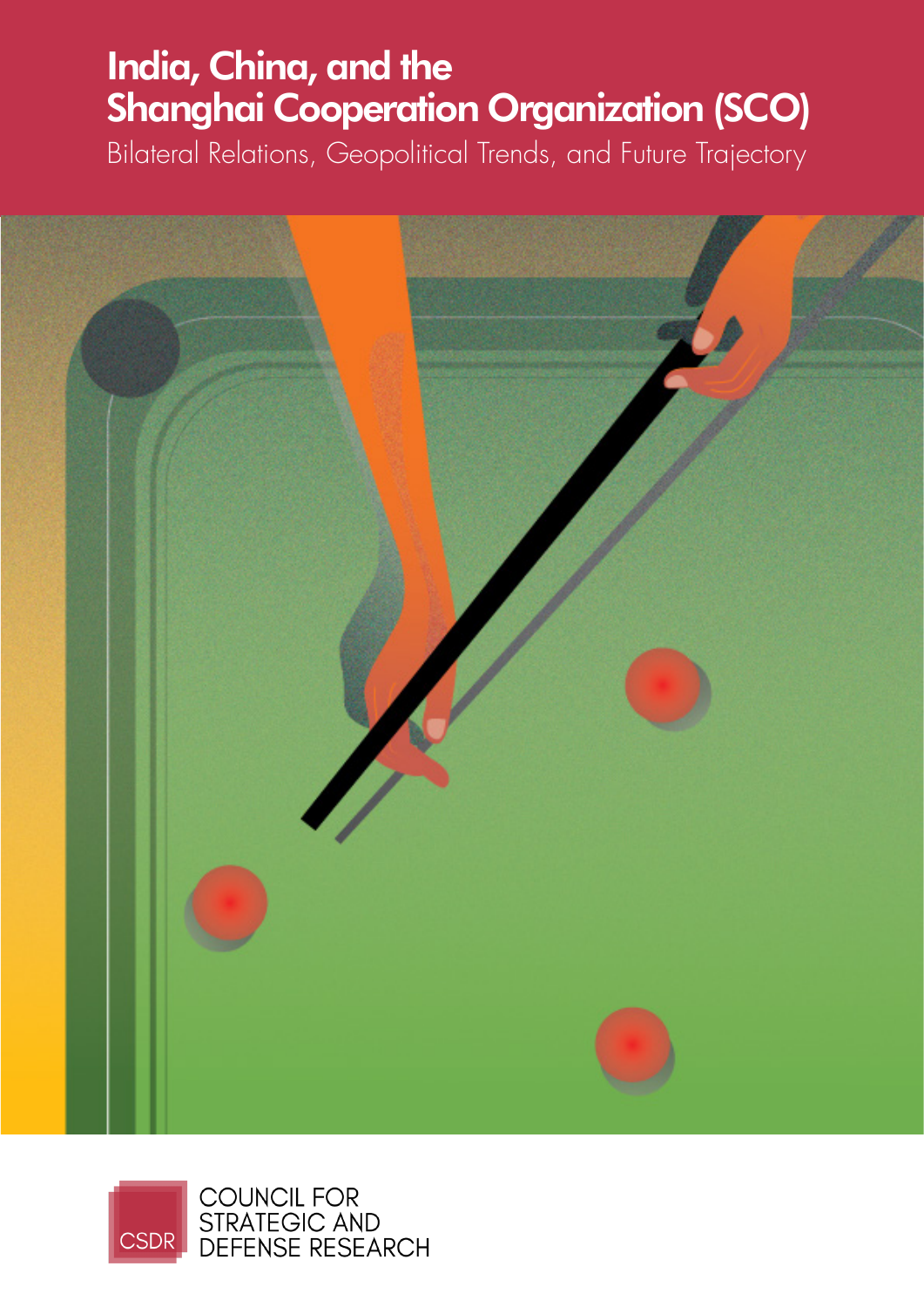# India, China, and the Shanghai Cooperation Organization (SCO)

## Bilateral Relations, Geopolitical Trends, and Future Trajectory

CSDR

COUNCIL FOR STRATEGIC AND DEFENSE RESEARCH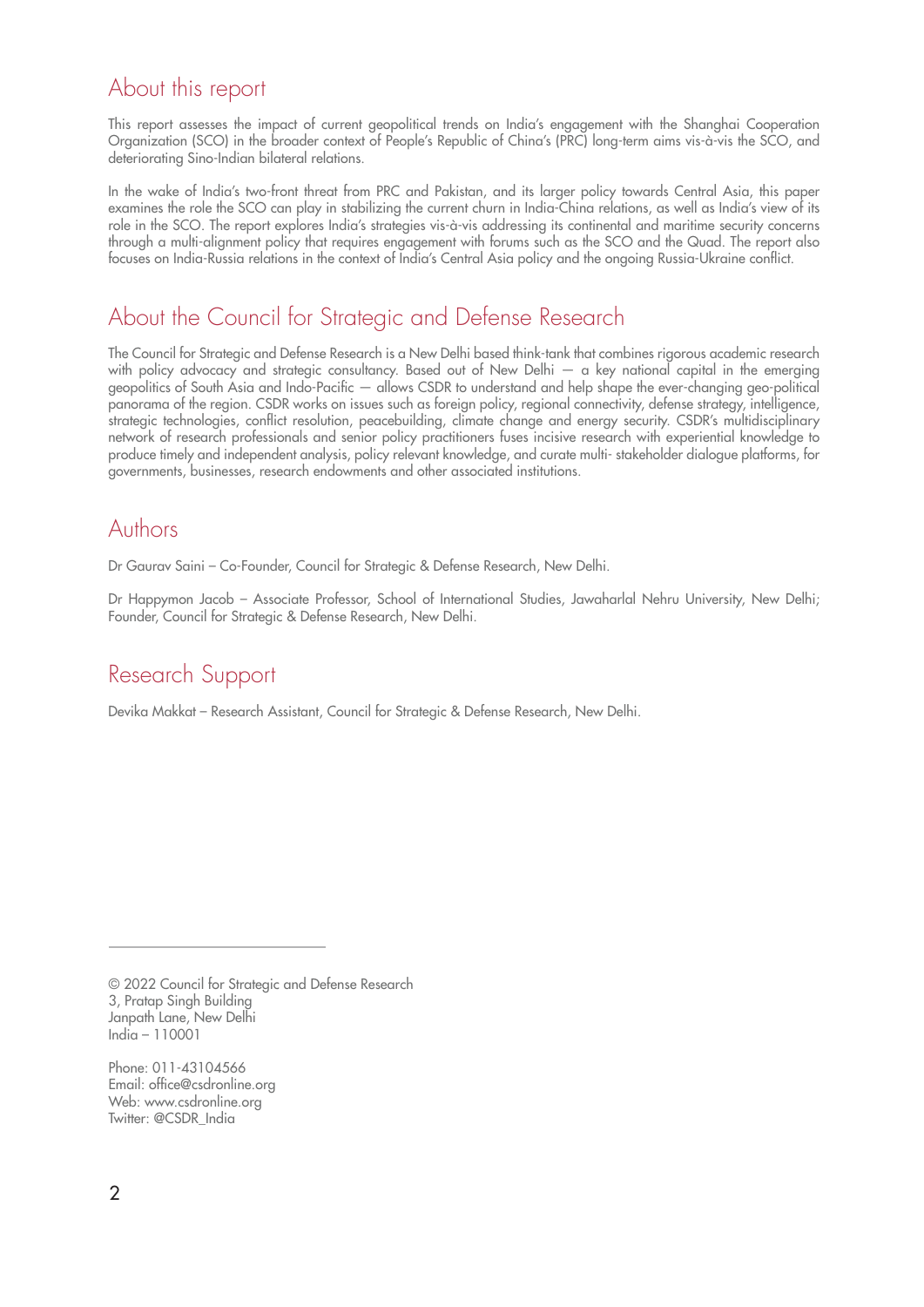## About this report

This report assesses the impact of current geopolitical trends on India's engagement with the Shanghai Cooperation Organization (SCO) in the broader context of People's Republic of China's (PRC) long-term aims vis-à-vis the SCO, and deteriorating Sino-Indian bilateral relations.

In the wake of India's two-front threat from PRC and Pakistan, and its larger policy towards Central Asia, this paper examines the role the SCO can play in stabilizing the current churn in India-China relations, as well as India's view of its role in the SCO. The report explores India's strategies vis-à-vis addressing its continental and maritime security concerns through a multi-alignment policy that requires engagement with forums such as the SCO and the Quad. The report also focuses on India-Russia relations in the context of India's Central Asia policy and the ongoing Russia-Ukraine conflict.

## About the Council for Strategic and Defense Research

The Council for Strategic and Defense Research is a New Delhi based think-tank that combines rigorous academic research with policy advocacy and strategic consultancy. Based out of New Delhi — a key national capital in the emerging geopolitics of South Asia and Indo-Pacific — allows CSDR to understand and help shape the ever-changing geo-political panorama of the region. CSDR works on issues such as foreign policy, regional connectivity, defense strategy, intelligence, strategic technologies, conflict resolution, peacebuilding, climate change and energy security. CSDR's multidisciplinary network of research professionals and senior policy practitioners fuses incisive research with experiential knowledge to produce timely and independent analysis, policy relevant knowledge, and curate multi- stakeholder dialogue platforms, for governments, businesses, research endowments and other associated institutions.

## Authors

Dr Gaurav Saini – Co-Founder, Council for Strategic & Defense Research, New Delhi.

Dr Happymon Jacob – Associate Professor, School of International Studies, Jawaharlal Nehru University, New Delhi; Founder, Council for Strategic & Defense Research, New Delhi.

## Research Support

Devika Makkat – Research Assistant, Council for Strategic & Defense Research, New Delhi.

---

© 2022 Council for Strategic and Defense Research
3, Pratap Singh Building
Janpath Lane, New Delhi
India – 110001

Phone: 011-43104566
Email: office@csdronline.org
Web: www.csdronline.org
Twitter: @CSDR_India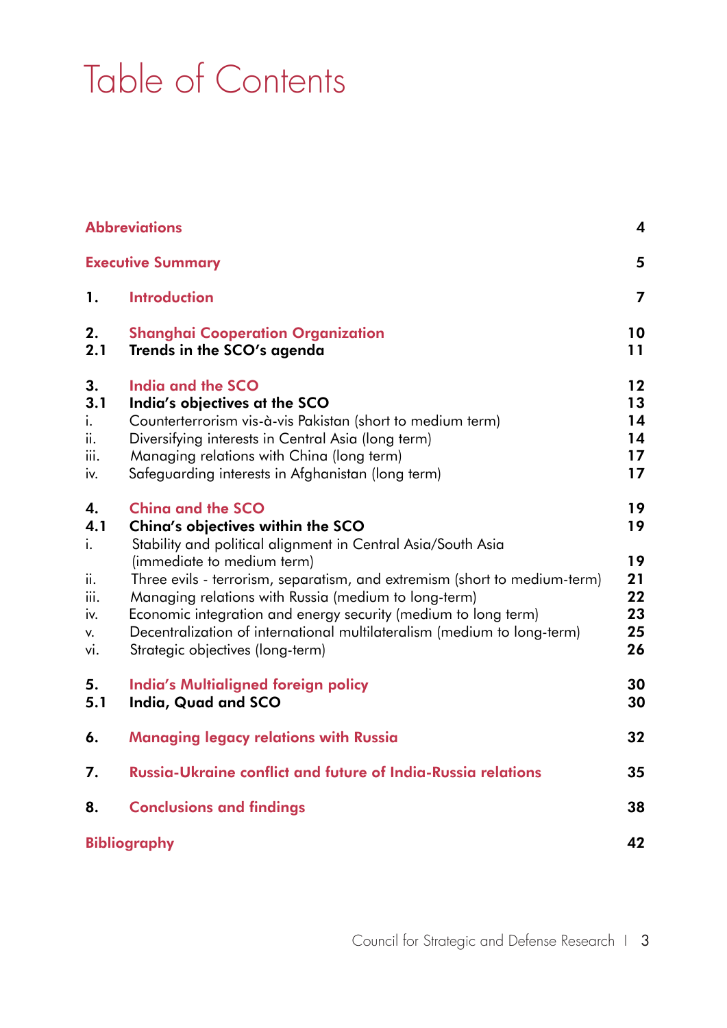# Table of Contents

| | | |
|---|---|---|
| **Abbreviations** | | 4 |
| **Executive Summary** | | 5 |
| **1.** | **Introduction** | 7 |
| **2.** | **Shanghai Cooperation Organization** | 10 |
| **2.1** | **Trends in the SCO's agenda** | 11 |
| **3.** | **India and the SCO** | 12 |
| **3.1** | **India's objectives at the SCO** | 13 |
| i. | Counterterrorism vis-à-vis Pakistan (short to medium term) | 14 |
| ii. | Diversifying interests in Central Asia (long term) | 14 |
| iii. | Managing relations with China (long term) | 17 |
| iv. | Safeguarding interests in Afghanistan (long term) | 17 |
| **4.** | **China and the SCO** | 19 |
| **4.1** | **China's objectives within the SCO** | 19 |
| i. | Stability and political alignment in Central Asia/South Asia (immediate to medium term) | 19 |
| ii. | Three evils - terrorism, separatism, and extremism (short to medium-term) | 21 |
| iii. | Managing relations with Russia (medium to long-term) | 22 |
| iv. | Economic integration and energy security (medium to long term) | 23 |
| v. | Decentralization of international multilateralism (medium to long-term) | 25 |
| vi. | Strategic objectives (long-term) | 26 |
| **5.** | **India's Multialigned foreign policy** | 30 |
| **5.1** | **India, Quad and SCO** | 30 |
| **6.** | **Managing legacy relations with Russia** | 32 |
| **7.** | **Russia-Ukraine conflict and future of India-Russia relations** | 35 |
| **8.** | **Conclusions and findings** | 38 |
| **Bibliography** | | 42 |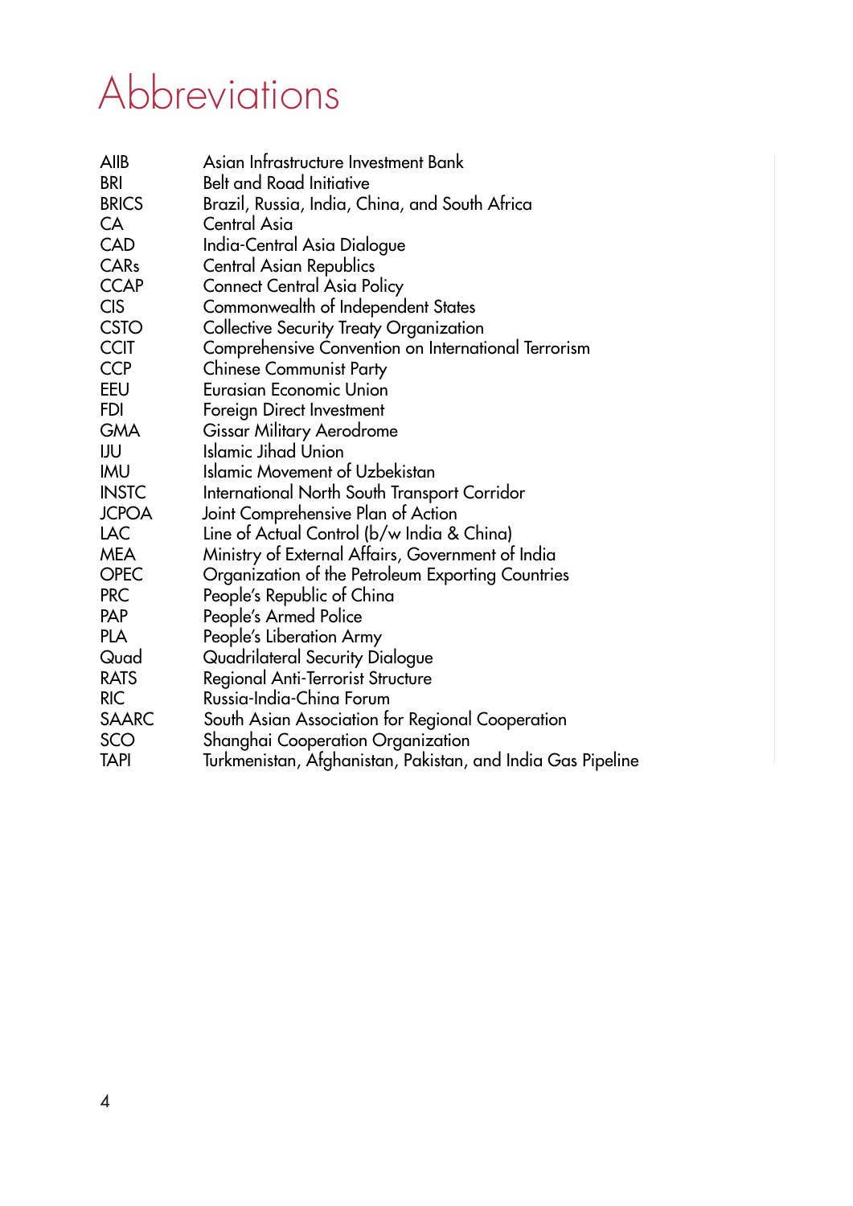# Abbreviations

| | |
|---|---|
| AIIB | Asian Infrastructure Investment Bank |
| BRI | Belt and Road Initiative |
| BRICS | Brazil, Russia, India, China, and South Africa |
| CA | Central Asia |
| CAD | India-Central Asia Dialogue |
| CARs | Central Asian Republics |
| CCAP | Connect Central Asia Policy |
| CIS | Commonwealth of Independent States |
| CSTO | Collective Security Treaty Organization |
| CCIT | Comprehensive Convention on International Terrorism |
| CCP | Chinese Communist Party |
| EEU | Eurasian Economic Union |
| FDI | Foreign Direct Investment |
| GMA | Gissar Military Aerodrome |
| IJU | Islamic Jihad Union |
| IMU | Islamic Movement of Uzbekistan |
| INSTC | International North South Transport Corridor |
| JCPOA | Joint Comprehensive Plan of Action |
| LAC | Line of Actual Control (b/w India & China) |
| MEA | Ministry of External Affairs, Government of India |
| OPEC | Organization of the Petroleum Exporting Countries |
| PRC | People's Republic of China |
| PAP | People's Armed Police |
| PLA | People's Liberation Army |
| Quad | Quadrilateral Security Dialogue |
| RATS | Regional Anti-Terrorist Structure |
| RIC | Russia-India-China Forum |
| SAARC | South Asian Association for Regional Cooperation |
| SCO | Shanghai Cooperation Organization |
| TAPI | Turkmenistan, Afghanistan, Pakistan, and India Gas Pipeline |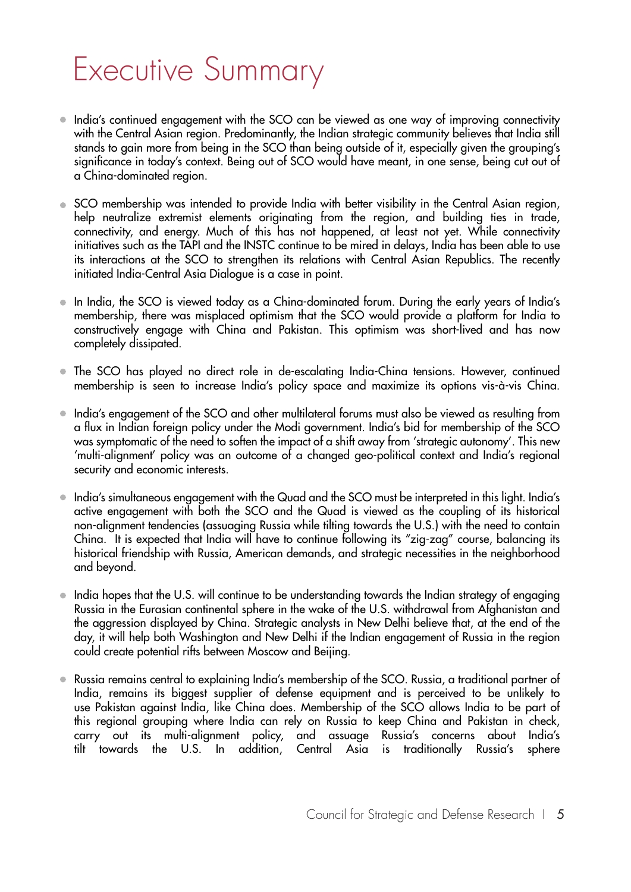# Executive Summary

- India's continued engagement with the SCO can be viewed as one way of improving connectivity with the Central Asian region. Predominantly, the Indian strategic community believes that India still stands to gain more from being in the SCO than being outside of it, especially given the grouping's significance in today's context. Being out of SCO would have meant, in one sense, being cut out of a China-dominated region.

- SCO membership was intended to provide India with better visibility in the Central Asian region, help neutralize extremist elements originating from the region, and building ties in trade, connectivity, and energy. Much of this has not happened, at least not yet. While connectivity initiatives such as the TAPI and the INSTC continue to be mired in delays, India has been able to use its interactions at the SCO to strengthen its relations with Central Asian Republics. The recently initiated India-Central Asia Dialogue is a case in point.

- In India, the SCO is viewed today as a China-dominated forum. During the early years of India's membership, there was misplaced optimism that the SCO would provide a platform for India to constructively engage with China and Pakistan. This optimism was short-lived and has now completely dissipated.

- The SCO has played no direct role in de-escalating India-China tensions. However, continued membership is seen to increase India's policy space and maximize its options vis-à-vis China.

- India's engagement of the SCO and other multilateral forums must also be viewed as resulting from a flux in Indian foreign policy under the Modi government. India's bid for membership of the SCO was symptomatic of the need to soften the impact of a shift away from 'strategic autonomy'. This new 'multi-alignment' policy was an outcome of a changed geo-political context and India's regional security and economic interests.

- India's simultaneous engagement with the Quad and the SCO must be interpreted in this light. India's active engagement with both the SCO and the Quad is viewed as the coupling of its historical non-alignment tendencies (assuaging Russia while tilting towards the U.S.) with the need to contain China. It is expected that India will have to continue following its "zig-zag" course, balancing its historical friendship with Russia, American demands, and strategic necessities in the neighborhood and beyond.

- India hopes that the U.S. will continue to be understanding towards the Indian strategy of engaging Russia in the Eurasian continental sphere in the wake of the U.S. withdrawal from Afghanistan and the aggression displayed by China. Strategic analysts in New Delhi believe that, at the end of the day, it will help both Washington and New Delhi if the Indian engagement of Russia in the region could create potential rifts between Moscow and Beijing.

- Russia remains central to explaining India's membership of the SCO. Russia, a traditional partner of India, remains its biggest supplier of defense equipment and is perceived to be unlikely to use Pakistan against India, like China does. Membership of the SCO allows India to be part of this regional grouping where India can rely on Russia to keep China and Pakistan in check, carry out its multi-alignment policy, and assuage Russia's concerns about India's tilt towards the U.S. In addition, Central Asia is traditionally Russia's sphere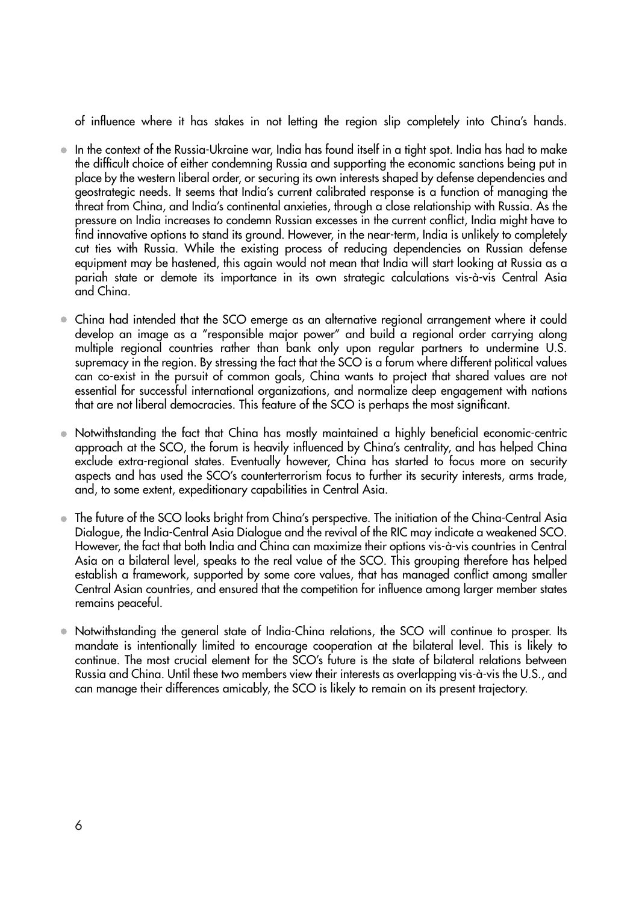of influence where it has stakes in not letting the region slip completely into China's hands.

- In the context of the Russia-Ukraine war, India has found itself in a tight spot. India has had to make the difficult choice of either condemning Russia and supporting the economic sanctions being put in place by the western liberal order, or securing its own interests shaped by defense dependencies and geostrategic needs. It seems that India's current calibrated response is a function of managing the threat from China, and India's continental anxieties, through a close relationship with Russia. As the pressure on India increases to condemn Russian excesses in the current conflict, India might have to find innovative options to stand its ground. However, in the near-term, India is unlikely to completely cut ties with Russia. While the existing process of reducing dependencies on Russian defense equipment may be hastened, this again would not mean that India will start looking at Russia as a pariah state or demote its importance in its own strategic calculations vis-à-vis Central Asia and China.

- China had intended that the SCO emerge as an alternative regional arrangement where it could develop an image as a "responsible major power" and build a regional order carrying along multiple regional countries rather than bank only upon regular partners to undermine U.S. supremacy in the region. By stressing the fact that the SCO is a forum where different political values can co-exist in the pursuit of common goals, China wants to project that shared values are not essential for successful international organizations, and normalize deep engagement with nations that are not liberal democracies. This feature of the SCO is perhaps the most significant.

- Notwithstanding the fact that China has mostly maintained a highly beneficial economic-centric approach at the SCO, the forum is heavily influenced by China's centrality, and has helped China exclude extra-regional states. Eventually however, China has started to focus more on security aspects and has used the SCO's counterterrorism focus to further its security interests, arms trade, and, to some extent, expeditionary capabilities in Central Asia.

- The future of the SCO looks bright from China's perspective. The initiation of the China-Central Asia Dialogue, the India-Central Asia Dialogue and the revival of the RIC may indicate a weakened SCO. However, the fact that both India and China can maximize their options vis-à-vis countries in Central Asia on a bilateral level, speaks to the real value of the SCO. This grouping therefore has helped establish a framework, supported by some core values, that has managed conflict among smaller Central Asian countries, and ensured that the competition for influence among larger member states remains peaceful.

- Notwithstanding the general state of India-China relations, the SCO will continue to prosper. Its mandate is intentionally limited to encourage cooperation at the bilateral level. This is likely to continue. The most crucial element for the SCO's future is the state of bilateral relations between Russia and China. Until these two members view their interests as overlapping vis-à-vis the U.S., and can manage their differences amicably, the SCO is likely to remain on its present trajectory.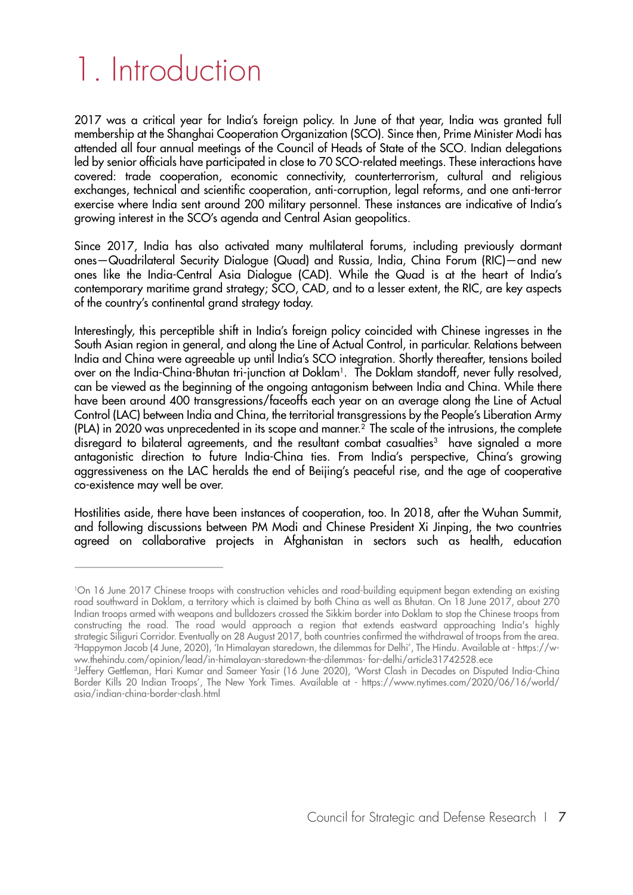# 1. Introduction

2017 was a critical year for India's foreign policy. In June of that year, India was granted full membership at the Shanghai Cooperation Organization (SCO). Since then, Prime Minister Modi has attended all four annual meetings of the Council of Heads of State of the SCO. Indian delegations led by senior officials have participated in close to 70 SCO-related meetings. These interactions have covered: trade cooperation, economic connectivity, counterterrorism, cultural and religious exchanges, technical and scientific cooperation, anti-corruption, legal reforms, and one anti-terror exercise where India sent around 200 military personnel. These instances are indicative of India's growing interest in the SCO's agenda and Central Asian geopolitics.

Since 2017, India has also activated many multilateral forums, including previously dormant ones—Quadrilateral Security Dialogue (Quad) and Russia, India, China Forum (RIC)—and new ones like the India-Central Asia Dialogue (CAD). While the Quad is at the heart of India's contemporary maritime grand strategy; SCO, CAD, and to a lesser extent, the RIC, are key aspects of the country's continental grand strategy today.

Interestingly, this perceptible shift in India's foreign policy coincided with Chinese ingresses in the South Asian region in general, and along the Line of Actual Control, in particular. Relations between India and China were agreeable up until India's SCO integration. Shortly thereafter, tensions boiled over on the India-China-Bhutan tri-junction at Doklam[1]. The Doklam standoff, never fully resolved, can be viewed as the beginning of the ongoing antagonism between India and China. While there have been around 400 transgressions/faceoffs each year on an average along the Line of Actual Control (LAC) between India and China, the territorial transgressions by the People's Liberation Army (PLA) in 2020 was unprecedented in its scope and manner.[2] The scale of the intrusions, the complete disregard to bilateral agreements, and the resultant combat casualties[3] have signaled a more antagonistic direction to future India-China ties. From India's perspective, China's growing aggressiveness on the LAC heralds the end of Beijing's peaceful rise, and the age of cooperative co-existence may well be over.

Hostilities aside, there have been instances of cooperation, too. In 2018, after the Wuhan Summit, and following discussions between PM Modi and Chinese President Xi Jinping, the two countries agreed on collaborative projects in Afghanistan in sectors such as health, education

---

[1]On 16 June 2017 Chinese troops with construction vehicles and road-building equipment began extending an existing road southward in Doklam, a territory which is claimed by both China as well as Bhutan. On 18 June 2017, about 270 Indian troops armed with weapons and bulldozers crossed the Sikkim border into Doklam to stop the Chinese troops from constructing the road. The road would approach a region that extends eastward approaching India's highly strategic Siliguri Corridor. Eventually on 28 August 2017, both countries confirmed the withdrawal of troops from the area.

[2]Happymon Jacob (4 June, 2020), 'In Himalayan staredown, the dilemmas for Delhi', The Hindu. Available at - https://www.thehindu.com/opinion/lead/in-himalayan-staredown-the-dilemmas- for-delhi/article31742528.ece

[3]Jeffery Gettleman, Hari Kumar and Sameer Yasir (16 June 2020), 'Worst Clash in Decades on Disputed India-China Border Kills 20 Indian Troops', The New York Times. Available at - https://www.nytimes.com/2020/06/16/world/asia/indian-china-border-clash.html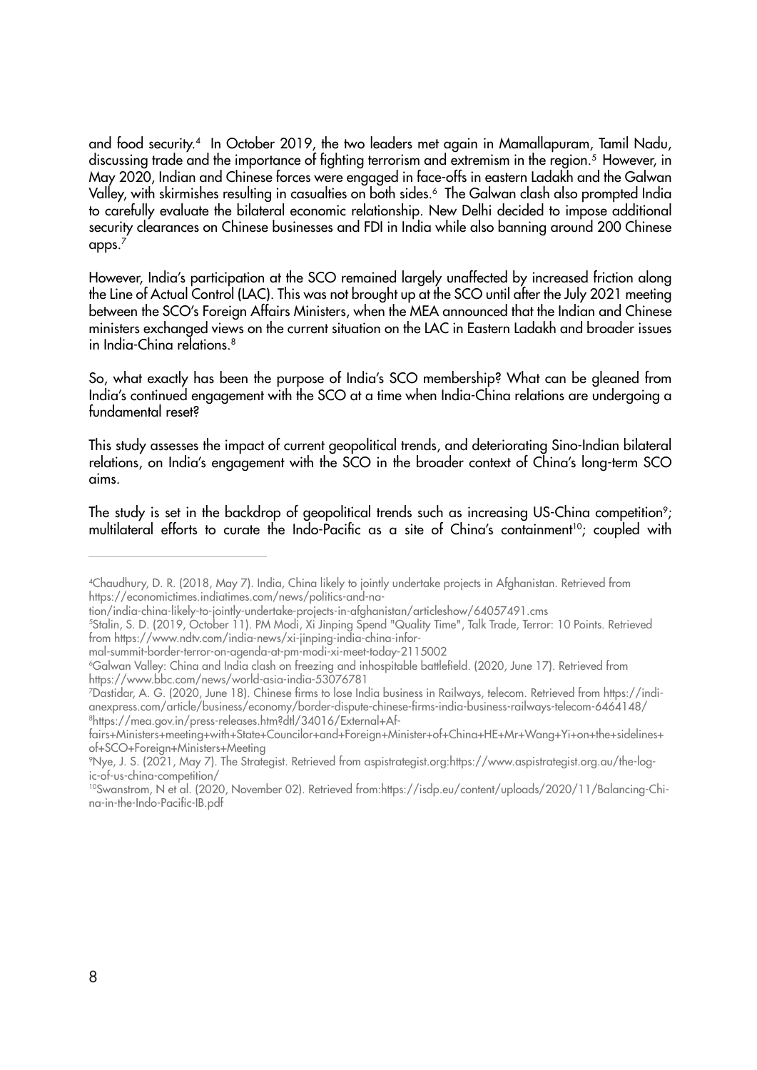and food security.[4] In October 2019, the two leaders met again in Mamallapuram, Tamil Nadu, discussing trade and the importance of fighting terrorism and extremism in the region.[5] However, in May 2020, Indian and Chinese forces were engaged in face-offs in eastern Ladakh and the Galwan Valley, with skirmishes resulting in casualties on both sides.[6] The Galwan clash also prompted India to carefully evaluate the bilateral economic relationship. New Delhi decided to impose additional security clearances on Chinese businesses and FDI in India while also banning around 200 Chinese apps.[7]

However, India's participation at the SCO remained largely unaffected by increased friction along the Line of Actual Control (LAC). This was not brought up at the SCO until after the July 2021 meeting between the SCO's Foreign Affairs Ministers, when the MEA announced that the Indian and Chinese ministers exchanged views on the current situation on the LAC in Eastern Ladakh and broader issues in India-China relations.[8]

So, what exactly has been the purpose of India's SCO membership? What can be gleaned from India's continued engagement with the SCO at a time when India-China relations are undergoing a fundamental reset?

This study assesses the impact of current geopolitical trends, and deteriorating Sino-Indian bilateral relations, on India's engagement with the SCO in the broader context of China's long-term SCO aims.

The study is set in the backdrop of geopolitical trends such as increasing US-China competition[9]; multilateral efforts to curate the Indo-Pacific as a site of China's containment[10]; coupled with

---

[4] Chaudhury, D. R. (2018, May 7). India, China likely to jointly undertake projects in Afghanistan. Retrieved from https://economictimes.indiatimes.com/news/politics-and-nation/india-china-likely-to-jointly-undertake-projects-in-afghanistan/articleshow/64057491.cms

[5] Stalin, S. D. (2019, October 11). PM Modi, Xi Jinping Spend "Quality Time", Talk Trade, Terror: 10 Points. Retrieved from https://www.ndtv.com/india-news/xi-jinping-india-china-informal-summit-border-terror-on-agenda-at-pm-modi-xi-meet-today-2115002

[6] Galwan Valley: China and India clash on freezing and inhospitable battlefield. (2020, June 17). Retrieved from https://www.bbc.com/news/world-asia-india-53076781

[7] Dastidar, A. G. (2020, June 18). Chinese firms to lose India business in Railways, telecom. Retrieved from https://indianexpress.com/article/business/economy/border-dispute-chinese-firms-india-business-railways-telecom-6464148/

[8] https://mea.gov.in/press-releases.htm?dtl/34016/External+Affairs+Ministers+meeting+with+State+Councilor+and+Foreign+Minister+of+China+HE+Mr+Wang+Yi+on+the+sidelines+of+SCO+Foreign+Ministers+Meeting

[9] Nye, J. S. (2021, May 7). The Strategist. Retrieved from aspistrategist.org:https://www.aspistrategist.org.au/the-logic-of-us-china-competition/

[10] Swanstrom, N et al. (2020, November 02). Retrieved from:https://isdp.eu/content/uploads/2020/11/Balancing-China-in-the-Indo-Pacific-IB.pdf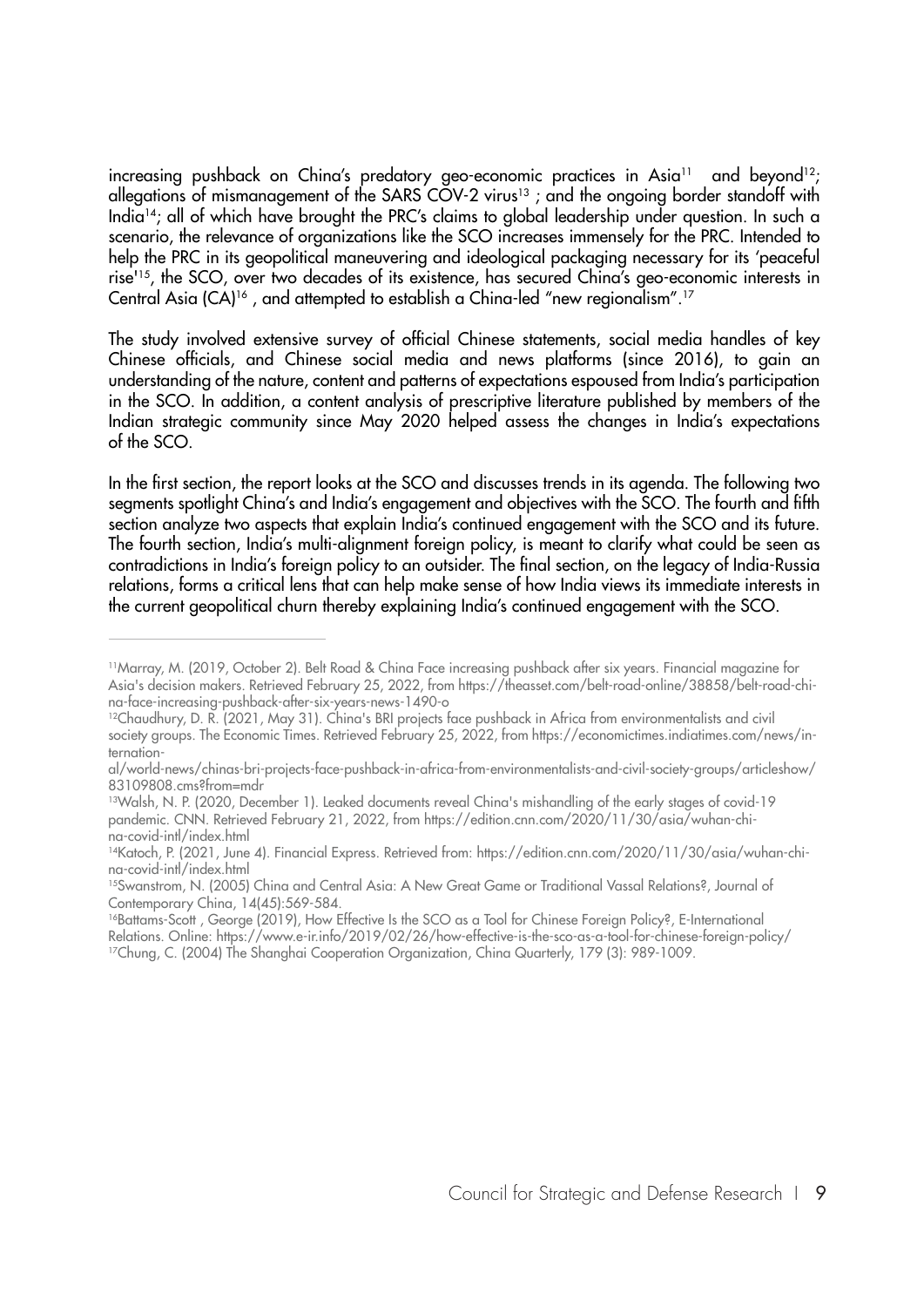increasing pushback on China's predatory geo-economic practices in Asia[11] and beyond[12]; allegations of mismanagement of the SARS COV-2 virus[13] ; and the ongoing border standoff with India[14]; all of which have brought the PRC's claims to global leadership under question. In such a scenario, the relevance of organizations like the SCO increases immensely for the PRC. Intended to help the PRC in its geopolitical maneuvering and ideological packaging necessary for its 'peaceful rise'[15], the SCO, over two decades of its existence, has secured China's geo-economic interests in Central Asia (CA)[16] , and attempted to establish a China-led "new regionalism".[17]

The study involved extensive survey of official Chinese statements, social media handles of key Chinese officials, and Chinese social media and news platforms (since 2016), to gain an understanding of the nature, content and patterns of expectations espoused from India's participation in the SCO. In addition, a content analysis of prescriptive literature published by members of the Indian strategic community since May 2020 helped assess the changes in India's expectations of the SCO.

In the first section, the report looks at the SCO and discusses trends in its agenda. The following two segments spotlight China's and India's engagement and objectives with the SCO. The fourth and fifth section analyze two aspects that explain India's continued engagement with the SCO and its future. The fourth section, India's multi-alignment foreign policy, is meant to clarify what could be seen as contradictions in India's foreign policy to an outsider. The final section, on the legacy of India-Russia relations, forms a critical lens that can help make sense of how India views its immediate interests in the current geopolitical churn thereby explaining India's continued engagement with the SCO.

---

[11]Marray, M. (2019, October 2). Belt Road & China Face increasing pushback after six years. Financial magazine for Asia's decision makers. Retrieved February 25, 2022, from https://theasset.com/belt-road-online/38858/belt-road-china-face-increasing-pushback-after-six-years-news-1490-o

[12]Chaudhury, D. R. (2021, May 31). China's BRI projects face pushback in Africa from environmentalists and civil society groups. The Economic Times. Retrieved February 25, 2022, from https://economictimes.indiatimes.com/news/international/world-news/chinas-bri-projects-face-pushback-in-africa-from-environmentalists-and-civil-society-groups/articleshow/83109808.cms?from=mdr

[13]Walsh, N. P. (2020, December 1). Leaked documents reveal China's mishandling of the early stages of covid-19 pandemic. CNN. Retrieved February 21, 2022, from https://edition.cnn.com/2020/11/30/asia/wuhan-china-covid-intl/index.html

[14]Katoch, P. (2021, June 4). Financial Express. Retrieved from: https://edition.cnn.com/2020/11/30/asia/wuhan-china-covid-intl/index.html

[15]Swanstrom, N. (2005) China and Central Asia: A New Great Game or Traditional Vassal Relations?, Journal of Contemporary China, 14(45):569-584.

[16]Battams-Scott , George (2019), How Effective Is the SCO as a Tool for Chinese Foreign Policy?, E-International Relations. Online: https://www.e-ir.info/2019/02/26/how-effective-is-the-sco-as-a-tool-for-chinese-foreign-policy/

[17]Chung, C. (2004) The Shanghai Cooperation Organization, China Quarterly, 179 (3): 989-1009.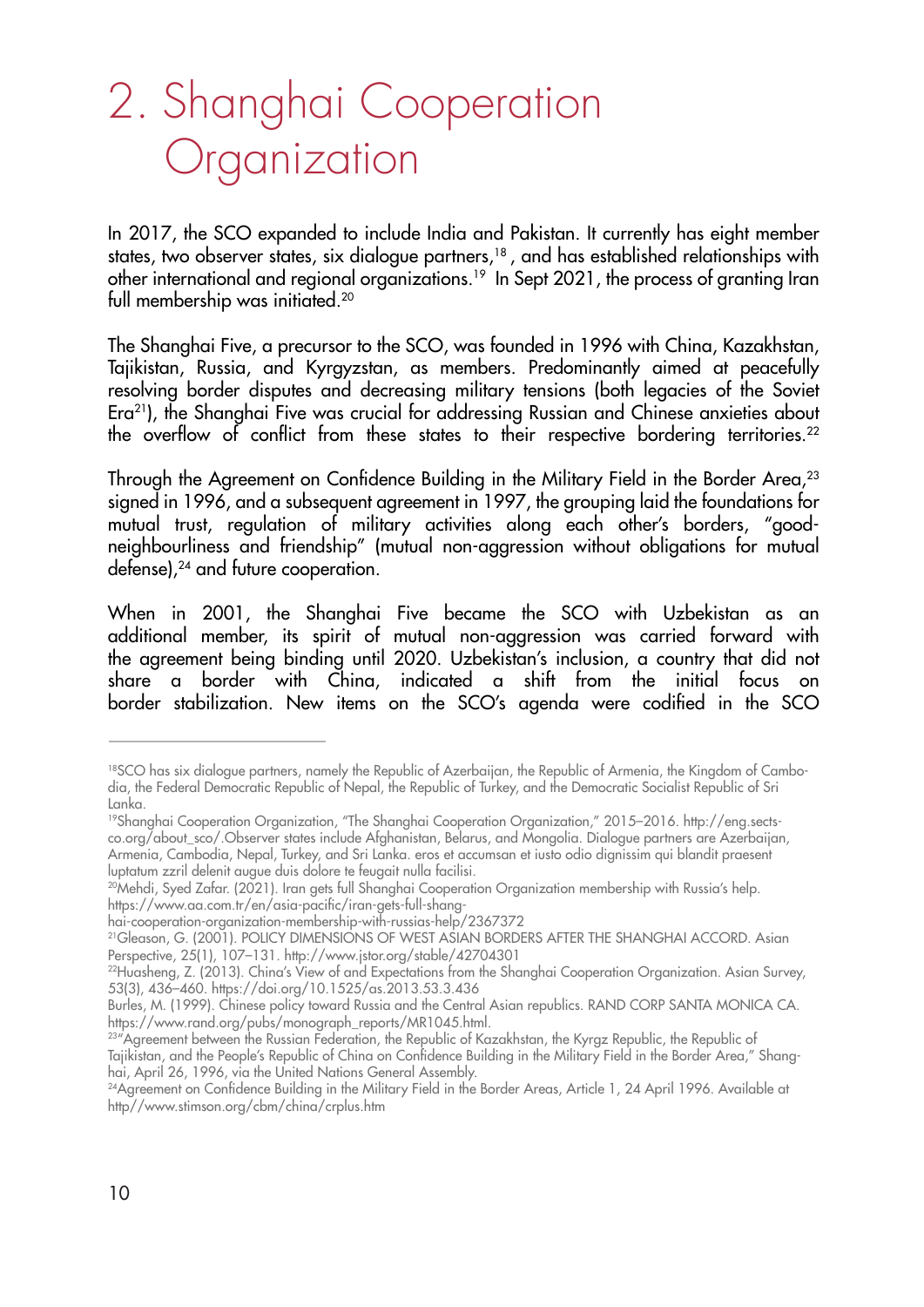# 2. Shanghai Cooperation Organization

In 2017, the SCO expanded to include India and Pakistan. It currently has eight member states, two observer states, six dialogue partners,[18] , and has established relationships with other international and regional organizations.[19] In Sept 2021, the process of granting Iran full membership was initiated.[20]

The Shanghai Five, a precursor to the SCO, was founded in 1996 with China, Kazakhstan, Tajikistan, Russia, and Kyrgyzstan, as members. Predominantly aimed at peacefully resolving border disputes and decreasing military tensions (both legacies of the Soviet Era[21]), the Shanghai Five was crucial for addressing Russian and Chinese anxieties about the overflow of conflict from these states to their respective bordering territories.[22]

Through the Agreement on Confidence Building in the Military Field in the Border Area,[23] signed in 1996, and a subsequent agreement in 1997, the grouping laid the foundations for mutual trust, regulation of military activities along each other's borders, "good-neighbourliness and friendship" (mutual non-aggression without obligations for mutual defense),[24] and future cooperation.

When in 2001, the Shanghai Five became the SCO with Uzbekistan as an additional member, its spirit of mutual non-aggression was carried forward with the agreement being binding until 2020. Uzbekistan's inclusion, a country that did not share a border with China, indicated a shift from the initial focus on border stabilization. New items on the SCO's agenda were codified in the SCO

---

[18]SCO has six dialogue partners, namely the Republic of Azerbaijan, the Republic of Armenia, the Kingdom of Cambodia, the Federal Democratic Republic of Nepal, the Republic of Turkey, and the Democratic Socialist Republic of Sri Lanka.

[19]Shanghai Cooperation Organization, "The Shanghai Cooperation Organization," 2015–2016. http://eng.sectsco.org/about_sco/.Observer states include Afghanistan, Belarus, and Mongolia. Dialogue partners are Azerbaijan, Armenia, Cambodia, Nepal, Turkey, and Sri Lanka. eros et accumsan et iusto odio dignissim qui blandit praesent luptatum zzril delenit augue duis dolore te feugait nulla facilisi.

[20]Mehdi, Syed Zafar. (2021). Iran gets full Shanghai Cooperation Organization membership with Russia's help. https://www.aa.com.tr/en/asia-pacific/iran-gets-full-shanghai-cooperation-organization-membership-with-russias-help/2367372

[21]Gleason, G. (2001). POLICY DIMENSIONS OF WEST ASIAN BORDERS AFTER THE SHANGHAI ACCORD. Asian Perspective, 25(1), 107–131. http://www.jstor.org/stable/42704301

[22]Huasheng, Z. (2013). China's View of and Expectations from the Shanghai Cooperation Organization. Asian Survey, 53(3), 436–460. https://doi.org/10.1525/as.2013.53.3.436

Burles, M. (1999). Chinese policy toward Russia and the Central Asian republics. RAND CORP SANTA MONICA CA. https://www.rand.org/pubs/monograph_reports/MR1045.html.

[23]"Agreement between the Russian Federation, the Republic of Kazakhstan, the Kyrgz Republic, the Republic of Tajikistan, and the People's Republic of China on Confidence Building in the Military Field in the Border Area," Shanghai, April 26, 1996, via the United Nations General Assembly.

[24]Agreement on Confidence Building in the Military Field in the Border Areas, Article 1, 24 April 1996. Available at http//www.stimson.org/cbm/china/crplus.htm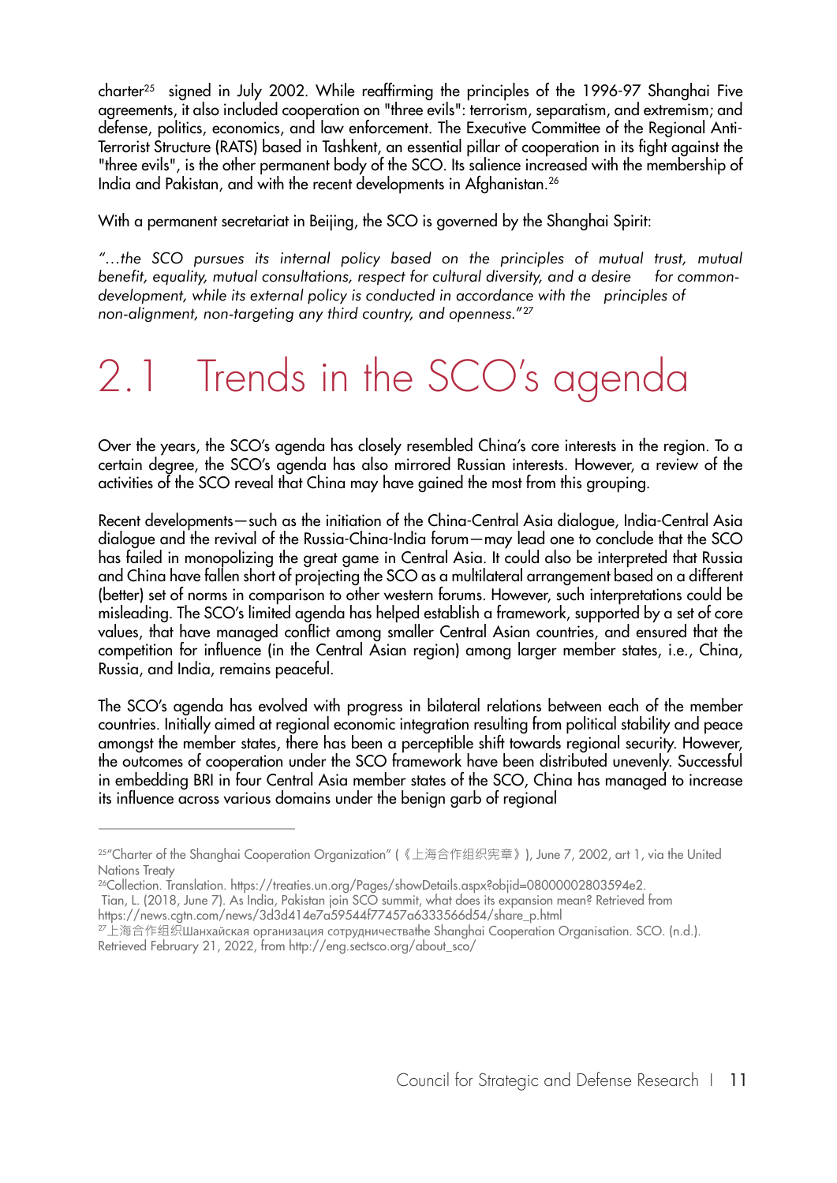charter[25] signed in July 2002. While reaffirming the principles of the 1996-97 Shanghai Five agreements, it also included cooperation on "three evils": terrorism, separatism, and extremism; and defense, politics, economics, and law enforcement. The Executive Committee of the Regional Anti-Terrorist Structure (RATS) based in Tashkent, an essential pillar of cooperation in its fight against the "three evils", is the other permanent body of the SCO. Its salience increased with the membership of India and Pakistan, and with the recent developments in Afghanistan.[26]

With a permanent secretariat in Beijing, the SCO is governed by the Shanghai Spirit:

*"...the SCO pursues its internal policy based on the principles of mutual trust, mutual benefit, equality, mutual consultations, respect for cultural diversity, and a desire for common-development, while its external policy is conducted in accordance with the principles of non-alignment, non-targeting any third country, and openness."*[27]

## 2.1 Trends in the SCO's agenda

Over the years, the SCO's agenda has closely resembled China's core interests in the region. To a certain degree, the SCO's agenda has also mirrored Russian interests. However, a review of the activities of the SCO reveal that China may have gained the most from this grouping.

Recent developments—such as the initiation of the China-Central Asia dialogue, India-Central Asia dialogue and the revival of the Russia-China-India forum—may lead one to conclude that the SCO has failed in monopolizing the great game in Central Asia. It could also be interpreted that Russia and China have fallen short of projecting the SCO as a multilateral arrangement based on a different (better) set of norms in comparison to other western forums. However, such interpretations could be misleading. The SCO's limited agenda has helped establish a framework, supported by a set of core values, that have managed conflict among smaller Central Asian countries, and ensured that the competition for influence (in the Central Asian region) among larger member states, i.e., China, Russia, and India, remains peaceful.

The SCO's agenda has evolved with progress in bilateral relations between each of the member countries. Initially aimed at regional economic integration resulting from political stability and peace amongst the member states, there has been a perceptible shift towards regional security. However, the outcomes of cooperation under the SCO framework have been distributed unevenly. Successful in embedding BRI in four Central Asia member states of the SCO, China has managed to increase its influence across various domains under the benign garb of regional

---

[25] "Charter of the Shanghai Cooperation Organization" (《上海合作组织宪章》), June 7, 2002, art 1, via the United Nations Treaty

[26] Collection. Translation. https://treaties.un.org/Pages/showDetails.aspx?objid=08000002803594e2.
Tian, L. (2018, June 7). As India, Pakistan join SCO summit, what does its expansion mean? Retrieved from https://news.cgtn.com/news/3d3d414e7a59544f77457a6333566d54/share_p.html

[27] 上海合作组织Шанхайская организация сотрудничестваthe Shanghai Cooperation Organisation. SCO. (n.d.). Retrieved February 21, 2022, from http://eng.sectsco.org/about_sco/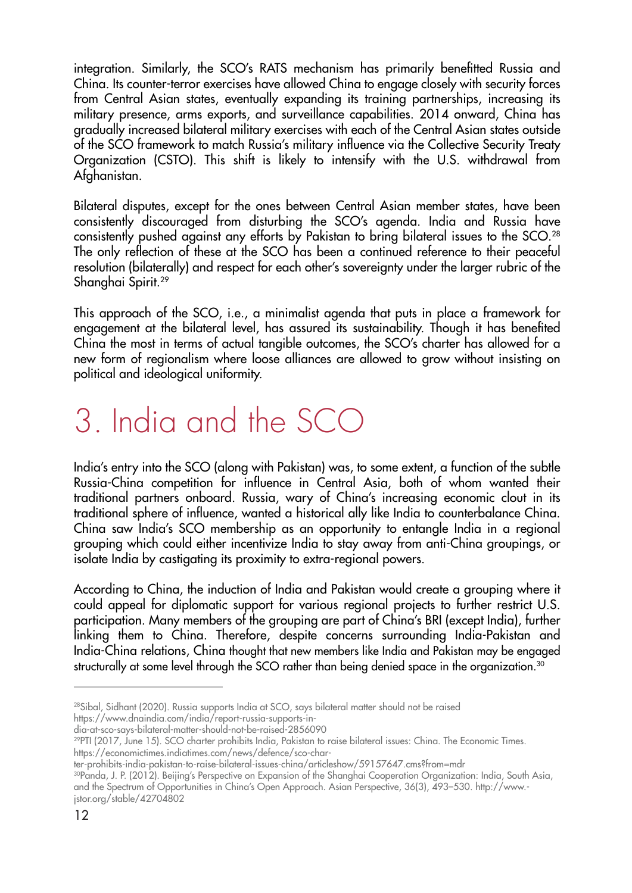integration. Similarly, the SCO's RATS mechanism has primarily benefitted Russia and China. Its counter-terror exercises have allowed China to engage closely with security forces from Central Asian states, eventually expanding its training partnerships, increasing its military presence, arms exports, and surveillance capabilities. 2014 onward, China has gradually increased bilateral military exercises with each of the Central Asian states outside of the SCO framework to match Russia's military influence via the Collective Security Treaty Organization (CSTO). This shift is likely to intensify with the U.S. withdrawal from Afghanistan.

Bilateral disputes, except for the ones between Central Asian member states, have been consistently discouraged from disturbing the SCO's agenda. India and Russia have consistently pushed against any efforts by Pakistan to bring bilateral issues to the SCO.[28] The only reflection of these at the SCO has been a continued reference to their peaceful resolution (bilaterally) and respect for each other's sovereignty under the larger rubric of the Shanghai Spirit.[29]

This approach of the SCO, i.e., a minimalist agenda that puts in place a framework for engagement at the bilateral level, has assured its sustainability. Though it has benefited China the most in terms of actual tangible outcomes, the SCO's charter has allowed for a new form of regionalism where loose alliances are allowed to grow without insisting on political and ideological uniformity.

# 3. India and the SCO

India's entry into the SCO (along with Pakistan) was, to some extent, a function of the subtle Russia-China competition for influence in Central Asia, both of whom wanted their traditional partners onboard. Russia, wary of China's increasing economic clout in its traditional sphere of influence, wanted a historical ally like India to counterbalance China. China saw India's SCO membership as an opportunity to entangle India in a regional grouping which could either incentivize India to stay away from anti-China groupings, or isolate India by castigating its proximity to extra-regional powers.

According to China, the induction of India and Pakistan would create a grouping where it could appeal for diplomatic support for various regional projects to further restrict U.S. participation. Many members of the grouping are part of China's BRI (except India), further linking them to China. Therefore, despite concerns surrounding India-Pakistan and India-China relations, China thought that new members like India and Pakistan may be engaged structurally at some level through the SCO rather than being denied space in the organization.[30]

---

[28] Sibal, Sidhant (2020). Russia supports India at SCO, says bilateral matter should not be raised https://www.dnaindia.com/india/report-russia-supports-india-at-sco-says-bilateral-matter-should-not-be-raised-2856090

[29] PTI (2017, June 15). SCO charter prohibits India, Pakistan to raise bilateral issues: China. The Economic Times. https://economictimes.indiatimes.com/news/defence/sco-charter-prohibits-india-pakistan-to-raise-bilateral-issues-china/articleshow/59157647.cms?from=mdr

[30] Panda, J. P. (2012). Beijing's Perspective on Expansion of the Shanghai Cooperation Organization: India, South Asia, and the Spectrum of Opportunities in China's Open Approach. Asian Perspective, 36(3), 493–530. http://www.jstor.org/stable/42704802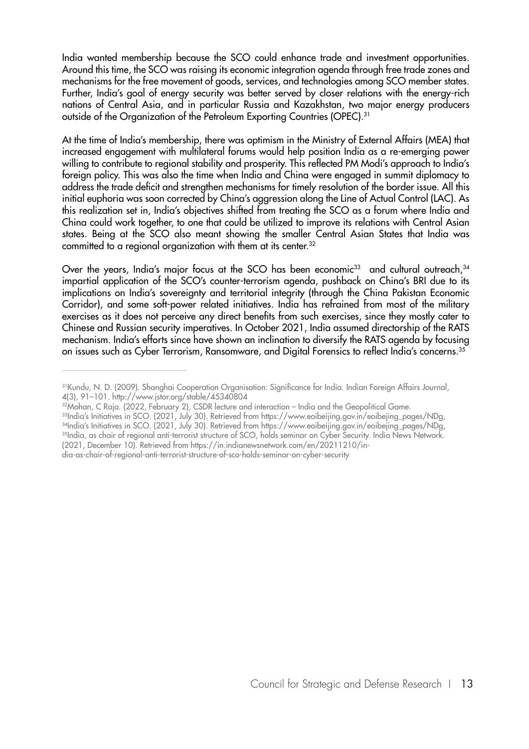India wanted membership because the SCO could enhance trade and investment opportunities. Around this time, the SCO was raising its economic integration agenda through free trade zones and mechanisms for the free movement of goods, services, and technologies among SCO member states. Further, India's goal of energy security was better served by closer relations with the energy-rich nations of Central Asia, and in particular Russia and Kazakhstan, two major energy producers outside of the Organization of the Petroleum Exporting Countries (OPEC).[31]

At the time of India's membership, there was optimism in the Ministry of External Affairs (MEA) that increased engagement with multilateral forums would help position India as a re-emerging power willing to contribute to regional stability and prosperity. This reflected PM Modi's approach to India's foreign policy. This was also the time when India and China were engaged in summit diplomacy to address the trade deficit and strengthen mechanisms for timely resolution of the border issue. All this initial euphoria was soon corrected by China's aggression along the Line of Actual Control (LAC). As this realization set in, India's objectives shifted from treating the SCO as a forum where India and China could work together, to one that could be utilized to improve its relations with Central Asian states. Being at the SCO also meant showing the smaller Central Asian States that India was committed to a regional organization with them at its center.[32]

Over the years, India's major focus at the SCO has been economic[33] and cultural outreach,[34] impartial application of the SCO's counter-terrorism agenda, pushback on China's BRI due to its implications on India's sovereignty and territorial integrity (through the China Pakistan Economic Corridor), and some soft-power related initiatives. India has refrained from most of the military exercises as it does not perceive any direct benefits from such exercises, since they mostly cater to Chinese and Russian security imperatives. In October 2021, India assumed directorship of the RATS mechanism. India's efforts since have shown an inclination to diversify the RATS agenda by focusing on issues such as Cyber Terrorism, Ransomware, and Digital Forensics to reflect India's concerns.[35]

---

[31] Kundu, N. D. (2009). Shanghai Cooperation Organisation: Significance for India. Indian Foreign Affairs Journal, 4(3), 91–101. http://www.jstor.org/stable/45340804

[32] Mohan, C Raja. (2022, February 2), CSDR lecture and interaction – India and the Geopolitical Game.

[33] India's Initiatives in SCO. (2021, July 30). Retrieved from https://www.eoibeijing.gov.in/eoibejing_pages/NDg,

[34] India's Initiatives in SCO. (2021, July 30). Retrieved from https://www.eoibeijing.gov.in/eoibejing_pages/NDg,

[35] India, as chair of regional anti-terrorist structure of SCO, holds seminar on Cyber Security. India News Network. (2021, December 10). Retrieved from https://in.indianewsnetwork.com/en/20211210/india-as-chair-of-regional-anti-terrorist-structure-of-sco-holds-seminar-on-cyber-security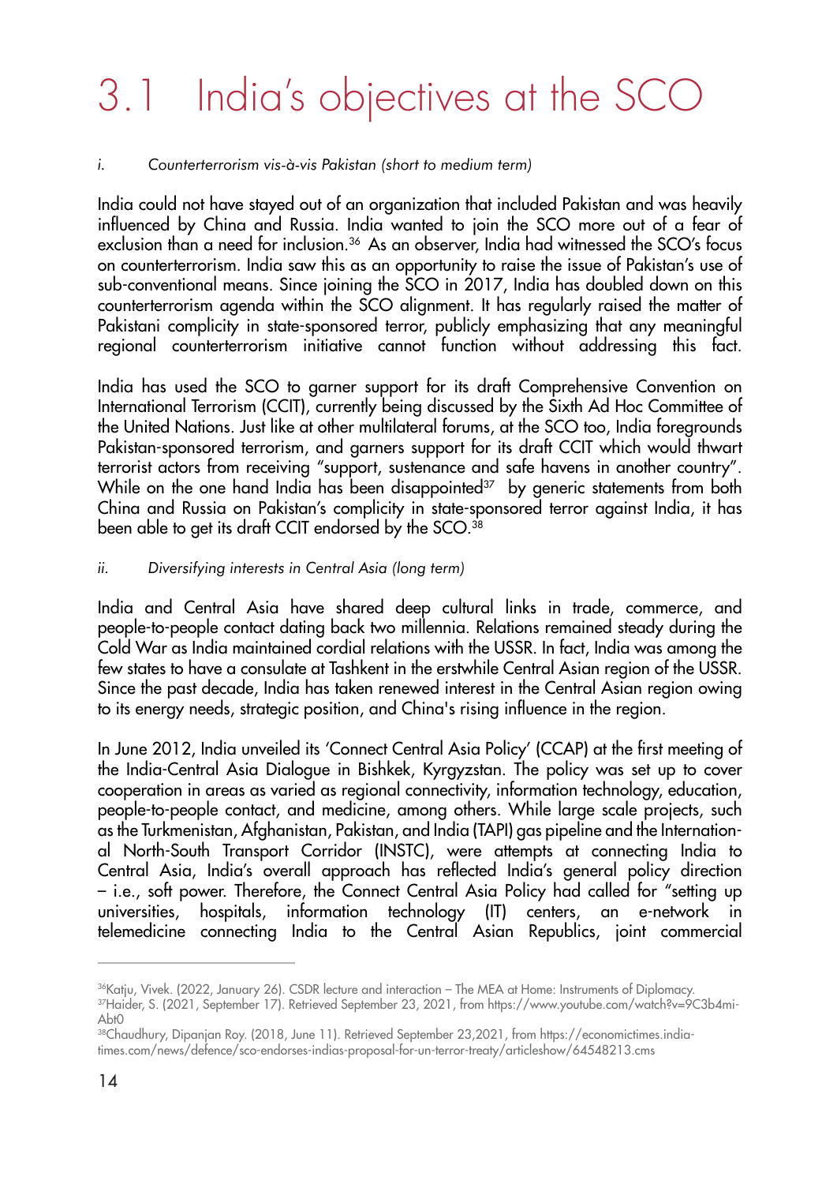# 3.1 India's objectives at the SCO

*i. Counterterrorism vis-à-vis Pakistan (short to medium term)*

India could not have stayed out of an organization that included Pakistan and was heavily influenced by China and Russia. India wanted to join the SCO more out of a fear of exclusion than a need for inclusion.[36] As an observer, India had witnessed the SCO's focus on counterterrorism. India saw this as an opportunity to raise the issue of Pakistan's use of sub-conventional means. Since joining the SCO in 2017, India has doubled down on this counterterrorism agenda within the SCO alignment. It has regularly raised the matter of Pakistani complicity in state-sponsored terror, publicly emphasizing that any meaningful regional counterterrorism initiative cannot function without addressing this fact.

India has used the SCO to garner support for its draft Comprehensive Convention on International Terrorism (CCIT), currently being discussed by the Sixth Ad Hoc Committee of the United Nations. Just like at other multilateral forums, at the SCO too, India foregrounds Pakistan-sponsored terrorism, and garners support for its draft CCIT which would thwart terrorist actors from receiving "support, sustenance and safe havens in another country". While on the one hand India has been disappointed[37] by generic statements from both China and Russia on Pakistan's complicity in state-sponsored terror against India, it has been able to get its draft CCIT endorsed by the SCO.[38]

*ii. Diversifying interests in Central Asia (long term)*

India and Central Asia have shared deep cultural links in trade, commerce, and people-to-people contact dating back two millennia. Relations remained steady during the Cold War as India maintained cordial relations with the USSR. In fact, India was among the few states to have a consulate at Tashkent in the erstwhile Central Asian region of the USSR. Since the past decade, India has taken renewed interest in the Central Asian region owing to its energy needs, strategic position, and China's rising influence in the region.

In June 2012, India unveiled its 'Connect Central Asia Policy' (CCAP) at the first meeting of the India-Central Asia Dialogue in Bishkek, Kyrgyzstan. The policy was set up to cover cooperation in areas as varied as regional connectivity, information technology, education, people-to-people contact, and medicine, among others. While large scale projects, such as the Turkmenistan, Afghanistan, Pakistan, and India (TAPI) gas pipeline and the International North-South Transport Corridor (INSTC), were attempts at connecting India to Central Asia, India's overall approach has reflected India's general policy direction – i.e., soft power. Therefore, the Connect Central Asia Policy had called for "setting up universities, hospitals, information technology (IT) centers, an e-network in telemedicine connecting India to the Central Asian Republics, joint commercial

---

[36] Katju, Vivek. (2022, January 26). CSDR lecture and interaction – The MEA at Home: Instruments of Diplomacy.

[37] Haider, S. (2021, September 17). Retrieved September 23, 2021, from https://www.youtube.com/watch?v=9C3b4mi-Abt0

[38] Chaudhury, Dipanjan Roy. (2018, June 11). Retrieved September 23,2021, from https://economictimes.indiatimes.com/news/defence/sco-endorses-indias-proposal-for-un-terror-treaty/articleshow/64548213.cms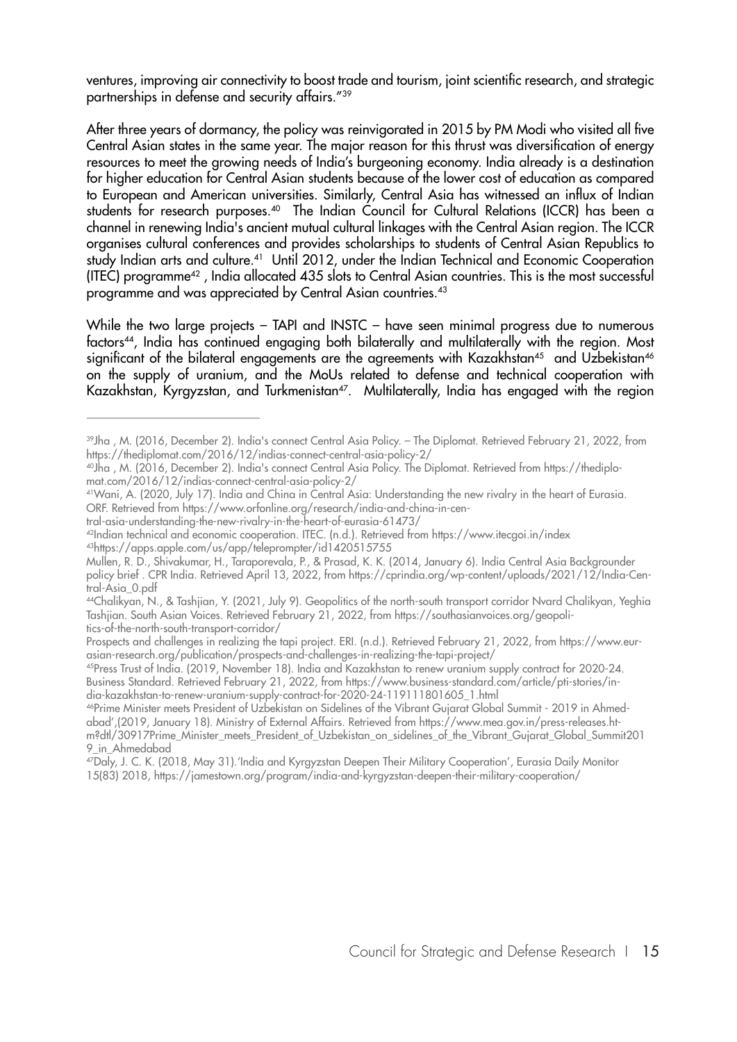ventures, improving air connectivity to boost trade and tourism, joint scientific research, and strategic partnerships in defense and security affairs."[39]

After three years of dormancy, the policy was reinvigorated in 2015 by PM Modi who visited all five Central Asian states in the same year. The major reason for this thrust was diversification of energy resources to meet the growing needs of India's burgeoning economy. India already is a destination for higher education for Central Asian students because of the lower cost of education as compared to European and American universities. Similarly, Central Asia has witnessed an influx of Indian students for research purposes.[40] The Indian Council for Cultural Relations (ICCR) has been a channel in renewing India's ancient mutual cultural linkages with the Central Asian region. The ICCR organises cultural conferences and provides scholarships to students of Central Asian Republics to study Indian arts and culture.[41] Until 2012, under the Indian Technical and Economic Cooperation (ITEC) programme[42] , India allocated 435 slots to Central Asian countries. This is the most successful programme and was appreciated by Central Asian countries.[43]

While the two large projects – TAPI and INSTC – have seen minimal progress due to numerous factors[44], India has continued engaging both bilaterally and multilaterally with the region. Most significant of the bilateral engagements are the agreements with Kazakhstan[45] and Uzbekistan[46] on the supply of uranium, and the MoUs related to defense and technical cooperation with Kazakhstan, Kyrgyzstan, and Turkmenistan[47]. Multilaterally, India has engaged with the region

---

[39]Jha , M. (2016, December 2). India's connect Central Asia Policy. – The Diplomat. Retrieved February 21, 2022, from https://thediplomat.com/2016/12/indias-connect-central-asia-policy-2/

[40]Jha , M. (2016, December 2). India's connect Central Asia Policy. The Diplomat. Retrieved from https://thediplomat.com/2016/12/indias-connect-central-asia-policy-2/

[41]Wani, A. (2020, July 17). India and China in Central Asia: Understanding the new rivalry in the heart of Eurasia. ORF. Retrieved from https://www.orfonline.org/research/india-and-china-in-central-asia-understanding-the-new-rivalry-in-the-heart-of-eurasia-61473/

[42]Indian technical and economic cooperation. ITEC. (n.d.). Retrieved from https://www.itecgoi.in/index

[43]https://apps.apple.com/us/app/teleprompter/id1420515755

Mullen, R. D., Shivakumar, H., Taraporevala, P., & Prasad, K. K. (2014, January 6). India Central Asia Backgrounder policy brief . CPR India. Retrieved April 13, 2022, from https://cprindia.org/wp-content/uploads/2021/12/India-Central-Asia_0.pdf

[44]Chalikyan, N., & Tashjian, Y. (2021, July 9). Geopolitics of the north-south transport corridor Nvard Chalikyan, Yeghia Tashjian. South Asian Voices. Retrieved February 21, 2022, from https://southasianvoices.org/geopolitics-of-the-north-south-transport-corridor/

Prospects and challenges in realizing the tapi project. ERI. (n.d.). Retrieved February 21, 2022, from https://www.eurasian-research.org/publication/prospects-and-challenges-in-realizing-the-tapi-project/

[45]Press Trust of India. (2019, November 18). India and Kazakhstan to renew uranium supply contract for 2020-24. Business Standard. Retrieved February 21, 2022, from https://www.business-standard.com/article/pti-stories/india-kazakhstan-to-renew-uranium-supply-contract-for-2020-24-119111801605_1.html

[46]Prime Minister meets President of Uzbekistan on Sidelines of the Vibrant Gujarat Global Summit - 2019 in Ahmedabad',(2019, January 18). Ministry of External Affairs. Retrieved from https://www.mea.gov.in/press-releases.htm?dtl/30917Prime_Minister_meets_President_of_Uzbekistan_on_sidelines_of_the_Vibrant_Gujarat_Global_Summit2019_in_Ahmedabad

[47]Daly, J. C. K. (2018, May 31).'India and Kyrgyzstan Deepen Their Military Cooperation', Eurasia Daily Monitor 15(83) 2018, https://jamestown.org/program/india-and-kyrgyzstan-deepen-their-military-cooperation/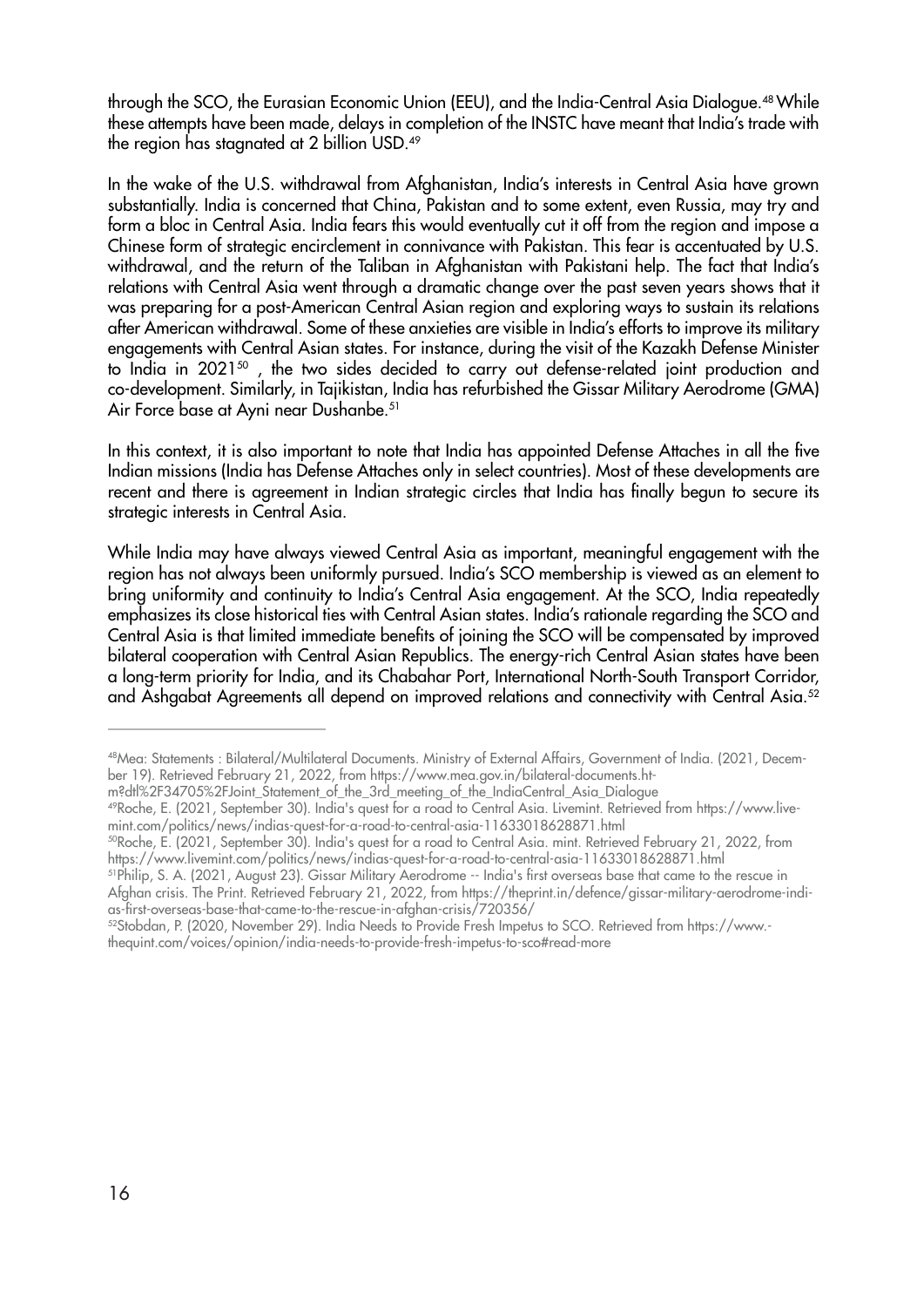through the SCO, the Eurasian Economic Union (EEU), and the India-Central Asia Dialogue.[48] While these attempts have been made, delays in completion of the INSTC have meant that India's trade with the region has stagnated at 2 billion USD.[49]

In the wake of the U.S. withdrawal from Afghanistan, India's interests in Central Asia have grown substantially. India is concerned that China, Pakistan and to some extent, even Russia, may try and form a bloc in Central Asia. India fears this would eventually cut it off from the region and impose a Chinese form of strategic encirclement in connivance with Pakistan. This fear is accentuated by U.S. withdrawal, and the return of the Taliban in Afghanistan with Pakistani help. The fact that India's relations with Central Asia went through a dramatic change over the past seven years shows that it was preparing for a post-American Central Asian region and exploring ways to sustain its relations after American withdrawal. Some of these anxieties are visible in India's efforts to improve its military engagements with Central Asian states. For instance, during the visit of the Kazakh Defense Minister to India in 2021[50] , the two sides decided to carry out defense-related joint production and co-development. Similarly, in Tajikistan, India has refurbished the Gissar Military Aerodrome (GMA) Air Force base at Ayni near Dushanbe.[51]

In this context, it is also important to note that India has appointed Defense Attaches in all the five Indian missions (India has Defense Attaches only in select countries). Most of these developments are recent and there is agreement in Indian strategic circles that India has finally begun to secure its strategic interests in Central Asia.

While India may have always viewed Central Asia as important, meaningful engagement with the region has not always been uniformly pursued. India's SCO membership is viewed as an element to bring uniformity and continuity to India's Central Asia engagement. At the SCO, India repeatedly emphasizes its close historical ties with Central Asian states. India's rationale regarding the SCO and Central Asia is that limited immediate benefits of joining the SCO will be compensated by improved bilateral cooperation with Central Asian Republics. The energy-rich Central Asian states have been a long-term priority for India, and its Chabahar Port, International North-South Transport Corridor, and Ashgabat Agreements all depend on improved relations and connectivity with Central Asia.[52]

---

[48] Mea: Statements : Bilateral/Multilateral Documents. Ministry of External Affairs, Government of India. (2021, December 19). Retrieved February 21, 2022, from https://www.mea.gov.in/bilateral-documents.htm?dtl%2F34705%2FJoint_Statement_of_the_3rd_meeting_of_the_IndiaCentral_Asia_Dialogue

[49] Roche, E. (2021, September 30). India's quest for a road to Central Asia. Livemint. Retrieved from https://www.livemint.com/politics/news/indias-quest-for-a-road-to-central-asia-11633018628871.html

[50] Roche, E. (2021, September 30). India's quest for a road to Central Asia. mint. Retrieved February 21, 2022, from https://www.livemint.com/politics/news/indias-quest-for-a-road-to-central-asia-11633018628871.html

[51] Philip, S. A. (2021, August 23). Gissar Military Aerodrome -- India's first overseas base that came to the rescue in Afghan crisis. The Print. Retrieved February 21, 2022, from https://theprint.in/defence/gissar-military-aerodrome-indias-first-overseas-base-that-came-to-the-rescue-in-afghan-crisis/720356/

[52] Stobdan, P. (2020, November 29). India Needs to Provide Fresh Impetus to SCO. Retrieved from https://www.thequint.com/voices/opinion/india-needs-to-provide-fresh-impetus-to-sco#read-more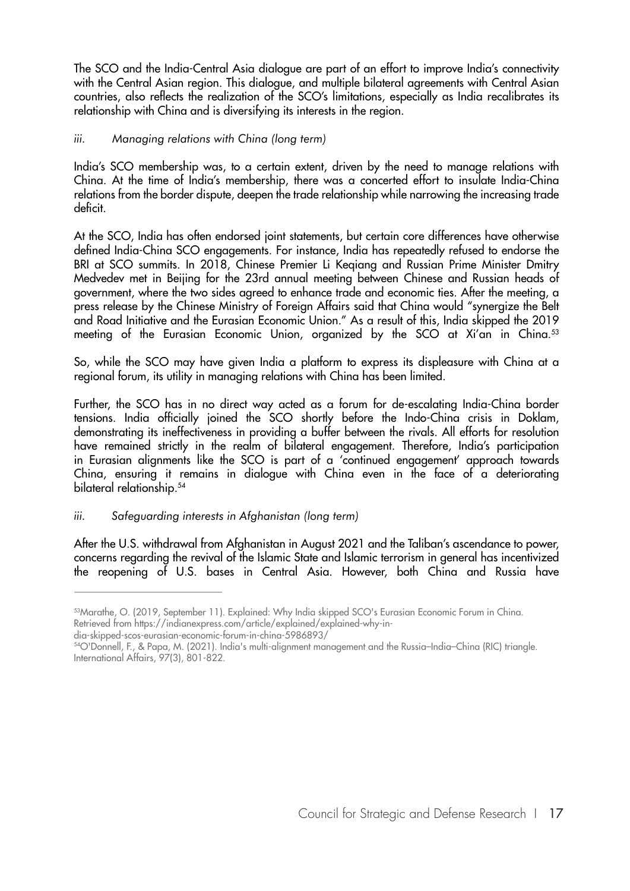The SCO and the India-Central Asia dialogue are part of an effort to improve India's connectivity with the Central Asian region. This dialogue, and multiple bilateral agreements with Central Asian countries, also reflects the realization of the SCO's limitations, especially as India recalibrates its relationship with China and is diversifying its interests in the region.

*iii. Managing relations with China (long term)*

India's SCO membership was, to a certain extent, driven by the need to manage relations with China. At the time of India's membership, there was a concerted effort to insulate India-China relations from the border dispute, deepen the trade relationship while narrowing the increasing trade deficit.

At the SCO, India has often endorsed joint statements, but certain core differences have otherwise defined India-China SCO engagements. For instance, India has repeatedly refused to endorse the BRI at SCO summits. In 2018, Chinese Premier Li Keqiang and Russian Prime Minister Dmitry Medvedev met in Beijing for the 23rd annual meeting between Chinese and Russian heads of government, where the two sides agreed to enhance trade and economic ties. After the meeting, a press release by the Chinese Ministry of Foreign Affairs said that China would "synergize the Belt and Road Initiative and the Eurasian Economic Union." As a result of this, India skipped the 2019 meeting of the Eurasian Economic Union, organized by the SCO at Xi'an in China.[53]

So, while the SCO may have given India a platform to express its displeasure with China at a regional forum, its utility in managing relations with China has been limited.

Further, the SCO has in no direct way acted as a forum for de-escalating India-China border tensions. India officially joined the SCO shortly before the Indo-China crisis in Doklam, demonstrating its ineffectiveness in providing a buffer between the rivals. All efforts for resolution have remained strictly in the realm of bilateral engagement. Therefore, India's participation in Eurasian alignments like the SCO is part of a 'continued engagement' approach towards China, ensuring it remains in dialogue with China even in the face of a deteriorating bilateral relationship.[54]

*iii. Safeguarding interests in Afghanistan (long term)*

After the U.S. withdrawal from Afghanistan in August 2021 and the Taliban's ascendance to power, concerns regarding the revival of the Islamic State and Islamic terrorism in general has incentivized the reopening of U.S. bases in Central Asia. However, both China and Russia have

---

[53] Marathe, O. (2019, September 11). Explained: Why India skipped SCO's Eurasian Economic Forum in China. Retrieved from https://indianexpress.com/article/explained/explained-why-india-skipped-scos-eurasian-economic-forum-in-china-5986893/

[54] O'Donnell, F., & Papa, M. (2021). India's multi-alignment management and the Russia–India–China (RIC) triangle. International Affairs, 97(3), 801-822.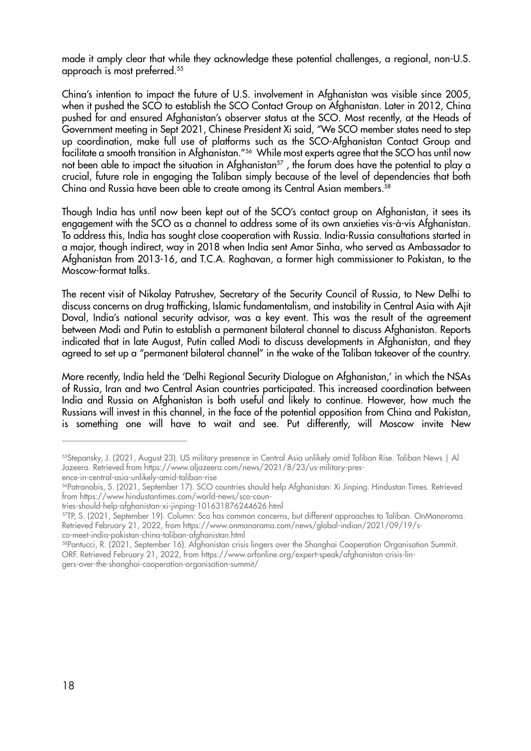made it amply clear that while they acknowledge these potential challenges, a regional, non-U.S. approach is most preferred.[55]

China's intention to impact the future of U.S. involvement in Afghanistan was visible since 2005, when it pushed the SCO to establish the SCO Contact Group on Afghanistan. Later in 2012, China pushed for and ensured Afghanistan's observer status at the SCO. Most recently, at the Heads of Government meeting in Sept 2021, Chinese President Xi said, "We SCO member states need to step up coordination, make full use of platforms such as the SCO-Afghanistan Contact Group and facilitate a smooth transition in Afghanistan."[56] While most experts agree that the SCO has until now not been able to impact the situation in Afghanistan[57] , the forum does have the potential to play a crucial, future role in engaging the Taliban simply because of the level of dependencies that both China and Russia have been able to create among its Central Asian members.[58]

Though India has until now been kept out of the SCO's contact group on Afghanistan, it sees its engagement with the SCO as a channel to address some of its own anxieties vis-à-vis Afghanistan. To address this, India has sought close cooperation with Russia. India-Russia consultations started in a major, though indirect, way in 2018 when India sent Amar Sinha, who served as Ambassador to Afghanistan from 2013-16, and T.C.A. Raghavan, a former high commissioner to Pakistan, to the Moscow-format talks.

The recent visit of Nikolay Patrushev, Secretary of the Security Council of Russia, to New Delhi to discuss concerns on drug trafficking, Islamic fundamentalism, and instability in Central Asia with Ajit Doval, India's national security advisor, was a key event. This was the result of the agreement between Modi and Putin to establish a permanent bilateral channel to discuss Afghanistan. Reports indicated that in late August, Putin called Modi to discuss developments in Afghanistan, and they agreed to set up a "permanent bilateral channel" in the wake of the Taliban takeover of the country.

More recently, India held the 'Delhi Regional Security Dialogue on Afghanistan,' in which the NSAs of Russia, Iran and two Central Asian countries participated. This increased coordination between India and Russia on Afghanistan is both useful and likely to continue. However, how much the Russians will invest in this channel, in the face of the potential opposition from China and Pakistan, is something one will have to wait and see. Put differently, will Moscow invite New

---

[55] Stepansky, J. (2021, August 23). US military presence in Central Asia unlikely amid Taliban Rise. Taliban News | Al Jazeera. Retrieved from https://www.aljazeera.com/news/2021/8/23/us-military-presence-in-central-asia-unlikely-amid-taliban-rise

[56] Patranobis, S. (2021, September 17). SCO countries should help Afghanistan: Xi Jinping. Hindustan Times. Retrieved from https://www.hindustantimes.com/world-news/sco-countries-should-help-afghanistan-xi-jinping-101631876244626.html

[57] TP, S. (2021, September 19). Column: Sco has common concerns, but different approaches to Taliban. OnManorama. Retrieved February 21, 2022, from https://www.onmanorama.com/news/global-indian/2021/09/19/sco-meet-india-pakistan-china-taliban-afghanistan.html

[58] Pantucci, R. (2021, September 16). Afghanistan crisis lingers over the Shanghai Cooperation Organisation Summit. ORF. Retrieved February 21, 2022, from https://www.orfonline.org/expert-speak/afghanistan-crisis-lingers-over-the-shanghai-cooperation-organisation-summit/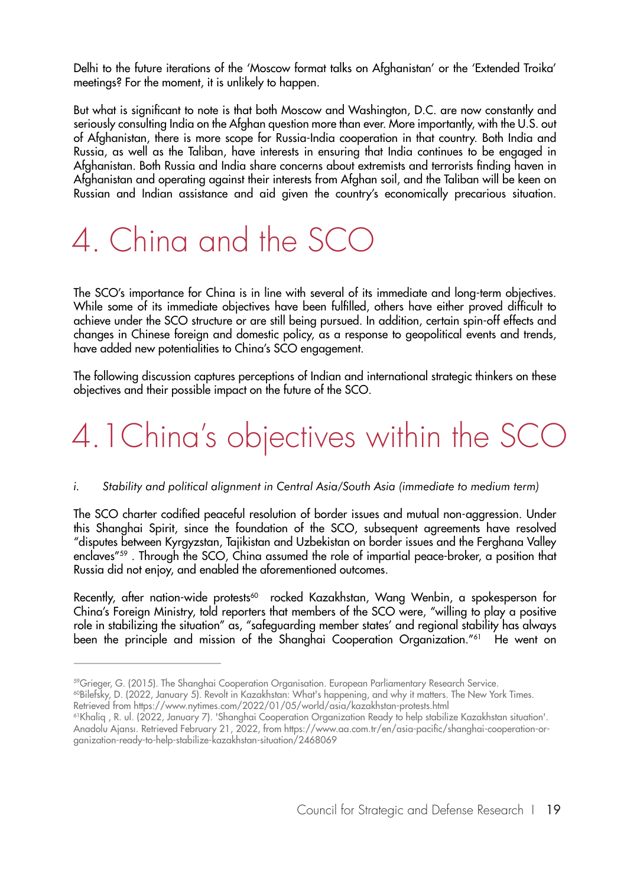Delhi to the future iterations of the 'Moscow format talks on Afghanistan' or the 'Extended Troika' meetings? For the moment, it is unlikely to happen.

But what is significant to note is that both Moscow and Washington, D.C. are now constantly and seriously consulting India on the Afghan question more than ever. More importantly, with the U.S. out of Afghanistan, there is more scope for Russia-India cooperation in that country. Both India and Russia, as well as the Taliban, have interests in ensuring that India continues to be engaged in Afghanistan. Both Russia and India share concerns about extremists and terrorists finding haven in Afghanistan and operating against their interests from Afghan soil, and the Taliban will be keen on Russian and Indian assistance and aid given the country's economically precarious situation.

# 4. China and the SCO

The SCO's importance for China is in line with several of its immediate and long-term objectives. While some of its immediate objectives have been fulfilled, others have either proved difficult to achieve under the SCO structure or are still being pursued. In addition, certain spin-off effects and changes in Chinese foreign and domestic policy, as a response to geopolitical events and trends, have added new potentialities to China's SCO engagement.

The following discussion captures perceptions of Indian and international strategic thinkers on these objectives and their possible impact on the future of the SCO.

## 4.1 China's objectives within the SCO

*i. Stability and political alignment in Central Asia/South Asia (immediate to medium term)*

The SCO charter codified peaceful resolution of border issues and mutual non-aggression. Under this Shanghai Spirit, since the foundation of the SCO, subsequent agreements have resolved "disputes between Kyrgyzstan, Tajikistan and Uzbekistan on border issues and the Ferghana Valley enclaves"[59] . Through the SCO, China assumed the role of impartial peace-broker, a position that Russia did not enjoy, and enabled the aforementioned outcomes.

Recently, after nation-wide protests[60] rocked Kazakhstan, Wang Wenbin, a spokesperson for China's Foreign Ministry, told reporters that members of the SCO were, "willing to play a positive role in stabilizing the situation" as, "safeguarding member states' and regional stability has always been the principle and mission of the Shanghai Cooperation Organization."[61] He went on

---

[59] Grieger, G. (2015). The Shanghai Cooperation Organisation. European Parliamentary Research Service.

[60] Bilefsky, D. (2022, January 5). Revolt in Kazakhstan: What's happening, and why it matters. The New York Times. Retrieved from https://www.nytimes.com/2022/01/05/world/asia/kazakhstan-protests.html

[61] Khaliq , R. ul. (2022, January 7). 'Shanghai Cooperation Organization Ready to help stabilize Kazakhstan situation'. Anadolu Ajansı. Retrieved February 21, 2022, from https://www.aa.com.tr/en/asia-pacific/shanghai-cooperation-organization-ready-to-help-stabilize-kazakhstan-situation/2468069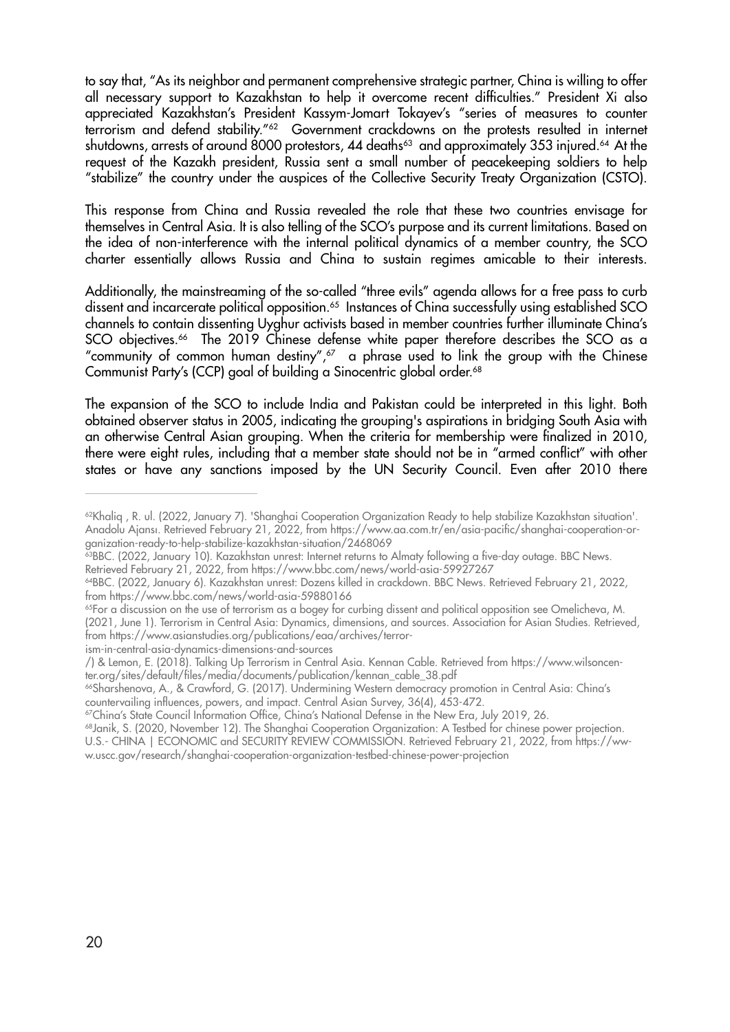to say that, "As its neighbor and permanent comprehensive strategic partner, China is willing to offer all necessary support to Kazakhstan to help it overcome recent difficulties." President Xi also appreciated Kazakhstan's President Kassym-Jomart Tokayev's "series of measures to counter terrorism and defend stability."[62] Government crackdowns on the protests resulted in internet shutdowns, arrests of around 8000 protestors, 44 deaths[63] and approximately 353 injured.[64] At the request of the Kazakh president, Russia sent a small number of peacekeeping soldiers to help "stabilize" the country under the auspices of the Collective Security Treaty Organization (CSTO).

This response from China and Russia revealed the role that these two countries envisage for themselves in Central Asia. It is also telling of the SCO's purpose and its current limitations. Based on the idea of non-interference with the internal political dynamics of a member country, the SCO charter essentially allows Russia and China to sustain regimes amicable to their interests.

Additionally, the mainstreaming of the so-called "three evils" agenda allows for a free pass to curb dissent and incarcerate political opposition.[65] Instances of China successfully using established SCO channels to contain dissenting Uyghur activists based in member countries further illuminate China's SCO objectives.[66] The 2019 Chinese defense white paper therefore describes the SCO as a "community of common human destiny",[67] a phrase used to link the group with the Chinese Communist Party's (CCP) goal of building a Sinocentric global order.[68]

The expansion of the SCO to include India and Pakistan could be interpreted in this light. Both obtained observer status in 2005, indicating the grouping's aspirations in bridging South Asia with an otherwise Central Asian grouping. When the criteria for membership were finalized in 2010, there were eight rules, including that a member state should not be in "armed conflict" with other states or have any sanctions imposed by the UN Security Council. Even after 2010 there

---

[62] Khaliq , R. ul. (2022, January 7). 'Shanghai Cooperation Organization Ready to help stabilize Kazakhstan situation'. Anadolu Ajansı. Retrieved February 21, 2022, from https://www.aa.com.tr/en/asia-pacific/shanghai-cooperation-organization-ready-to-help-stabilize-kazakhstan-situation/2468069

[63] BBC. (2022, January 10). Kazakhstan unrest: Internet returns to Almaty following a five-day outage. BBC News. Retrieved February 21, 2022, from https://www.bbc.com/news/world-asia-59927267

[64] BBC. (2022, January 6). Kazakhstan unrest: Dozens killed in crackdown. BBC News. Retrieved February 21, 2022, from https://www.bbc.com/news/world-asia-59880166

[65] For a discussion on the use of terrorism as a bogey for curbing dissent and political opposition see Omelicheva, M. (2021, June 1). Terrorism in Central Asia: Dynamics, dimensions, and sources. Association for Asian Studies. Retrieved, from https://www.asianstudies.org/publications/eaa/archives/terrorism-in-central-asia-dynamics-dimensions-and-sources/) & Lemon, E. (2018). Talking Up Terrorism in Central Asia. Kennan Cable. Retrieved from https://www.wilsoncenter.org/sites/default/files/media/documents/publication/kennan_cable_38.pdf

[66] Sharshenova, A., & Crawford, G. (2017). Undermining Western democracy promotion in Central Asia: China's countervailing influences, powers, and impact. Central Asian Survey, 36(4), 453-472.

[67] China's State Council Information Office, China's National Defense in the New Era, July 2019, 26.

[68] Janik, S. (2020, November 12). The Shanghai Cooperation Organization: A Testbed for chinese power projection. U.S.- CHINA | ECONOMIC and SECURITY REVIEW COMMISSION. Retrieved February 21, 2022, from https://www.uscc.gov/research/shanghai-cooperation-organization-testbed-chinese-power-projection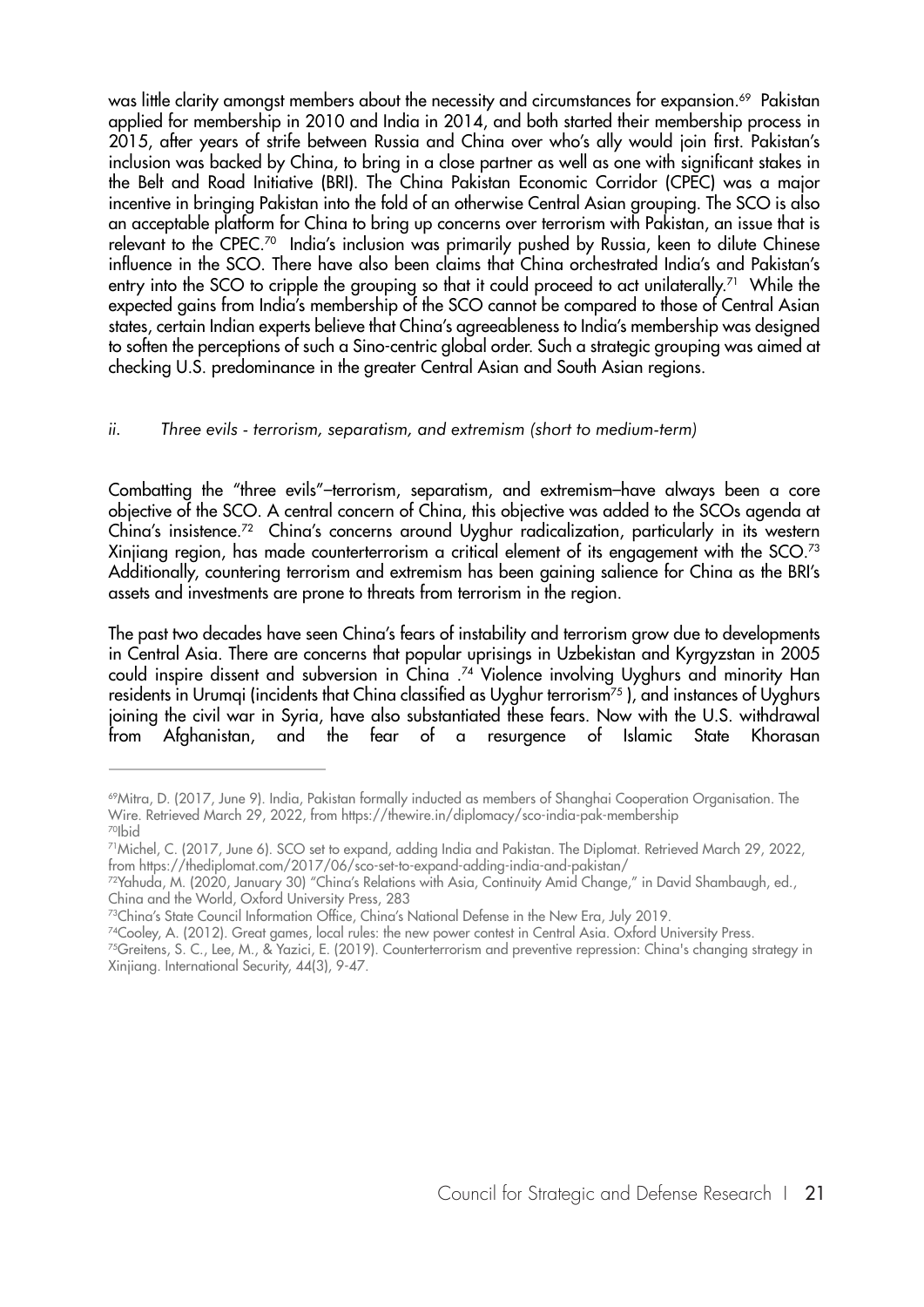was little clarity amongst members about the necessity and circumstances for expansion.[69] Pakistan applied for membership in 2010 and India in 2014, and both started their membership process in 2015, after years of strife between Russia and China over who's ally would join first. Pakistan's inclusion was backed by China, to bring in a close partner as well as one with significant stakes in the Belt and Road Initiative (BRI). The China Pakistan Economic Corridor (CPEC) was a major incentive in bringing Pakistan into the fold of an otherwise Central Asian grouping. The SCO is also an acceptable platform for China to bring up concerns over terrorism with Pakistan, an issue that is relevant to the CPEC.[70] India's inclusion was primarily pushed by Russia, keen to dilute Chinese influence in the SCO. There have also been claims that China orchestrated India's and Pakistan's entry into the SCO to cripple the grouping so that it could proceed to act unilaterally.[71] While the expected gains from India's membership of the SCO cannot be compared to those of Central Asian states, certain Indian experts believe that China's agreeableness to India's membership was designed to soften the perceptions of such a Sino-centric global order. Such a strategic grouping was aimed at checking U.S. predominance in the greater Central Asian and South Asian regions.

*ii. Three evils - terrorism, separatism, and extremism (short to medium-term)*

Combatting the "three evils"–terrorism, separatism, and extremism–have always been a core objective of the SCO. A central concern of China, this objective was added to the SCOs agenda at China's insistence.[72] China's concerns around Uyghur radicalization, particularly in its western Xinjiang region, has made counterterrorism a critical element of its engagement with the SCO.[73] Additionally, countering terrorism and extremism has been gaining salience for China as the BRI's assets and investments are prone to threats from terrorism in the region.

The past two decades have seen China's fears of instability and terrorism grow due to developments in Central Asia. There are concerns that popular uprisings in Uzbekistan and Kyrgyzstan in 2005 could inspire dissent and subversion in China .[74] Violence involving Uyghurs and minority Han residents in Urumqi (incidents that China classified as Uyghur terrorism[75] ), and instances of Uyghurs joining the civil war in Syria, have also substantiated these fears. Now with the U.S. withdrawal from Afghanistan, and the fear of a resurgence of Islamic State Khorasan

---

[69] Mitra, D. (2017, June 9). India, Pakistan formally inducted as members of Shanghai Cooperation Organisation. The Wire. Retrieved March 29, 2022, from https://thewire.in/diplomacy/sco-india-pak-membership

[70] Ibid

[71] Michel, C. (2017, June 6). SCO set to expand, adding India and Pakistan. The Diplomat. Retrieved March 29, 2022, from https://thediplomat.com/2017/06/sco-set-to-expand-adding-india-and-pakistan/

[72] Yahuda, M. (2020, January 30) "China's Relations with Asia, Continuity Amid Change," in David Shambaugh, ed., China and the World, Oxford University Press, 283

[73] China's State Council Information Office, China's National Defense in the New Era, July 2019.

[74] Cooley, A. (2012). Great games, local rules: the new power contest in Central Asia. Oxford University Press.

[75] Greitens, S. C., Lee, M., & Yazici, E. (2019). Counterterrorism and preventive repression: China's changing strategy in Xinjiang. International Security, 44(3), 9-47.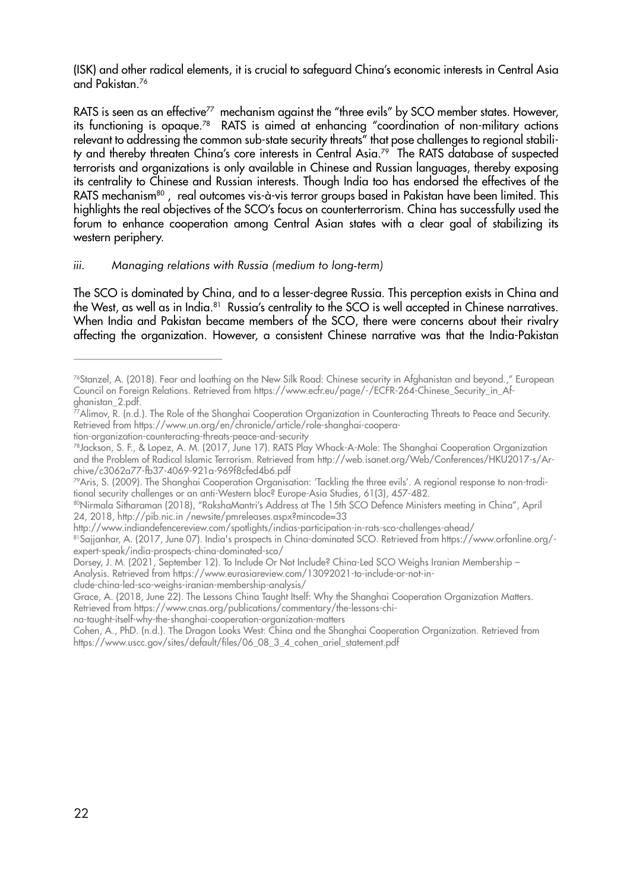(ISK) and other radical elements, it is crucial to safeguard China's economic interests in Central Asia and Pakistan.[76]

RATS is seen as an effective[77] mechanism against the "three evils" by SCO member states. However, its functioning is opaque.[78] RATS is aimed at enhancing "coordination of non-military actions relevant to addressing the common sub-state security threats" that pose challenges to regional stability and thereby threaten China's core interests in Central Asia.[79] The RATS database of suspected terrorists and organizations is only available in Chinese and Russian languages, thereby exposing its centrality to Chinese and Russian interests. Though India too has endorsed the effectives of the RATS mechanism[80], real outcomes vis-à-vis terror groups based in Pakistan have been limited. This highlights the real objectives of the SCO's focus on counterterrorism. China has successfully used the forum to enhance cooperation among Central Asian states with a clear goal of stabilizing its western periphery.

*iii. Managing relations with Russia (medium to long-term)*

The SCO is dominated by China, and to a lesser-degree Russia. This perception exists in China and the West, as well as in India.[81] Russia's centrality to the SCO is well accepted in Chinese narratives. When India and Pakistan became members of the SCO, there were concerns about their rivalry affecting the organization. However, a consistent Chinese narrative was that the India-Pakistan

---

[76] Stanzel, A. (2018). Fear and loathing on the New Silk Road: Chinese security in Afghanistan and beyond.," European Council on Foreign Relations. Retrieved from https://www.ecfr.eu/page/-/ECFR-264-Chinese_Security_in_Afghanistan_2.pdf.

[77] Alimov, R. (n.d.). The Role of the Shanghai Cooperation Organization in Counteracting Threats to Peace and Security. Retrieved from https://www.un.org/en/chronicle/article/role-shanghai-cooperation-organization-counteracting-threats-peace-and-security

[78] Jackson, S. F., & Lopez, A. M. (2017, June 17). RATS Play Whack-A-Mole: The Shanghai Cooperation Organization and the Problem of Radical Islamic Terrorism. Retrieved from http://web.isanet.org/Web/Conferences/HKU2017-s/Archive/c3062a77-fb37-4069-921a-969f8cfed4b6.pdf

[79] Aris, S. (2009). The Shanghai Cooperation Organisation: 'Tackling the three evils'. A regional response to non-traditional security challenges or an anti-Western bloc? Europe-Asia Studies, 61(3), 457-482.

[80] Nirmala Sitharaman (2018), "RakshaMantri's Address at The 15th SCO Defence Ministers meeting in China", April 24, 2018, http://pib.nic.in /newsite/pmreleases.aspx?mincode=33
http://www.indiandefencereview.com/spotlights/indias-participation-in-rats-sco-challenges-ahead/

[81] Sajjanhar, A. (2017, June 07). India's prospects in China-dominated SCO. Retrieved from https://www.orfonline.org/-expert-speak/india-prospects-china-dominated-sco/
Dorsey, J. M. (2021, September 12). To Include Or Not Include? China-Led SCO Weighs Iranian Membership – Analysis. Retrieved from https://www.eurasiareview.com/13092021-to-include-or-not-include-china-led-sco-weighs-iranian-membership-analysis/
Grace, A. (2018, June 22). The Lessons China Taught Itself: Why the Shanghai Cooperation Organization Matters. Retrieved from https://www.cnas.org/publications/commentary/the-lessons-china-taught-itself-why-the-shanghai-cooperation-organization-matters
Cohen, A., PhD. (n.d.). The Dragon Looks West: China and the Shanghai Cooperation Organization. Retrieved from https://www.uscc.gov/sites/default/files/06_08_3_4_cohen_ariel_statement.pdf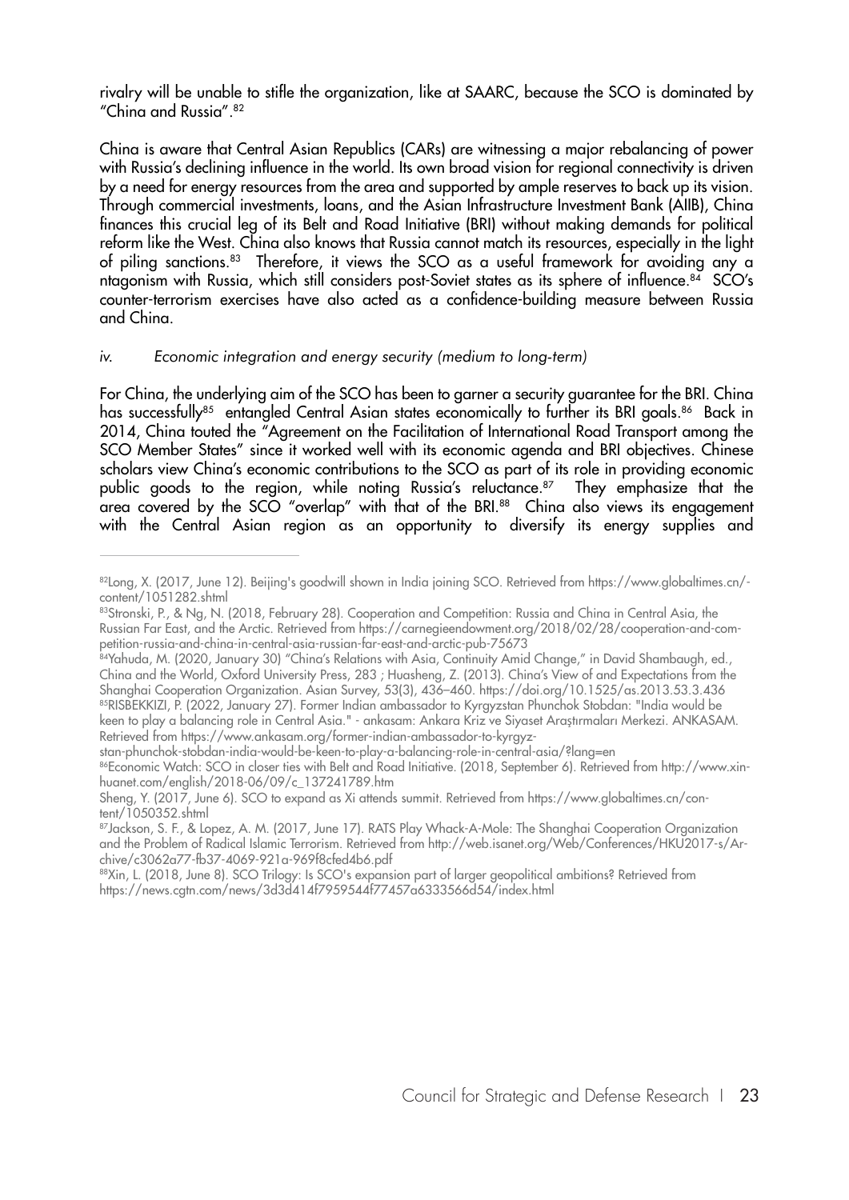rivalry will be unable to stifle the organization, like at SAARC, because the SCO is dominated by "China and Russia".[82]

China is aware that Central Asian Republics (CARs) are witnessing a major rebalancing of power with Russia's declining influence in the world. Its own broad vision for regional connectivity is driven by a need for energy resources from the area and supported by ample reserves to back up its vision. Through commercial investments, loans, and the Asian Infrastructure Investment Bank (AIIB), China finances this crucial leg of its Belt and Road Initiative (BRI) without making demands for political reform like the West. China also knows that Russia cannot match its resources, especially in the light of piling sanctions.[83] Therefore, it views the SCO as a useful framework for avoiding any a ntagonism with Russia, which still considers post-Soviet states as its sphere of influence.[84] SCO's counter-terrorism exercises have also acted as a confidence-building measure between Russia and China.

*iv. Economic integration and energy security (medium to long-term)*

For China, the underlying aim of the SCO has been to garner a security guarantee for the BRI. China has successfully[85] entangled Central Asian states economically to further its BRI goals.[86] Back in 2014, China touted the "Agreement on the Facilitation of International Road Transport among the SCO Member States" since it worked well with its economic agenda and BRI objectives. Chinese scholars view China's economic contributions to the SCO as part of its role in providing economic public goods to the region, while noting Russia's reluctance.[87] They emphasize that the area covered by the SCO "overlap" with that of the BRI.[88] China also views its engagement with the Central Asian region as an opportunity to diversify its energy supplies and

---

[82]Long, X. (2017, June 12). Beijing's goodwill shown in India joining SCO. Retrieved from https://www.globaltimes.cn/content/1051282.shtml

[83]Stronski, P., & Ng, N. (2018, February 28). Cooperation and Competition: Russia and China in Central Asia, the Russian Far East, and the Arctic. Retrieved from https://carnegieendowment.org/2018/02/28/cooperation-and-competition-russia-and-china-in-central-asia-russian-far-east-and-arctic-pub-75673

[84]Yahuda, M. (2020, January 30) "China's Relations with Asia, Continuity Amid Change," in David Shambaugh, ed., China and the World, Oxford University Press, 283 ; Huasheng, Z. (2013). China's View of and Expectations from the Shanghai Cooperation Organization. Asian Survey, 53(3), 436–460. https://doi.org/10.1525/as.2013.53.3.436

[85]RISBEKKIZI, P. (2022, January 27). Former Indian ambassador to Kyrgyzstan Phunchok Stobdan: "India would be keen to play a balancing role in Central Asia." - ankasam: Ankara Kriz ve Siyaset Araştırmaları Merkezi. ANKASAM. Retrieved from https://www.ankasam.org/former-indian-ambassador-to-kyrgyzstan-phunchok-stobdan-india-would-be-keen-to-play-a-balancing-role-in-central-asia/?lang=en

[86]Economic Watch: SCO in closer ties with Belt and Road Initiative. (2018, September 6). Retrieved from http://www.xinhuanet.com/english/2018-06/09/c_137241789.htm

Sheng, Y. (2017, June 6). SCO to expand as Xi attends summit. Retrieved from https://www.globaltimes.cn/content/1050352.shtml

[87]Jackson, S. F., & Lopez, A. M. (2017, June 17). RATS Play Whack-A-Mole: The Shanghai Cooperation Organization and the Problem of Radical Islamic Terrorism. Retrieved from http://web.isanet.org/Web/Conferences/HKU2017-s/Archive/c3062a77-fb37-4069-921a-969f8cfed4b6.pdf

[88]Xin, L. (2018, June 8). SCO Trilogy: Is SCO's expansion part of larger geopolitical ambitions? Retrieved from https://news.cgtn.com/news/3d3d414f7959544f77457a6333566d54/index.html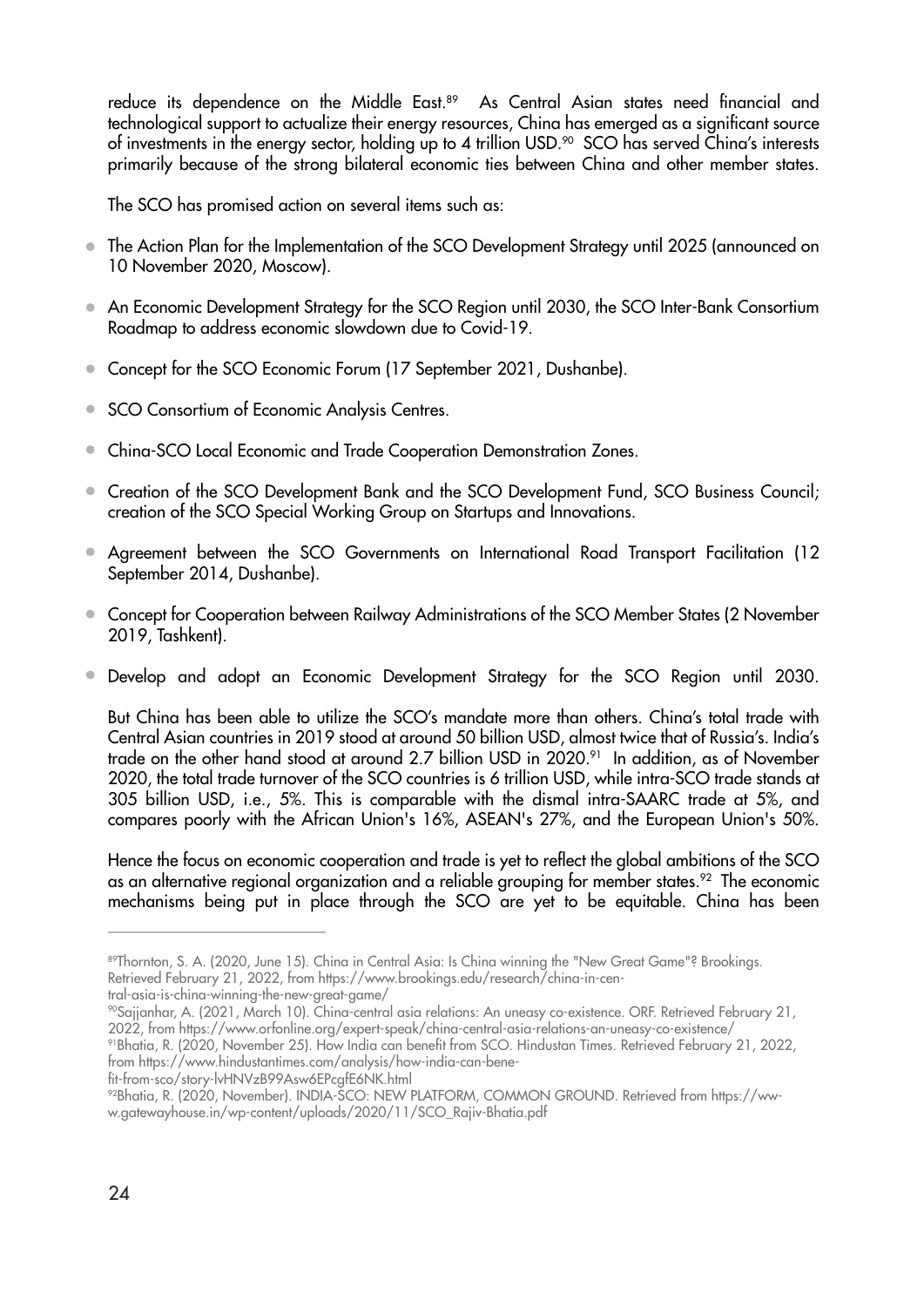reduce its dependence on the Middle East.[89] As Central Asian states need financial and technological support to actualize their energy resources, China has emerged as a significant source of investments in the energy sector, holding up to 4 trillion USD.[90] SCO has served China's interests primarily because of the strong bilateral economic ties between China and other member states.

The SCO has promised action on several items such as:

- The Action Plan for the Implementation of the SCO Development Strategy until 2025 (announced on 10 November 2020, Moscow).
- An Economic Development Strategy for the SCO Region until 2030, the SCO Inter-Bank Consortium Roadmap to address economic slowdown due to Covid-19.
- Concept for the SCO Economic Forum (17 September 2021, Dushanbe).
- SCO Consortium of Economic Analysis Centres.
- China-SCO Local Economic and Trade Cooperation Demonstration Zones.
- Creation of the SCO Development Bank and the SCO Development Fund, SCO Business Council; creation of the SCO Special Working Group on Startups and Innovations.
- Agreement between the SCO Governments on International Road Transport Facilitation (12 September 2014, Dushanbe).
- Concept for Cooperation between Railway Administrations of the SCO Member States (2 November 2019, Tashkent).
- Develop and adopt an Economic Development Strategy for the SCO Region until 2030.

But China has been able to utilize the SCO's mandate more than others. China's total trade with Central Asian countries in 2019 stood at around 50 billion USD, almost twice that of Russia's. India's trade on the other hand stood at around 2.7 billion USD in 2020.[91] In addition, as of November 2020, the total trade turnover of the SCO countries is 6 trillion USD, while intra-SCO trade stands at 305 billion USD, i.e., 5%. This is comparable with the dismal intra-SAARC trade at 5%, and compares poorly with the African Union's 16%, ASEAN's 27%, and the European Union's 50%.

Hence the focus on economic cooperation and trade is yet to reflect the global ambitions of the SCO as an alternative regional organization and a reliable grouping for member states.[92] The economic mechanisms being put in place through the SCO are yet to be equitable. China has been

---

[89] Thornton, S. A. (2020, June 15). China in Central Asia: Is China winning the "New Great Game"? Brookings. Retrieved February 21, 2022, from https://www.brookings.edu/research/china-in-central-asia-is-china-winning-the-new-great-game/

[90] Sajjanhar, A. (2021, March 10). China-central asia relations: An uneasy co-existence. ORF. Retrieved February 21, 2022, from https://www.orfonline.org/expert-speak/china-central-asia-relations-an-uneasy-co-existence/

[91] Bhatia, R. (2020, November 25). How India can benefit from SCO. Hindustan Times. Retrieved February 21, 2022, from https://www.hindustantimes.com/analysis/how-india-can-benefit-from-sco/story-lvHNVzB99Asw6EPcgfE6NK.html

[92] Bhatia, R. (2020, November). INDIA-SCO: NEW PLATFORM, COMMON GROUND. Retrieved from https://www.gatewayhouse.in/wp-content/uploads/2020/11/SCO_Rajiv-Bhatia.pdf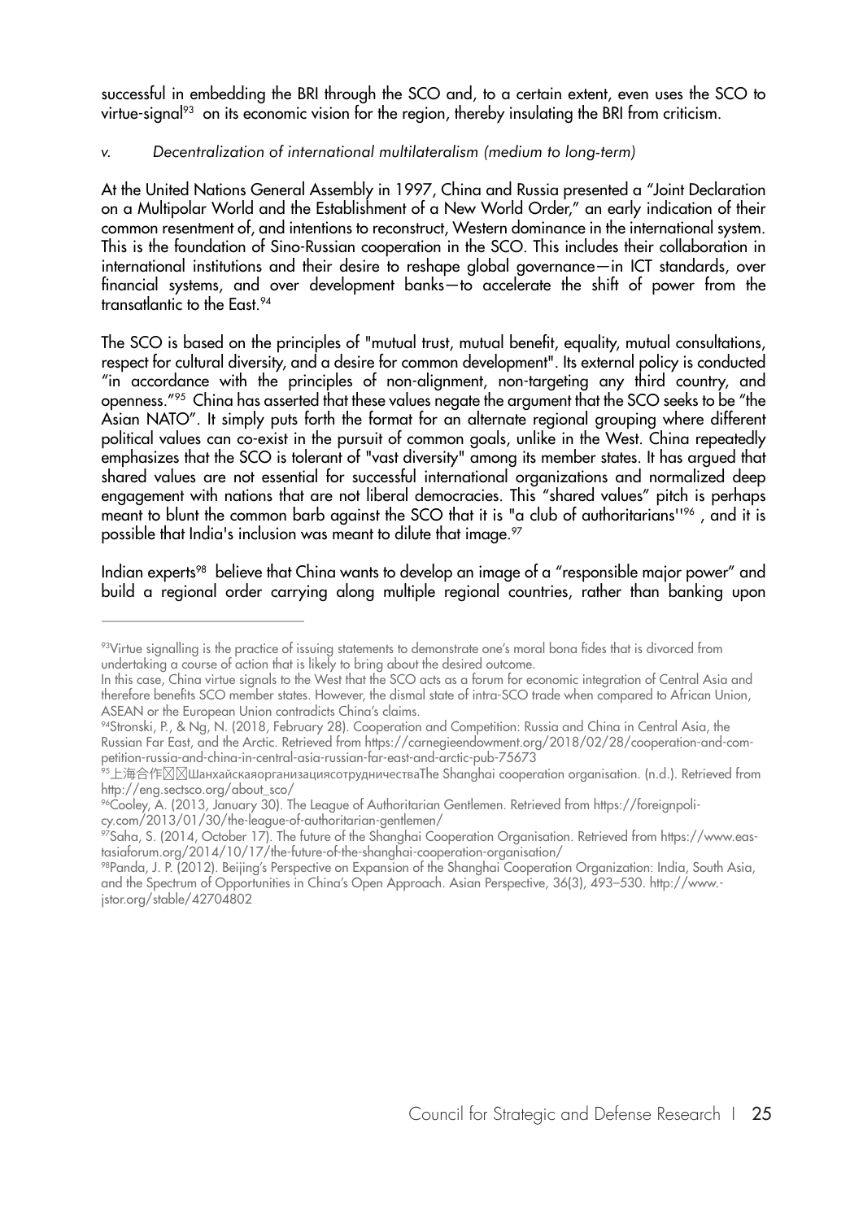successful in embedding the BRI through the SCO and, to a certain extent, even uses the SCO to virtue-signal[93] on its economic vision for the region, thereby insulating the BRI from criticism.

*v. Decentralization of international multilateralism (medium to long-term)*

At the United Nations General Assembly in 1997, China and Russia presented a "Joint Declaration on a Multipolar World and the Establishment of a New World Order," an early indication of their common resentment of, and intentions to reconstruct, Western dominance in the international system. This is the foundation of Sino-Russian cooperation in the SCO. This includes their collaboration in international institutions and their desire to reshape global governance—in ICT standards, over financial systems, and over development banks—to accelerate the shift of power from the transatlantic to the East.[94]

The SCO is based on the principles of "mutual trust, mutual benefit, equality, mutual consultations, respect for cultural diversity, and a desire for common development". Its external policy is conducted "in accordance with the principles of non-alignment, non-targeting any third country, and openness."[95] China has asserted that these values negate the argument that the SCO seeks to be "the Asian NATO". It simply puts forth the format for an alternate regional grouping where different political values can co-exist in the pursuit of common goals, unlike in the West. China repeatedly emphasizes that the SCO is tolerant of "vast diversity" among its member states. It has argued that shared values are not essential for successful international organizations and normalized deep engagement with nations that are not liberal democracies. This "shared values" pitch is perhaps meant to blunt the common barb against the SCO that it is "a club of authoritarians''[96] , and it is possible that India's inclusion was meant to dilute that image.[97]

Indian experts[98] believe that China wants to develop an image of a "responsible major power" and build a regional order carrying along multiple regional countries, rather than banking upon

---

[93]Virtue signalling is the practice of issuing statements to demonstrate one's moral bona fides that is divorced from undertaking a course of action that is likely to bring about the desired outcome.
In this case, China virtue signals to the West that the SCO acts as a forum for economic integration of Central Asia and therefore benefits SCO member states. However, the dismal state of intra-SCO trade when compared to African Union, ASEAN or the European Union contradicts China's claims.

[94]Stronski, P., & Ng, N. (2018, February 28). Cooperation and Competition: Russia and China in Central Asia, the Russian Far East, and the Arctic. Retrieved from https://carnegieendowment.org/2018/02/28/cooperation-and-competition-russia-and-china-in-central-asia-russian-far-east-and-arctic-pub-75673

[95]上海合作组织ШанхайскаяорганизациясотрудничестваThe Shanghai cooperation organisation. (n.d.). Retrieved from http://eng.sectsco.org/about_sco/

[96]Cooley, A. (2013, January 30). The League of Authoritarian Gentlemen. Retrieved from https://foreignpolicy.com/2013/01/30/the-league-of-authoritarian-gentlemen/

[97]Saha, S. (2014, October 17). The future of the Shanghai Cooperation Organisation. Retrieved from https://www.eastasiaforum.org/2014/10/17/the-future-of-the-shanghai-cooperation-organisation/

[98]Panda, J. P. (2012). Beijing's Perspective on Expansion of the Shanghai Cooperation Organization: India, South Asia, and the Spectrum of Opportunities in China's Open Approach. Asian Perspective, 36(3), 493–530. http://www.jstor.org/stable/42704802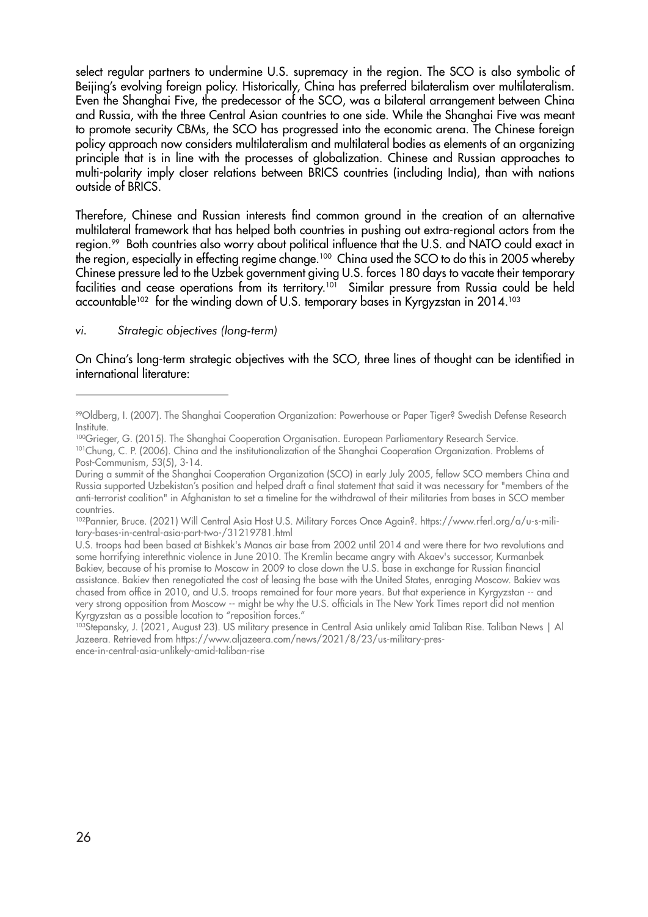select regular partners to undermine U.S. supremacy in the region. The SCO is also symbolic of Beijing's evolving foreign policy. Historically, China has preferred bilateralism over multilateralism. Even the Shanghai Five, the predecessor of the SCO, was a bilateral arrangement between China and Russia, with the three Central Asian countries to one side. While the Shanghai Five was meant to promote security CBMs, the SCO has progressed into the economic arena. The Chinese foreign policy approach now considers multilateralism and multilateral bodies as elements of an organizing principle that is in line with the processes of globalization. Chinese and Russian approaches to multi-polarity imply closer relations between BRICS countries (including India), than with nations outside of BRICS.

Therefore, Chinese and Russian interests find common ground in the creation of an alternative multilateral framework that has helped both countries in pushing out extra-regional actors from the region.[99] Both countries also worry about political influence that the U.S. and NATO could exact in the region, especially in effecting regime change.[100] China used the SCO to do this in 2005 whereby Chinese pressure led to the Uzbek government giving U.S. forces 180 days to vacate their temporary facilities and cease operations from its territory.[101] Similar pressure from Russia could be held accountable[102] for the winding down of U.S. temporary bases in Kyrgyzstan in 2014.[103]

*vi. Strategic objectives (long-term)*

On China's long-term strategic objectives with the SCO, three lines of thought can be identified in international literature:

---

[99] Oldberg, I. (2007). The Shanghai Cooperation Organization: Powerhouse or Paper Tiger? Swedish Defense Research Institute.

[100] Grieger, G. (2015). The Shanghai Cooperation Organisation. European Parliamentary Research Service.

[101] Chung, C. P. (2006). China and the institutionalization of the Shanghai Cooperation Organization. Problems of Post-Communism, 53(5), 3-14.

During a summit of the Shanghai Cooperation Organization (SCO) in early July 2005, fellow SCO members China and Russia supported Uzbekistan's position and helped draft a final statement that said it was necessary for "members of the anti-terrorist coalition" in Afghanistan to set a timeline for the withdrawal of their militaries from bases in SCO member countries.

[102] Pannier, Bruce. (2021) Will Central Asia Host U.S. Military Forces Once Again?. https://www.rferl.org/a/u-s-military-bases-in-central-asia-part-two-/31219781.html

U.S. troops had been based at Bishkek's Manas air base from 2002 until 2014 and were there for two revolutions and some horrifying interethnic violence in June 2010. The Kremlin became angry with Akaev's successor, Kurmanbek Bakiev, because of his promise to Moscow in 2009 to close down the U.S. base in exchange for Russian financial assistance. Bakiev then renegotiated the cost of leasing the base with the United States, enraging Moscow. Bakiev was chased from office in 2010, and U.S. troops remained for four more years. But that experience in Kyrgyzstan -- and very strong opposition from Moscow -- might be why the U.S. officials in The New York Times report did not mention Kyrgyzstan as a possible location to "reposition forces."

[103] Stepansky, J. (2021, August 23). US military presence in Central Asia unlikely amid Taliban Rise. Taliban News | Al Jazeera. Retrieved from https://www.aljazeera.com/news/2021/8/23/us-military-presence-in-central-asia-unlikely-amid-taliban-rise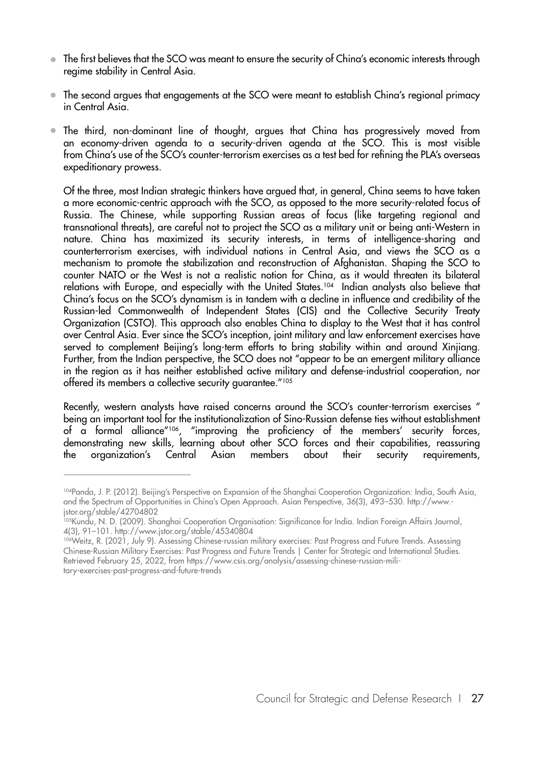- The first believes that the SCO was meant to ensure the security of China's economic interests through regime stability in Central Asia.
- The second argues that engagements at the SCO were meant to establish China's regional primacy in Central Asia.
- The third, non-dominant line of thought, argues that China has progressively moved from an economy-driven agenda to a security-driven agenda at the SCO. This is most visible from China's use of the SCO's counter-terrorism exercises as a test bed for refining the PLA's overseas expeditionary prowess.

Of the three, most Indian strategic thinkers have argued that, in general, China seems to have taken a more economic-centric approach with the SCO, as opposed to the more security-related focus of Russia. The Chinese, while supporting Russian areas of focus (like targeting regional and transnational threats), are careful not to project the SCO as a military unit or being anti-Western in nature. China has maximized its security interests, in terms of intelligence-sharing and counterterrorism exercises, with individual nations in Central Asia, and views the SCO as a mechanism to promote the stabilization and reconstruction of Afghanistan. Shaping the SCO to counter NATO or the West is not a realistic notion for China, as it would threaten its bilateral relations with Europe, and especially with the United States.[104] Indian analysts also believe that China's focus on the SCO's dynamism is in tandem with a decline in influence and credibility of the Russian-led Commonwealth of Independent States (CIS) and the Collective Security Treaty Organization (CSTO). This approach also enables China to display to the West that it has control over Central Asia. Ever since the SCO's inception, joint military and law enforcement exercises have served to complement Beijing's long-term efforts to bring stability within and around Xinjiang. Further, from the Indian perspective, the SCO does not "appear to be an emergent military alliance in the region as it has neither established active military and defense-industrial cooperation, nor offered its members a collective security guarantee."[105]

Recently, western analysts have raised concerns around the SCO's counter-terrorism exercises " being an important tool for the institutionalization of Sino-Russian defense ties without establishment of a formal alliance"[106], "improving the proficiency of the members' security forces, demonstrating new skills, learning about other SCO forces and their capabilities, reassuring the organization's Central Asian members about their security requirements,

---

[104] Panda, J. P. (2012). Beijing's Perspective on Expansion of the Shanghai Cooperation Organization: India, South Asia, and the Spectrum of Opportunities in China's Open Approach. Asian Perspective, 36(3), 493–530. http://www.jstor.org/stable/42704802

[105] Kundu, N. D. (2009). Shanghai Cooperation Organisation: Significance for India. Indian Foreign Affairs Journal, 4(3), 91–101. http://www.jstor.org/stable/45340804

[106] Weitz, R. (2021, July 9). Assessing Chinese-russian military exercises: Past Progress and Future Trends. Assessing Chinese-Russian Military Exercises: Past Progress and Future Trends | Center for Strategic and International Studies. Retrieved February 25, 2022, from https://www.csis.org/analysis/assessing-chinese-russian-military-exercises-past-progress-and-future-trends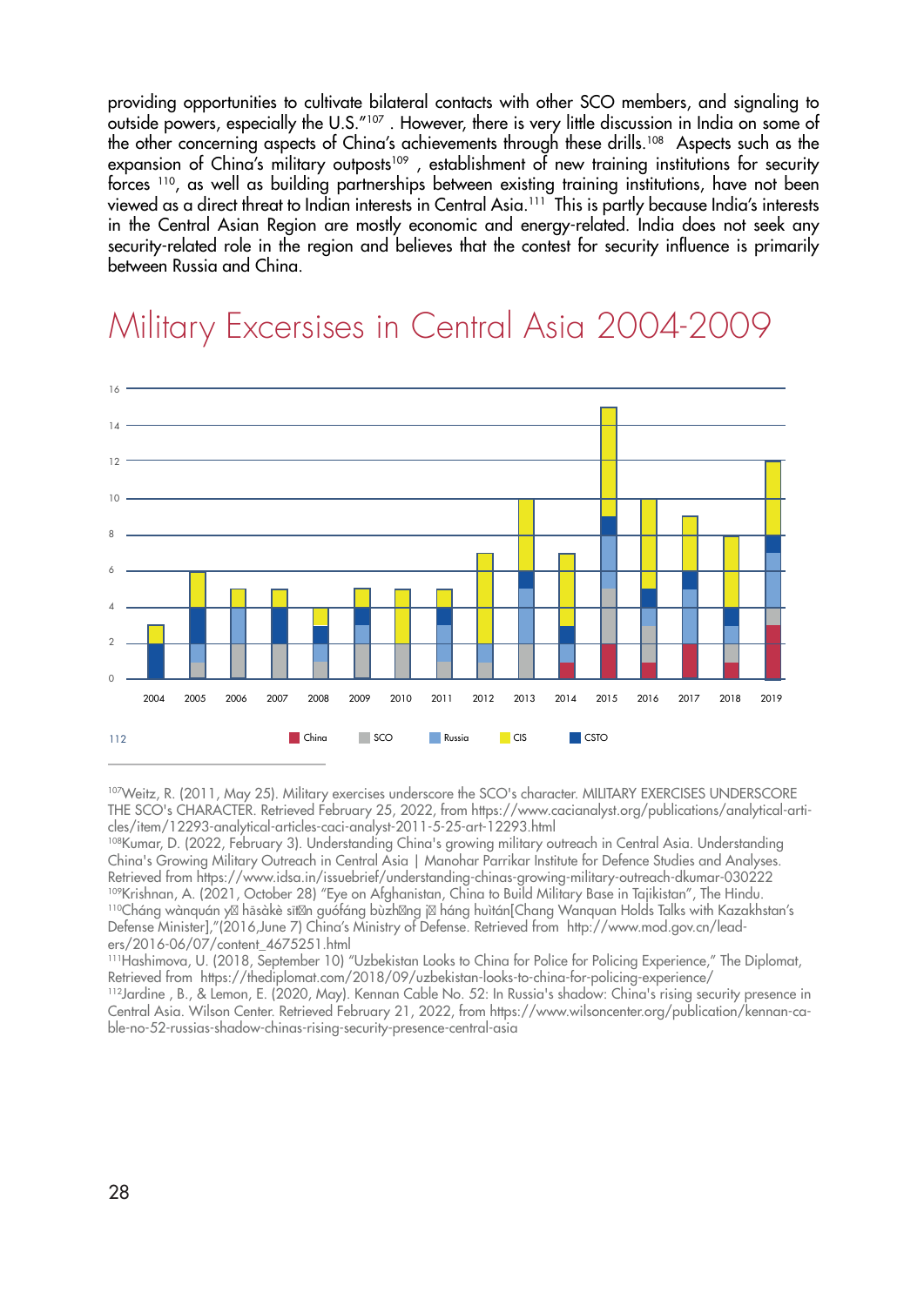providing opportunities to cultivate bilateral contacts with other SCO members, and signaling to outside powers, especially the U.S."[107] . However, there is very little discussion in India on some of the other concerning aspects of China's achievements through these drills.[108] Aspects such as the expansion of China's military outposts[109] , establishment of new training institutions for security forces [110], as well as building partnerships between existing training institutions, have not been viewed as a direct threat to Indian interests in Central Asia.[111] This is partly because India's interests in the Central Asian Region are mostly economic and energy-related. India does not seek any security-related role in the region and believes that the contest for security influence is primarily between Russia and China.

# Military Excersises in Central Asia 2004-2009

112

China SCO Russia CIS CSTO

---

[107]Weitz, R. (2011, May 25). Military exercises underscore the SCO's character. MILITARY EXERCISES UNDERSCORE THE SCO's CHARACTER. Retrieved February 25, 2022, from https://www.cacianalyst.org/publications/analytical-articles/item/12293-analytical-articles-caci-analyst-2011-5-25-art-12293.html

[108]Kumar, D. (2022, February 3). Understanding China's growing military outreach in Central Asia. Understanding China's Growing Military Outreach in Central Asia | Manohar Parrikar Institute for Defence Studies and Analyses. Retrieved from https://www.idsa.in/issuebrief/understanding-chinas-growing-military-outreach-dkumar-030222

[109]Krishnan, A. (2021, October 28) "Eye on Afghanistan, China to Build Military Base in Tajikistan", The Hindu.

[110]Cháng wànquán y hāsàkè sīn guófáng bùzhng j háng huìtán[Chang Wanquan Holds Talks with Kazakhstan's Defense Minister],"(2016,June 7) China's Ministry of Defense. Retrieved from http://www.mod.gov.cn/leaders/2016-06/07/content_4675251.html

[111]Hashimova, U. (2018, September 10) "Uzbekistan Looks to China for Police for Policing Experience," The Diplomat, Retrieved from https://thediplomat.com/2018/09/uzbekistan-looks-to-china-for-policing-experience/

[112]Jardine , B., & Lemon, E. (2020, May). Kennan Cable No. 52: In Russia's shadow: China's rising security presence in Central Asia. Wilson Center. Retrieved February 21, 2022, from https://www.wilsoncenter.org/publication/kennan-cable-no-52-russias-shadow-chinas-rising-security-presence-central-asia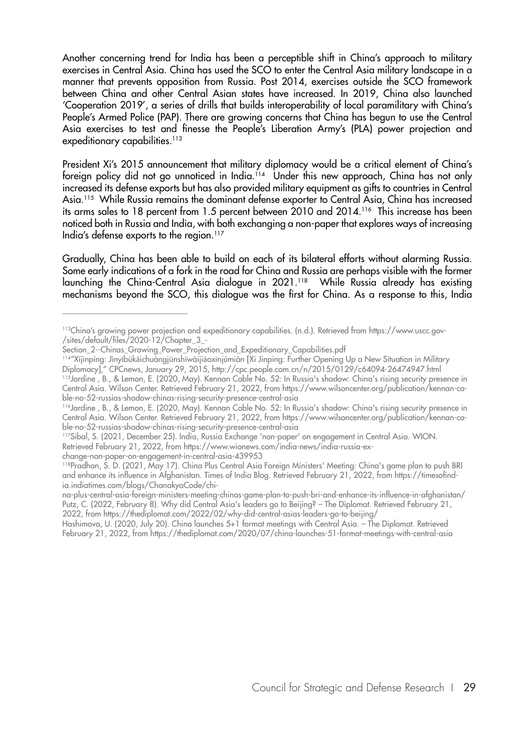Another concerning trend for India has been a perceptible shift in China's approach to military exercises in Central Asia. China has used the SCO to enter the Central Asia military landscape in a manner that prevents opposition from Russia. Post 2014, exercises outside the SCO framework between China and other Central Asian states have increased. In 2019, China also launched 'Cooperation 2019', a series of drills that builds interoperability of local paramilitary with China's People's Armed Police (PAP). There are growing concerns that China has begun to use the Central Asia exercises to test and finesse the People's Liberation Army's (PLA) power projection and expeditionary capabilities.[113]

President Xi's 2015 announcement that military diplomacy would be a critical element of China's foreign policy did not go unnoticed in India.[114] Under this new approach, China has not only increased its defense exports but has also provided military equipment as gifts to countries in Central Asia.[115] While Russia remains the dominant defense exporter to Central Asia, China has increased its arms sales to 18 percent from 1.5 percent between 2010 and 2014.[116] This increase has been noticed both in Russia and India, with both exchanging a non-paper that explores ways of increasing India's defense exports to the region.[117]

Gradually, China has been able to build on each of its bilateral efforts without alarming Russia. Some early indications of a fork in the road for China and Russia are perhaps visible with the former launching the China-Central Asia dialogue in 2021.[118] While Russia already has existing mechanisms beyond the SCO, this dialogue was the first for China. As a response to this, India

---

[113] China's growing power projection and expeditionary capabilities. (n.d.). Retrieved from https://www.uscc.gov-/sites/default/files/2020-12/Chapter_3_-Section_2--Chinas_Growing_Power_Projection_and_Expeditionary_Capabilities.pdf

[114] "Xíjìnpíng: Jìnyībùkāichuàngjūnshìwàijiāoxīnjúmiàn [Xi Jinping: Further Opening Up a New Situation in Military Diplomacy]," CPCnews, January 29, 2015, http://cpc.people.com.cn/n/2015/0129/c64094-26474947.html

[115] Jardine , B., & Lemon, E. (2020, May). Kennan Cable No. 52: In Russia's shadow: China's rising security presence in Central Asia. Wilson Center. Retrieved February 21, 2022, from https://www.wilsoncenter.org/publication/kennan-cable-no-52-russias-shadow-chinas-rising-security-presence-central-asia

[116] Jardine , B., & Lemon, E. (2020, May). Kennan Cable No. 52: In Russia's shadow: China's rising security presence in Central Asia. Wilson Center. Retrieved February 21, 2022, from https://www.wilsoncenter.org/publication/kennan-cable-no-52-russias-shadow-chinas-rising-security-presence-central-asia

[117] Sibal, S. (2021, December 25). India, Russia Exchange 'non-paper' on engagement in Central Asia. WION. Retrieved February 21, 2022, from https://www.wionews.com/india-news/india-russia-exchange-non-paper-on-engagement-in-central-asia-439953

[118] Pradhan, S. D. (2021, May 17). China Plus Central Asia Foreign Ministers' Meeting: China's game plan to push BRI and enhance its influence in Afghanistan. Times of India Blog. Retrieved February 21, 2022, from https://timesofindia.indiatimes.com/blogs/ChanakyaCode/china-plus-central-asia-foreign-ministers-meeting-chinas-game-plan-to-push-bri-and-enhance-its-influence-in-afghanistan/
Putz, C. (2022, February 8). Why did Central Asia's leaders go to Beijing? – The Diplomat. Retrieved February 21, 2022, from https://thediplomat.com/2022/02/why-did-central-asias-leaders-go-to-beijing/
Hashimova, U. (2020, July 20). China launches 5+1 format meetings with Central Asia. – The Diplomat. Retrieved February 21, 2022, from https://thediplomat.com/2020/07/china-launches-51-format-meetings-with-central-asia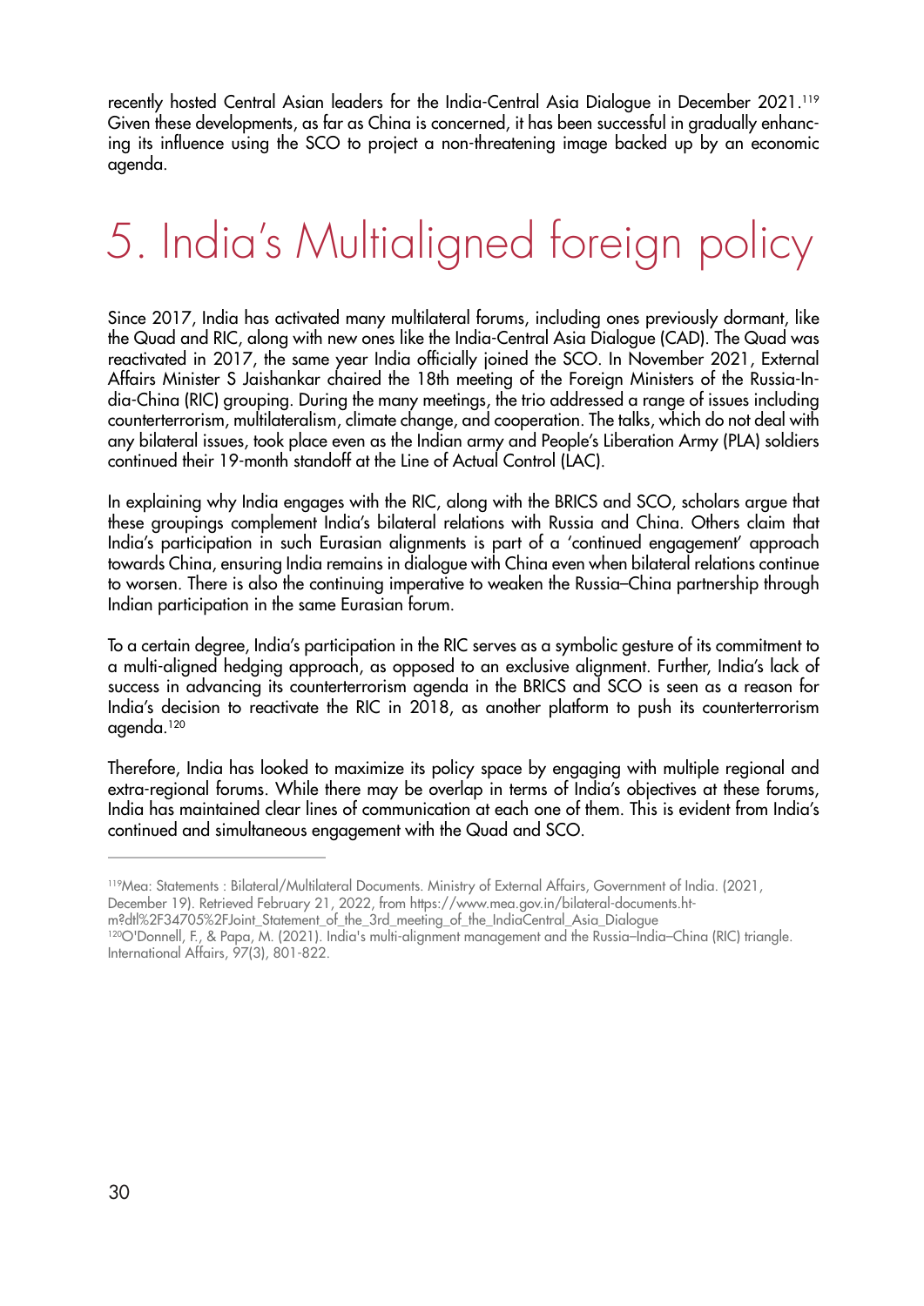recently hosted Central Asian leaders for the India-Central Asia Dialogue in December 2021.[119] Given these developments, as far as China is concerned, it has been successful in gradually enhancing its influence using the SCO to project a non-threatening image backed up by an economic agenda.

# 5. India's Multialigned foreign policy

Since 2017, India has activated many multilateral forums, including ones previously dormant, like the Quad and RIC, along with new ones like the India-Central Asia Dialogue (CAD). The Quad was reactivated in 2017, the same year India officially joined the SCO. In November 2021, External Affairs Minister S Jaishankar chaired the 18th meeting of the Foreign Ministers of the Russia-India-China (RIC) grouping. During the many meetings, the trio addressed a range of issues including counterterrorism, multilateralism, climate change, and cooperation. The talks, which do not deal with any bilateral issues, took place even as the Indian army and People's Liberation Army (PLA) soldiers continued their 19-month standoff at the Line of Actual Control (LAC).

In explaining why India engages with the RIC, along with the BRICS and SCO, scholars argue that these groupings complement India's bilateral relations with Russia and China. Others claim that India's participation in such Eurasian alignments is part of a 'continued engagement' approach towards China, ensuring India remains in dialogue with China even when bilateral relations continue to worsen. There is also the continuing imperative to weaken the Russia–China partnership through Indian participation in the same Eurasian forum.

To a certain degree, India's participation in the RIC serves as a symbolic gesture of its commitment to a multi-aligned hedging approach, as opposed to an exclusive alignment. Further, India's lack of success in advancing its counterterrorism agenda in the BRICS and SCO is seen as a reason for India's decision to reactivate the RIC in 2018, as another platform to push its counterterrorism agenda.[120]

Therefore, India has looked to maximize its policy space by engaging with multiple regional and extra-regional forums. While there may be overlap in terms of India's objectives at these forums, India has maintained clear lines of communication at each one of them. This is evident from India's continued and simultaneous engagement with the Quad and SCO.

---

[119] Mea: Statements : Bilateral/Multilateral Documents. Ministry of External Affairs, Government of India. (2021, December 19). Retrieved February 21, 2022, from https://www.mea.gov.in/bilateral-documents.htm?dtl%2F34705%2FJoint_Statement_of_the_3rd_meeting_of_the_IndiaCentral_Asia_Dialogue

[120] O'Donnell, F., & Papa, M. (2021). India's multi-alignment management and the Russia–India–China (RIC) triangle. International Affairs, 97(3), 801-822.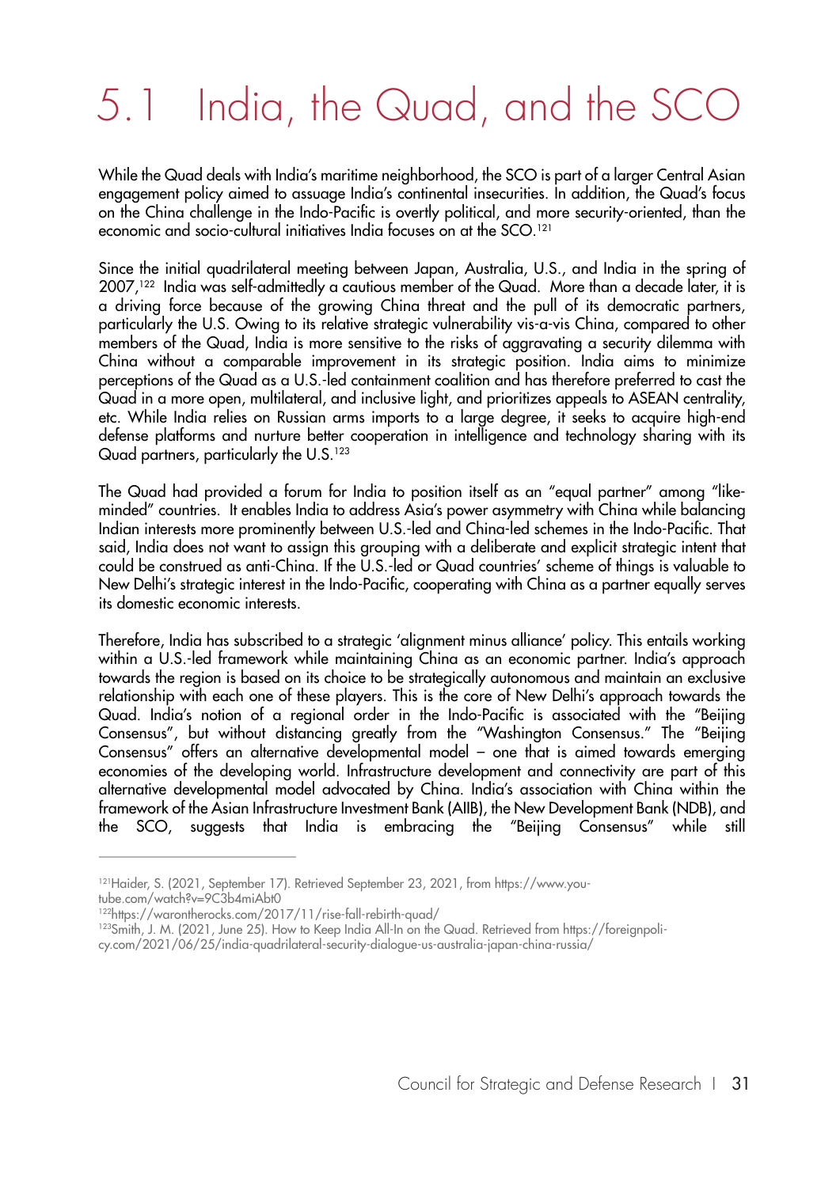# 5.1 India, the Quad, and the SCO

While the Quad deals with India's maritime neighborhood, the SCO is part of a larger Central Asian engagement policy aimed to assuage India's continental insecurities. In addition, the Quad's focus on the China challenge in the Indo-Pacific is overtly political, and more security-oriented, than the economic and socio-cultural initiatives India focuses on at the SCO.[121]

Since the initial quadrilateral meeting between Japan, Australia, U.S., and India in the spring of 2007,[122] India was self-admittedly a cautious member of the Quad. More than a decade later, it is a driving force because of the growing China threat and the pull of its democratic partners, particularly the U.S. Owing to its relative strategic vulnerability vis-a-vis China, compared to other members of the Quad, India is more sensitive to the risks of aggravating a security dilemma with China without a comparable improvement in its strategic position. India aims to minimize perceptions of the Quad as a U.S.-led containment coalition and has therefore preferred to cast the Quad in a more open, multilateral, and inclusive light, and prioritizes appeals to ASEAN centrality, etc. While India relies on Russian arms imports to a large degree, it seeks to acquire high-end defense platforms and nurture better cooperation in intelligence and technology sharing with its Quad partners, particularly the U.S.[123]

The Quad had provided a forum for India to position itself as an "equal partner" among "like-minded" countries. It enables India to address Asia's power asymmetry with China while balancing Indian interests more prominently between U.S.-led and China-led schemes in the Indo-Pacific. That said, India does not want to assign this grouping with a deliberate and explicit strategic intent that could be construed as anti-China. If the U.S.-led or Quad countries' scheme of things is valuable to New Delhi's strategic interest in the Indo-Pacific, cooperating with China as a partner equally serves its domestic economic interests.

Therefore, India has subscribed to a strategic 'alignment minus alliance' policy. This entails working within a U.S.-led framework while maintaining China as an economic partner. India's approach towards the region is based on its choice to be strategically autonomous and maintain an exclusive relationship with each one of these players. This is the core of New Delhi's approach towards the Quad. India's notion of a regional order in the Indo-Pacific is associated with the "Beijing Consensus", but without distancing greatly from the "Washington Consensus." The "Beijing Consensus" offers an alternative developmental model – one that is aimed towards emerging economies of the developing world. Infrastructure development and connectivity are part of this alternative developmental model advocated by China. India's association with China within the framework of the Asian Infrastructure Investment Bank (AIIB), the New Development Bank (NDB), and the SCO, suggests that India is embracing the "Beijing Consensus" while still

---

[121] Haider, S. (2021, September 17). Retrieved September 23, 2021, from https://www.youtube.com/watch?v=9C3b4miAbt0

[122] https://warontherocks.com/2017/11/rise-fall-rebirth-quad/

[123] Smith, J. M. (2021, June 25). How to Keep India All-In on the Quad. Retrieved from https://foreignpolicy.com/2021/06/25/india-quadrilateral-security-dialogue-us-australia-japan-china-russia/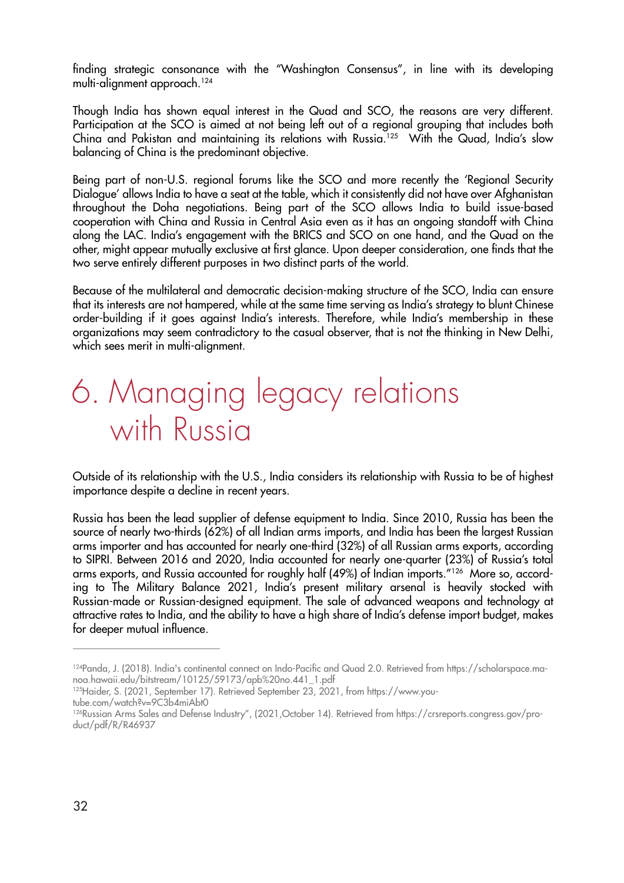finding strategic consonance with the "Washington Consensus", in line with its developing multi-alignment approach.[124]

Though India has shown equal interest in the Quad and SCO, the reasons are very different. Participation at the SCO is aimed at not being left out of a regional grouping that includes both China and Pakistan and maintaining its relations with Russia.[125] With the Quad, India's slow balancing of China is the predominant objective.

Being part of non-U.S. regional forums like the SCO and more recently the 'Regional Security Dialogue' allows India to have a seat at the table, which it consistently did not have over Afghanistan throughout the Doha negotiations. Being part of the SCO allows India to build issue-based cooperation with China and Russia in Central Asia even as it has an ongoing standoff with China along the LAC. India's engagement with the BRICS and SCO on one hand, and the Quad on the other, might appear mutually exclusive at first glance. Upon deeper consideration, one finds that the two serve entirely different purposes in two distinct parts of the world.

Because of the multilateral and democratic decision-making structure of the SCO, India can ensure that its interests are not hampered, while at the same time serving as India's strategy to blunt Chinese order-building if it goes against India's interests. Therefore, while India's membership in these organizations may seem contradictory to the casual observer, that is not the thinking in New Delhi, which sees merit in multi-alignment.

# 6. Managing legacy relations with Russia

Outside of its relationship with the U.S., India considers its relationship with Russia to be of highest importance despite a decline in recent years.

Russia has been the lead supplier of defense equipment to India. Since 2010, Russia has been the source of nearly two-thirds (62%) of all Indian arms imports, and India has been the largest Russian arms importer and has accounted for nearly one-third (32%) of all Russian arms exports, according to SIPRI. Between 2016 and 2020, India accounted for nearly one-quarter (23%) of Russia's total arms exports, and Russia accounted for roughly half (49%) of Indian imports."[126] More so, according to The Military Balance 2021, India's present military arsenal is heavily stocked with Russian-made or Russian-designed equipment. The sale of advanced weapons and technology at attractive rates to India, and the ability to have a high share of India's defense import budget, makes for deeper mutual influence.

---

[124] Panda, J. (2018). India's continental connect on Indo-Pacific and Quad 2.0. Retrieved from https://scholarspace.manoa.hawaii.edu/bitstream/10125/59173/apb%20no.441_1.pdf

[125] Haider, S. (2021, September 17). Retrieved September 23, 2021, from https://www.youtube.com/watch?v=9C3b4miAbt0

[126] Russian Arms Sales and Defense Industry", (2021,October 14). Retrieved from https://crsreports.congress.gov/product/pdf/R/R46937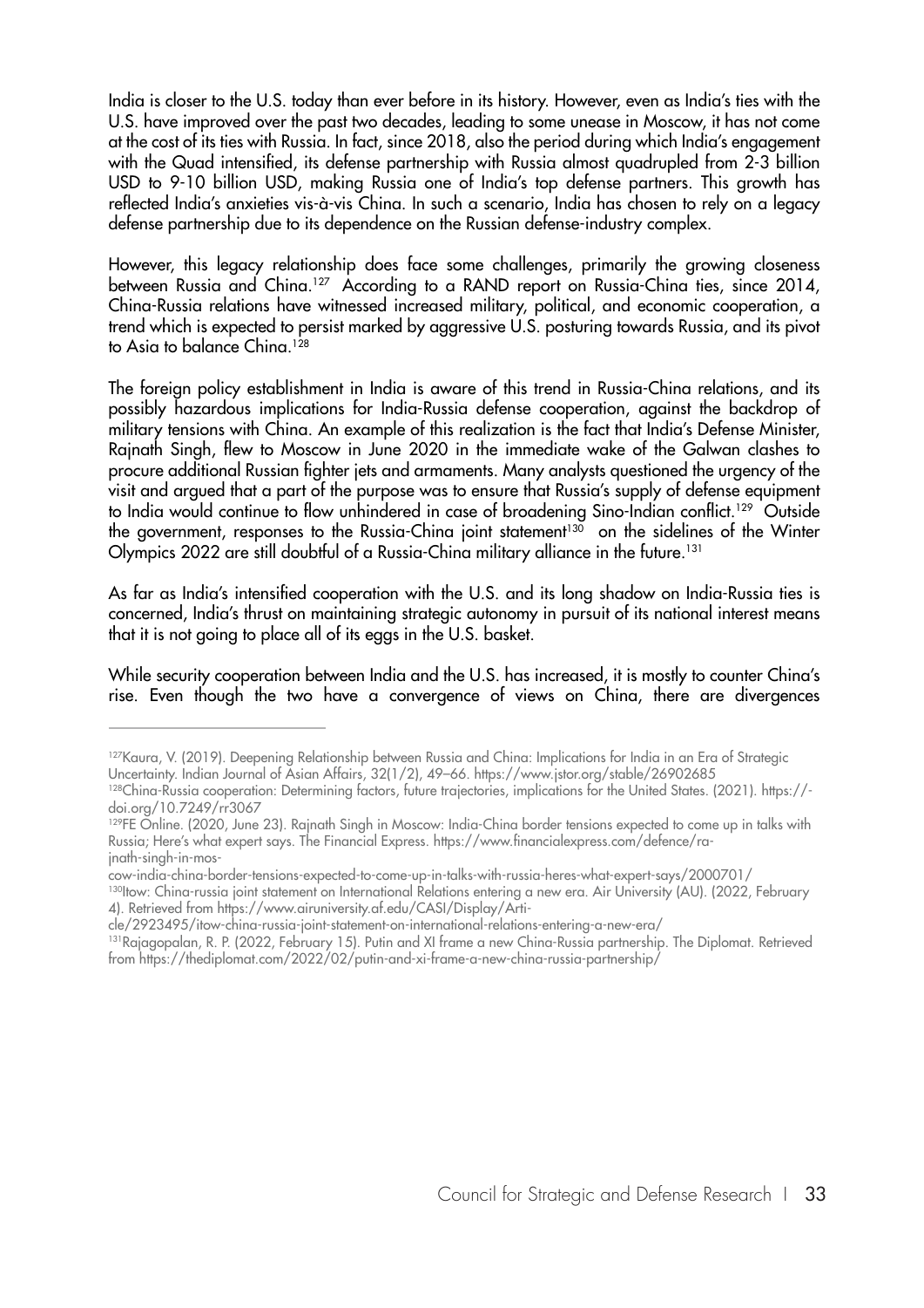India is closer to the U.S. today than ever before in its history. However, even as India's ties with the U.S. have improved over the past two decades, leading to some unease in Moscow, it has not come at the cost of its ties with Russia. In fact, since 2018, also the period during which India's engagement with the Quad intensified, its defense partnership with Russia almost quadrupled from 2-3 billion USD to 9-10 billion USD, making Russia one of India's top defense partners. This growth has reflected India's anxieties vis-à-vis China. In such a scenario, India has chosen to rely on a legacy defense partnership due to its dependence on the Russian defense-industry complex.

However, this legacy relationship does face some challenges, primarily the growing closeness between Russia and China.[127] According to a RAND report on Russia-China ties, since 2014, China-Russia relations have witnessed increased military, political, and economic cooperation, a trend which is expected to persist marked by aggressive U.S. posturing towards Russia, and its pivot to Asia to balance China.[128]

The foreign policy establishment in India is aware of this trend in Russia-China relations, and its possibly hazardous implications for India-Russia defense cooperation, against the backdrop of military tensions with China. An example of this realization is the fact that India's Defense Minister, Rajnath Singh, flew to Moscow in June 2020 in the immediate wake of the Galwan clashes to procure additional Russian fighter jets and armaments. Many analysts questioned the urgency of the visit and argued that a part of the purpose was to ensure that Russia's supply of defense equipment to India would continue to flow unhindered in case of broadening Sino-Indian conflict.[129] Outside the government, responses to the Russia-China joint statement[130] on the sidelines of the Winter Olympics 2022 are still doubtful of a Russia-China military alliance in the future.[131]

As far as India's intensified cooperation with the U.S. and its long shadow on India-Russia ties is concerned, India's thrust on maintaining strategic autonomy in pursuit of its national interest means that it is not going to place all of its eggs in the U.S. basket.

While security cooperation between India and the U.S. has increased, it is mostly to counter China's rise. Even though the two have a convergence of views on China, there are divergences

---

[127] Kaura, V. (2019). Deepening Relationship between Russia and China: Implications for India in an Era of Strategic Uncertainty. Indian Journal of Asian Affairs, 32(1/2), 49–66. https://www.jstor.org/stable/26902685

[128] China-Russia cooperation: Determining factors, future trajectories, implications for the United States. (2021). https://doi.org/10.7249/rr3067

[129] FE Online. (2020, June 23). Rajnath Singh in Moscow: India-China border tensions expected to come up in talks with Russia; Here's what expert says. The Financial Express. https://www.financialexpress.com/defence/rajnath-singh-in-moscow-india-china-border-tensions-expected-to-come-up-in-talks-with-russia-heres-what-expert-says/2000701/

[130] Itow: China-russia joint statement on International Relations entering a new era. Air University (AU). (2022, February 4). Retrieved from https://www.airuniversity.af.edu/CASI/Display/Article/2923495/itow-china-russia-joint-statement-on-international-relations-entering-a-new-era/

[131] Rajagopalan, R. P. (2022, February 15). Putin and XI frame a new China-Russia partnership. The Diplomat. Retrieved from https://thediplomat.com/2022/02/putin-and-xi-frame-a-new-china-russia-partnership/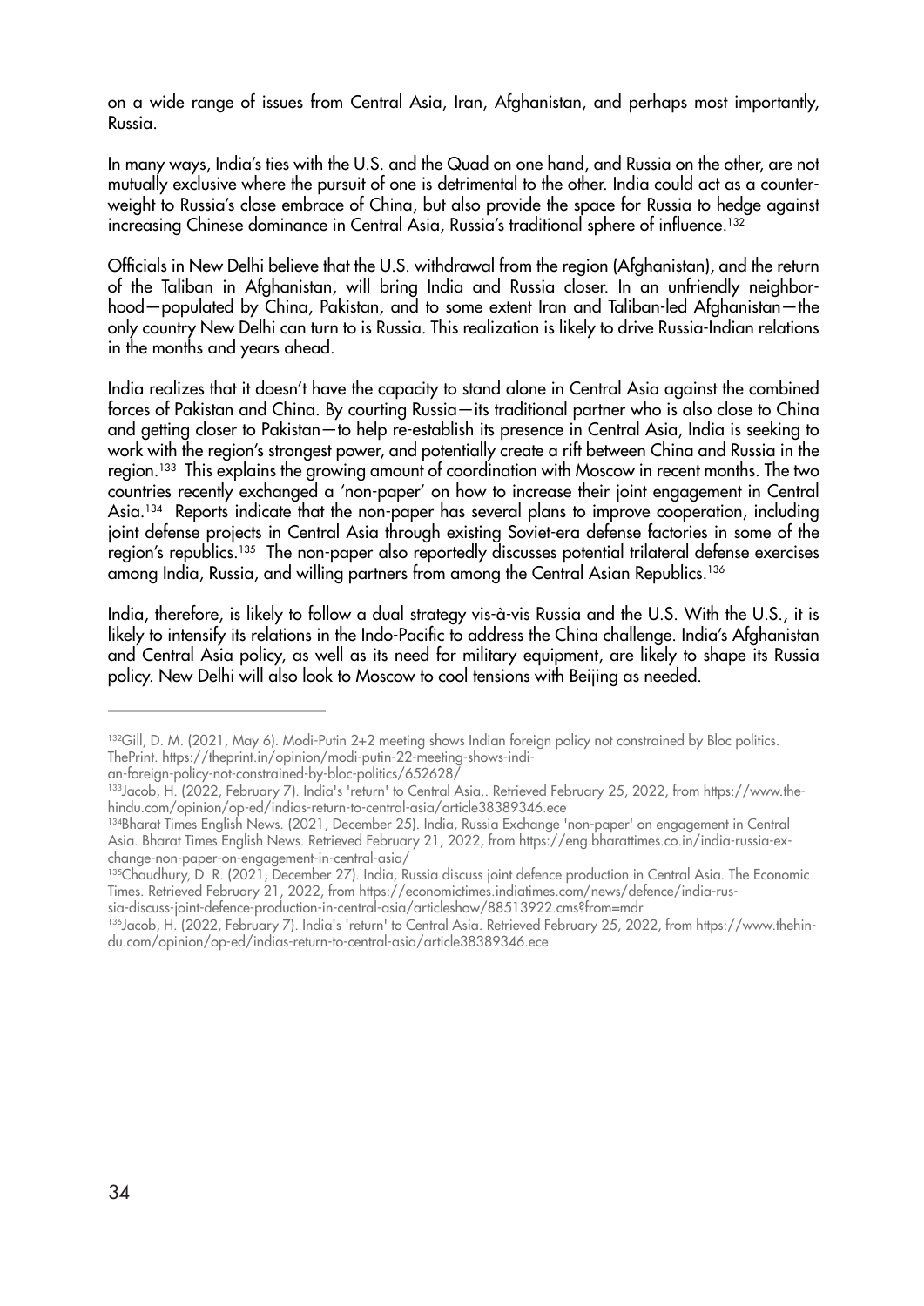on a wide range of issues from Central Asia, Iran, Afghanistan, and perhaps most importantly, Russia.

In many ways, India's ties with the U.S. and the Quad on one hand, and Russia on the other, are not mutually exclusive where the pursuit of one is detrimental to the other. India could act as a counterweight to Russia's close embrace of China, but also provide the space for Russia to hedge against increasing Chinese dominance in Central Asia, Russia's traditional sphere of influence.[132]

Officials in New Delhi believe that the U.S. withdrawal from the region (Afghanistan), and the return of the Taliban in Afghanistan, will bring India and Russia closer. In an unfriendly neighborhood—populated by China, Pakistan, and to some extent Iran and Taliban-led Afghanistan—the only country New Delhi can turn to is Russia. This realization is likely to drive Russia-Indian relations in the months and years ahead.

India realizes that it doesn't have the capacity to stand alone in Central Asia against the combined forces of Pakistan and China. By courting Russia—its traditional partner who is also close to China and getting closer to Pakistan—to help re-establish its presence in Central Asia, India is seeking to work with the region's strongest power, and potentially create a rift between China and Russia in the region.[133] This explains the growing amount of coordination with Moscow in recent months. The two countries recently exchanged a 'non-paper' on how to increase their joint engagement in Central Asia.[134] Reports indicate that the non-paper has several plans to improve cooperation, including joint defense projects in Central Asia through existing Soviet-era defense factories in some of the region's republics.[135] The non-paper also reportedly discusses potential trilateral defense exercises among India, Russia, and willing partners from among the Central Asian Republics.[136]

India, therefore, is likely to follow a dual strategy vis-à-vis Russia and the U.S. With the U.S., it is likely to intensify its relations in the Indo-Pacific to address the China challenge. India's Afghanistan and Central Asia policy, as well as its need for military equipment, are likely to shape its Russia policy. New Delhi will also look to Moscow to cool tensions with Beijing as needed.

---

[132] Gill, D. M. (2021, May 6). Modi-Putin 2+2 meeting shows Indian foreign policy not constrained by Bloc politics. ThePrint. https://theprint.in/opinion/modi-putin-22-meeting-shows-indian-foreign-policy-not-constrained-by-bloc-politics/652628/

[133] Jacob, H. (2022, February 7). India's 'return' to Central Asia.. Retrieved February 25, 2022, from https://www.thehindu.com/opinion/op-ed/indias-return-to-central-asia/article38389346.ece

[134] Bharat Times English News. (2021, December 25). India, Russia Exchange 'non-paper' on engagement in Central Asia. Bharat Times English News. Retrieved February 21, 2022, from https://eng.bharattimes.co.in/india-russia-exchange-non-paper-on-engagement-in-central-asia/

[135] Chaudhury, D. R. (2021, December 27). India, Russia discuss joint defence production in Central Asia. The Economic Times. Retrieved February 21, 2022, from https://economictimes.indiatimes.com/news/defence/india-russia-discuss-joint-defence-production-in-central-asia/articleshow/88513922.cms?from=mdr

[136] Jacob, H. (2022, February 7). India's 'return' to Central Asia. Retrieved February 25, 2022, from https://www.thehindu.com/opinion/op-ed/indias-return-to-central-asia/article38389346.ece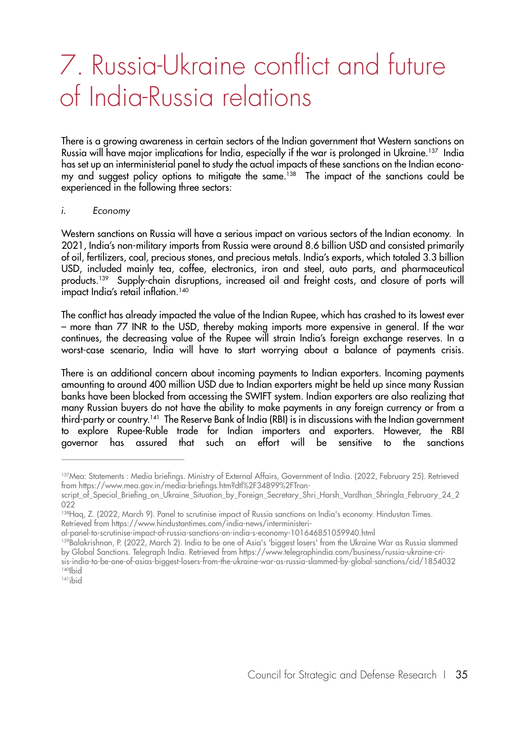# 7. Russia-Ukraine conflict and future of India-Russia relations

There is a growing awareness in certain sectors of the Indian government that Western sanctions on Russia will have major implications for India, especially if the war is prolonged in Ukraine.[137] India has set up an interministerial panel to study the actual impacts of these sanctions on the Indian economy and suggest policy options to mitigate the same.[138] The impact of the sanctions could be experienced in the following three sectors:

*i. Economy*

Western sanctions on Russia will have a serious impact on various sectors of the Indian economy. In 2021, India's non-military imports from Russia were around 8.6 billion USD and consisted primarily of oil, fertilizers, coal, precious stones, and precious metals. India's exports, which totaled 3.3 billion USD, included mainly tea, coffee, electronics, iron and steel, auto parts, and pharmaceutical products.[139] Supply-chain disruptions, increased oil and freight costs, and closure of ports will impact India's retail inflation.[140]

The conflict has already impacted the value of the Indian Rupee, which has crashed to its lowest ever – more than 77 INR to the USD, thereby making imports more expensive in general. If the war continues, the decreasing value of the Rupee will strain India's foreign exchange reserves. In a worst-case scenario, India will have to start worrying about a balance of payments crisis.

There is an additional concern about incoming payments to Indian exporters. Incoming payments amounting to around 400 million USD due to Indian exporters might be held up since many Russian banks have been blocked from accessing the SWIFT system. Indian exporters are also realizing that many Russian buyers do not have the ability to make payments in any foreign currency or from a third-party or country.[141] The Reserve Bank of India (RBI) is in discussions with the Indian government to explore Rupee-Ruble trade for Indian importers and exporters. However, the RBI governor has assured that such an effort will be sensitive to the sanctions

---

[137] Mea: Statements : Media briefings. Ministry of External Affairs, Government of India. (2022, February 25). Retrieved from https://www.mea.gov.in/media-briefings.htm?dtl%2F34899%2FTranscript_of_Special_Briefing_on_Ukraine_Situation_by_Foreign_Secretary_Shri_Harsh_Vardhan_Shringla_February_24_2022

[138] Haq, Z. (2022, March 9). Panel to scrutinise impact of Russia sanctions on India's economy. Hindustan Times. Retrieved from https://www.hindustantimes.com/india-news/interministerial-panel-to-scrutinise-impact-of-russia-sanctions-on-india-s-economy-101646851059940.html

[139] Balakrishnan, P. (2022, March 2). India to be one of Asia's 'biggest losers' from the Ukraine War as Russia slammed by Global Sanctions. Telegraph India. Retrieved from https://www.telegraphindia.com/business/russia-ukraine-crisis-india-to-be-one-of-asias-biggest-losers-from-the-ukraine-war-as-russia-slammed-by-global-sanctions/cid/1854032

[140] Ibid

[141] ibid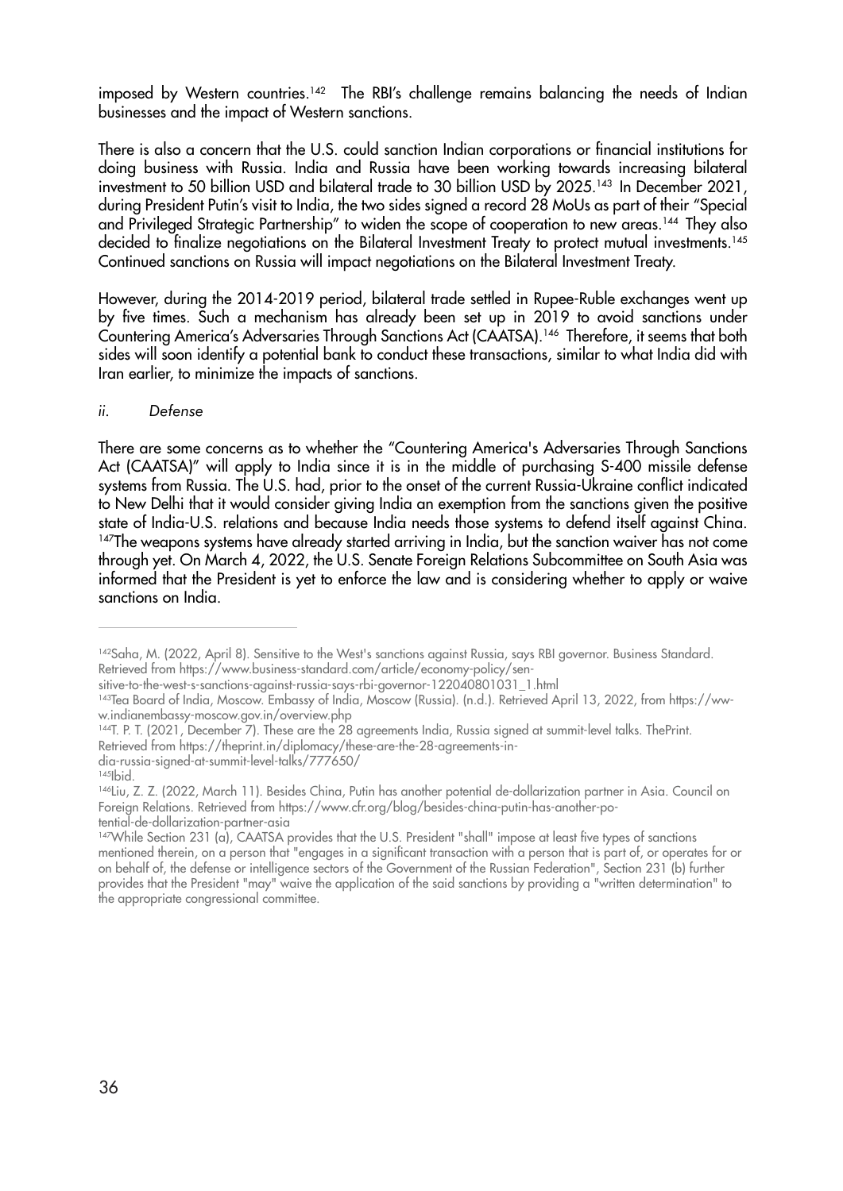imposed by Western countries.[142] The RBI's challenge remains balancing the needs of Indian businesses and the impact of Western sanctions.

There is also a concern that the U.S. could sanction Indian corporations or financial institutions for doing business with Russia. India and Russia have been working towards increasing bilateral investment to 50 billion USD and bilateral trade to 30 billion USD by 2025.[143] In December 2021, during President Putin's visit to India, the two sides signed a record 28 MoUs as part of their "Special and Privileged Strategic Partnership" to widen the scope of cooperation to new areas.[144] They also decided to finalize negotiations on the Bilateral Investment Treaty to protect mutual investments.[145] Continued sanctions on Russia will impact negotiations on the Bilateral Investment Treaty.

However, during the 2014-2019 period, bilateral trade settled in Rupee-Ruble exchanges went up by five times. Such a mechanism has already been set up in 2019 to avoid sanctions under Countering America's Adversaries Through Sanctions Act (CAATSA).[146] Therefore, it seems that both sides will soon identify a potential bank to conduct these transactions, similar to what India did with Iran earlier, to minimize the impacts of sanctions.

*ii. Defense*

There are some concerns as to whether the "Countering America's Adversaries Through Sanctions Act (CAATSA)" will apply to India since it is in the middle of purchasing S-400 missile defense systems from Russia. The U.S. had, prior to the onset of the current Russia-Ukraine conflict indicated to New Delhi that it would consider giving India an exemption from the sanctions given the positive state of India-U.S. relations and because India needs those systems to defend itself against China. [147]The weapons systems have already started arriving in India, but the sanction waiver has not come through yet. On March 4, 2022, the U.S. Senate Foreign Relations Subcommittee on South Asia was informed that the President is yet to enforce the law and is considering whether to apply or waive sanctions on India.

---

[142]Saha, M. (2022, April 8). Sensitive to the West's sanctions against Russia, says RBI governor. Business Standard. Retrieved from https://www.business-standard.com/article/economy-policy/sensitive-to-the-west-s-sanctions-against-russia-says-rbi-governor-122040801031_1.html

[143]Tea Board of India, Moscow. Embassy of India, Moscow (Russia). (n.d.). Retrieved April 13, 2022, from https://www.indianembassy-moscow.gov.in/overview.php

[144]T. P. T. (2021, December 7). These are the 28 agreements India, Russia signed at summit-level talks. ThePrint. Retrieved from https://theprint.in/diplomacy/these-are-the-28-agreements-india-russia-signed-at-summit-level-talks/777650/

[145]Ibid.

[146]Liu, Z. Z. (2022, March 11). Besides China, Putin has another potential de-dollarization partner in Asia. Council on Foreign Relations. Retrieved from https://www.cfr.org/blog/besides-china-putin-has-another-potential-de-dollarization-partner-asia

[147]While Section 231 (a), CAATSA provides that the U.S. President "shall" impose at least five types of sanctions mentioned therein, on a person that "engages in a significant transaction with a person that is part of, or operates for or on behalf of, the defense or intelligence sectors of the Government of the Russian Federation", Section 231 (b) further provides that the President "may" waive the application of the said sanctions by providing a "written determination" to the appropriate congressional committee.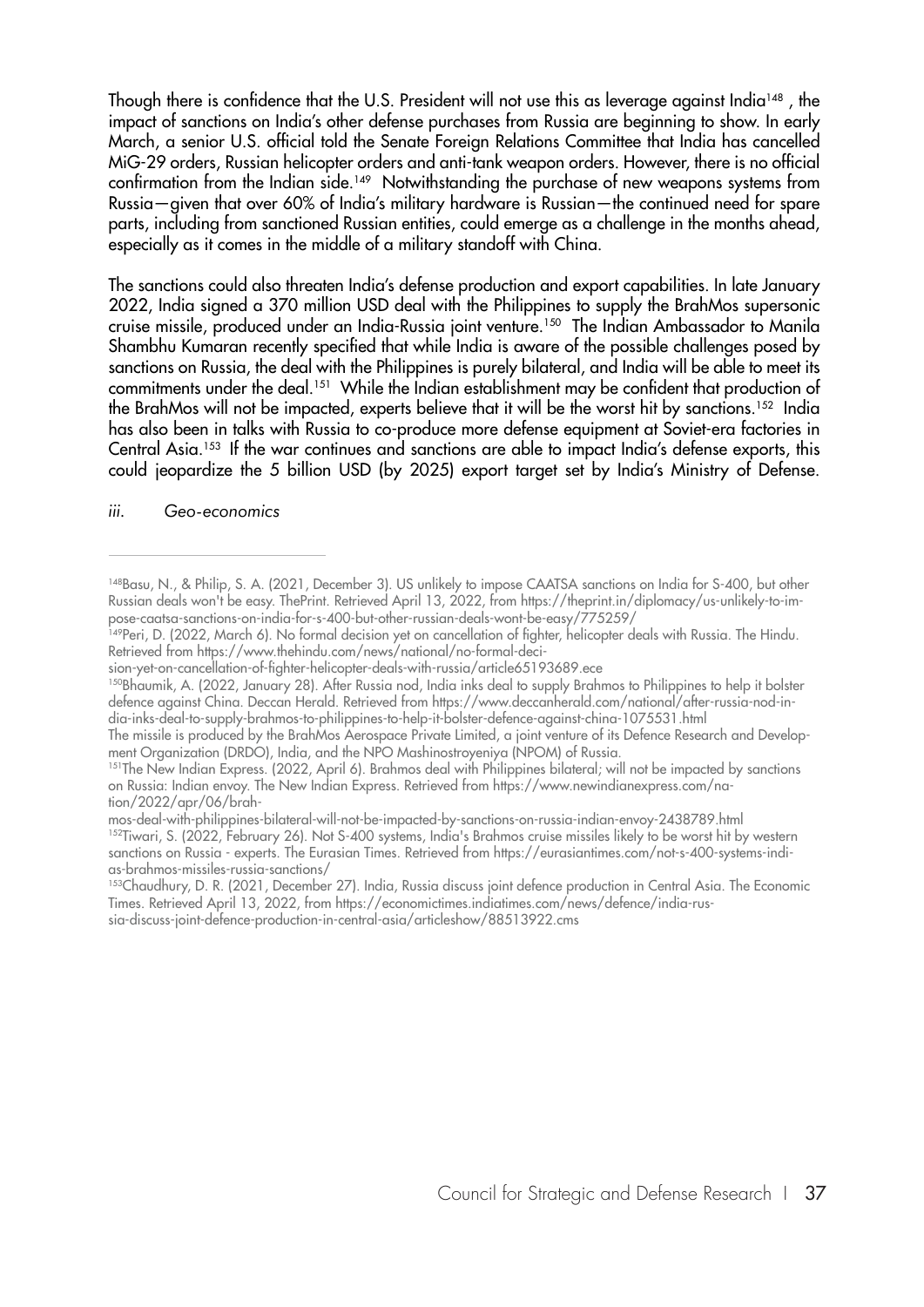Though there is confidence that the U.S. President will not use this as leverage against India[148] , the impact of sanctions on India's other defense purchases from Russia are beginning to show. In early March, a senior U.S. official told the Senate Foreign Relations Committee that India has cancelled MiG-29 orders, Russian helicopter orders and anti-tank weapon orders. However, there is no official confirmation from the Indian side.[149] Notwithstanding the purchase of new weapons systems from Russia—given that over 60% of India's military hardware is Russian—the continued need for spare parts, including from sanctioned Russian entities, could emerge as a challenge in the months ahead, especially as it comes in the middle of a military standoff with China.

The sanctions could also threaten India's defense production and export capabilities. In late January 2022, India signed a 370 million USD deal with the Philippines to supply the BrahMos supersonic cruise missile, produced under an India-Russia joint venture.[150] The Indian Ambassador to Manila Shambhu Kumaran recently specified that while India is aware of the possible challenges posed by sanctions on Russia, the deal with the Philippines is purely bilateral, and India will be able to meet its commitments under the deal.[151] While the Indian establishment may be confident that production of the BrahMos will not be impacted, experts believe that it will be the worst hit by sanctions.[152] India has also been in talks with Russia to co-produce more defense equipment at Soviet-era factories in Central Asia.[153] If the war continues and sanctions are able to impact India's defense exports, this could jeopardize the 5 billion USD (by 2025) export target set by India's Ministry of Defense.

*iii. Geo-economics*

---

[148]Basu, N., & Philip, S. A. (2021, December 3). US unlikely to impose CAATSA sanctions on India for S-400, but other Russian deals won't be easy. ThePrint. Retrieved April 13, 2022, from https://theprint.in/diplomacy/us-unlikely-to-impose-caatsa-sanctions-on-india-for-s-400-but-other-russian-deals-wont-be-easy/775259/

[149]Peri, D. (2022, March 6). No formal decision yet on cancellation of fighter, helicopter deals with Russia. The Hindu. Retrieved from https://www.thehindu.com/news/national/no-formal-decision-yet-on-cancellation-of-fighter-helicopter-deals-with-russia/article65193689.ece

[150]Bhaumik, A. (2022, January 28). After Russia nod, India inks deal to supply Brahmos to Philippines to help it bolster defence against China. Deccan Herald. Retrieved from https://www.deccanherald.com/national/after-russia-nod-india-inks-deal-to-supply-brahmos-to-philippines-to-help-it-bolster-defence-against-china-1075531.html
The missile is produced by the BrahMos Aerospace Private Limited, a joint venture of its Defence Research and Development Organization (DRDO), India, and the NPO Mashinostroyeniya (NPOM) of Russia.

[151]The New Indian Express. (2022, April 6). Brahmos deal with Philippines bilateral; will not be impacted by sanctions on Russia: Indian envoy. The New Indian Express. Retrieved from https://www.newindianexpress.com/nation/2022/apr/06/brahmos-deal-with-philippines-bilateral-will-not-be-impacted-by-sanctions-on-russia-indian-envoy-2438789.html

[152]Tiwari, S. (2022, February 26). Not S-400 systems, India's Brahmos cruise missiles likely to be worst hit by western sanctions on Russia - experts. The Eurasian Times. Retrieved from https://eurasiantimes.com/not-s-400-systems-indias-brahmos-missiles-russia-sanctions/

[153]Chaudhury, D. R. (2021, December 27). India, Russia discuss joint defence production in Central Asia. The Economic Times. Retrieved April 13, 2022, from https://economictimes.indiatimes.com/news/defence/india-russia-discuss-joint-defence-production-in-central-asia/articleshow/88513922.cms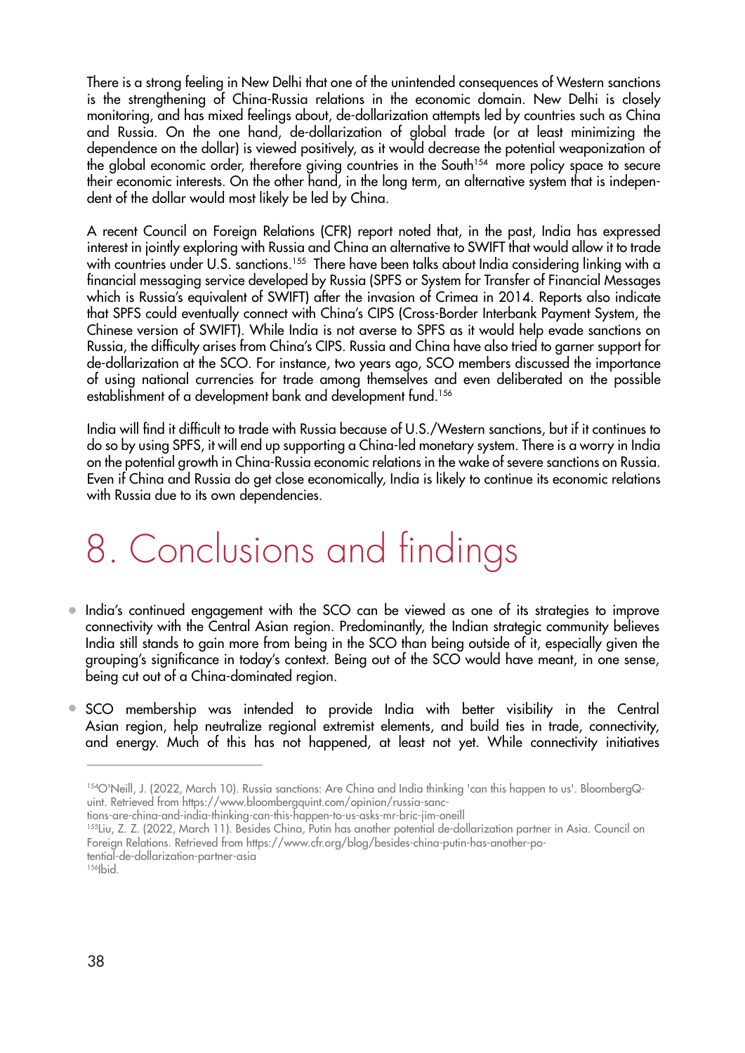There is a strong feeling in New Delhi that one of the unintended consequences of Western sanctions is the strengthening of China-Russia relations in the economic domain. New Delhi is closely monitoring, and has mixed feelings about, de-dollarization attempts led by countries such as China and Russia. On the one hand, de-dollarization of global trade (or at least minimizing the dependence on the dollar) is viewed positively, as it would decrease the potential weaponization of the global economic order, therefore giving countries in the South[154] more policy space to secure their economic interests. On the other hand, in the long term, an alternative system that is independent of the dollar would most likely be led by China.

A recent Council on Foreign Relations (CFR) report noted that, in the past, India has expressed interest in jointly exploring with Russia and China an alternative to SWIFT that would allow it to trade with countries under U.S. sanctions.[155] There have been talks about India considering linking with a financial messaging service developed by Russia (SPFS or System for Transfer of Financial Messages which is Russia's equivalent of SWIFT) after the invasion of Crimea in 2014. Reports also indicate that SPFS could eventually connect with China's CIPS (Cross-Border Interbank Payment System, the Chinese version of SWIFT). While India is not averse to SPFS as it would help evade sanctions on Russia, the difficulty arises from China's CIPS. Russia and China have also tried to garner support for de-dollarization at the SCO. For instance, two years ago, SCO members discussed the importance of using national currencies for trade among themselves and even deliberated on the possible establishment of a development bank and development fund.[156]

India will find it difficult to trade with Russia because of U.S./Western sanctions, but if it continues to do so by using SPFS, it will end up supporting a China-led monetary system. There is a worry in India on the potential growth in China-Russia economic relations in the wake of severe sanctions on Russia. Even if China and Russia do get close economically, India is likely to continue its economic relations with Russia due to its own dependencies.

# 8. Conclusions and findings

- India's continued engagement with the SCO can be viewed as one of its strategies to improve connectivity with the Central Asian region. Predominantly, the Indian strategic community believes India still stands to gain more from being in the SCO than being outside of it, especially given the grouping's significance in today's context. Being out of the SCO would have meant, in one sense, being cut out of a China-dominated region.
- SCO membership was intended to provide India with better visibility in the Central Asian region, help neutralize regional extremist elements, and build ties in trade, connectivity, and energy. Much of this has not happened, at least not yet. While connectivity initiatives

---

[154] O'Neill, J. (2022, March 10). Russia sanctions: Are China and India thinking 'can this happen to us'. BloombergQuint. Retrieved from https://www.bloombergquint.com/opinion/russia-sanctions-are-china-and-india-thinking-can-this-happen-to-us-asks-mr-bric-jim-oneill

[155] Liu, Z. Z. (2022, March 11). Besides China, Putin has another potential de-dollarization partner in Asia. Council on Foreign Relations. Retrieved from https://www.cfr.org/blog/besides-china-putin-has-another-potential-de-dollarization-partner-asia

[156] Ibid.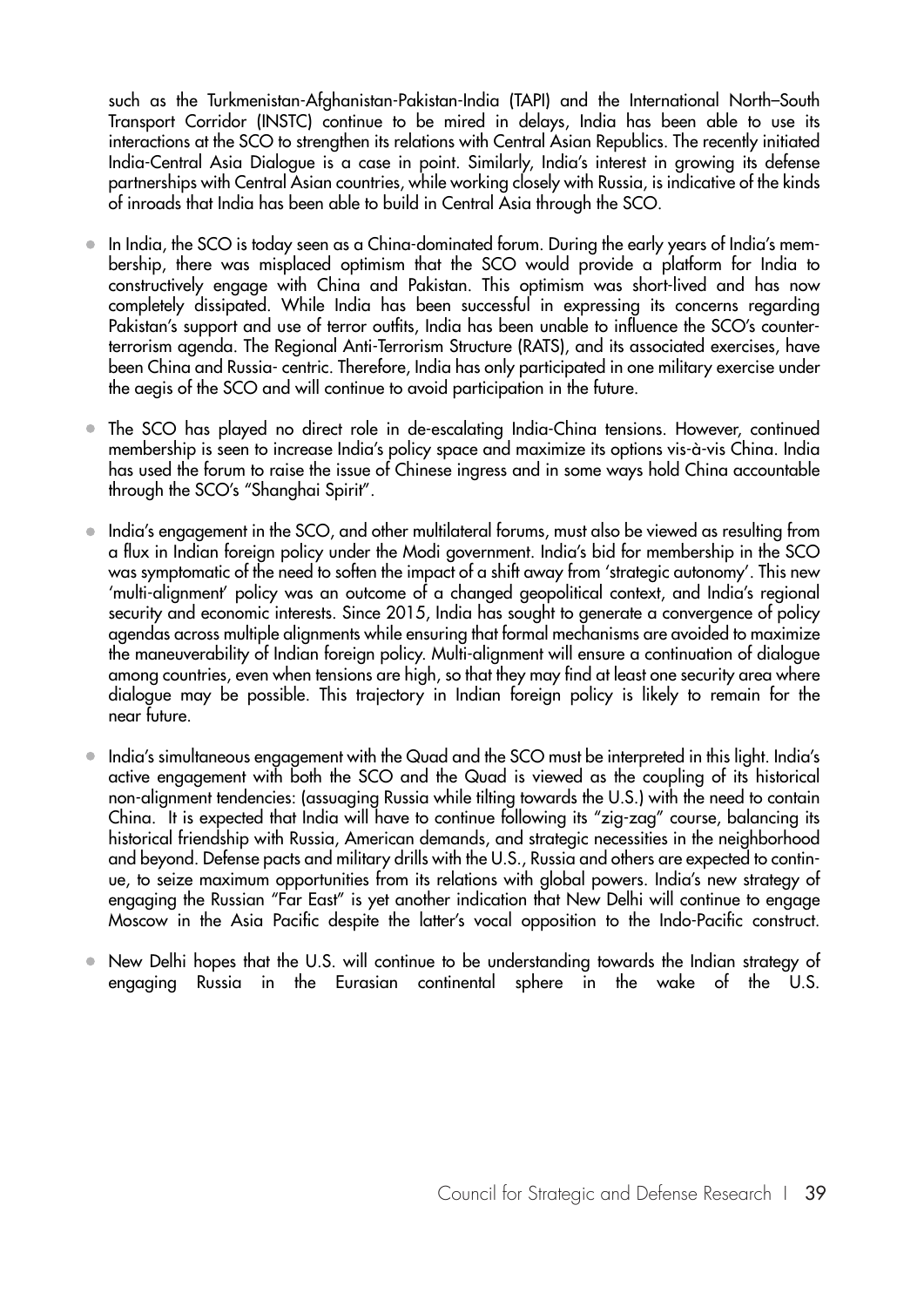such as the Turkmenistan-Afghanistan-Pakistan-India (TAPI) and the International North–South Transport Corridor (INSTC) continue to be mired in delays, India has been able to use its interactions at the SCO to strengthen its relations with Central Asian Republics. The recently initiated India-Central Asia Dialogue is a case in point. Similarly, India's interest in growing its defense partnerships with Central Asian countries, while working closely with Russia, is indicative of the kinds of inroads that India has been able to build in Central Asia through the SCO.

- In India, the SCO is today seen as a China-dominated forum. During the early years of India's membership, there was misplaced optimism that the SCO would provide a platform for India to constructively engage with China and Pakistan. This optimism was short-lived and has now completely dissipated. While India has been successful in expressing its concerns regarding Pakistan's support and use of terror outfits, India has been unable to influence the SCO's counter-terrorism agenda. The Regional Anti-Terrorism Structure (RATS), and its associated exercises, have been China and Russia- centric. Therefore, India has only participated in one military exercise under the aegis of the SCO and will continue to avoid participation in the future.

- The SCO has played no direct role in de-escalating India-China tensions. However, continued membership is seen to increase India's policy space and maximize its options vis-à-vis China. India has used the forum to raise the issue of Chinese ingress and in some ways hold China accountable through the SCO's "Shanghai Spirit".

- India's engagement in the SCO, and other multilateral forums, must also be viewed as resulting from a flux in Indian foreign policy under the Modi government. India's bid for membership in the SCO was symptomatic of the need to soften the impact of a shift away from 'strategic autonomy'. This new 'multi-alignment' policy was an outcome of a changed geopolitical context, and India's regional security and economic interests. Since 2015, India has sought to generate a convergence of policy agendas across multiple alignments while ensuring that formal mechanisms are avoided to maximize the maneuverability of Indian foreign policy. Multi-alignment will ensure a continuation of dialogue among countries, even when tensions are high, so that they may find at least one security area where dialogue may be possible. This trajectory in Indian foreign policy is likely to remain for the near future.

- India's simultaneous engagement with the Quad and the SCO must be interpreted in this light. India's active engagement with both the SCO and the Quad is viewed as the coupling of its historical non-alignment tendencies: (assuaging Russia while tilting towards the U.S.) with the need to contain China. It is expected that India will have to continue following its "zig-zag" course, balancing its historical friendship with Russia, American demands, and strategic necessities in the neighborhood and beyond. Defense pacts and military drills with the U.S., Russia and others are expected to continue, to seize maximum opportunities from its relations with global powers. India's new strategy of engaging the Russian "Far East" is yet another indication that New Delhi will continue to engage Moscow in the Asia Pacific despite the latter's vocal opposition to the Indo-Pacific construct.

- New Delhi hopes that the U.S. will continue to be understanding towards the Indian strategy of engaging Russia in the Eurasian continental sphere in the wake of the U.S.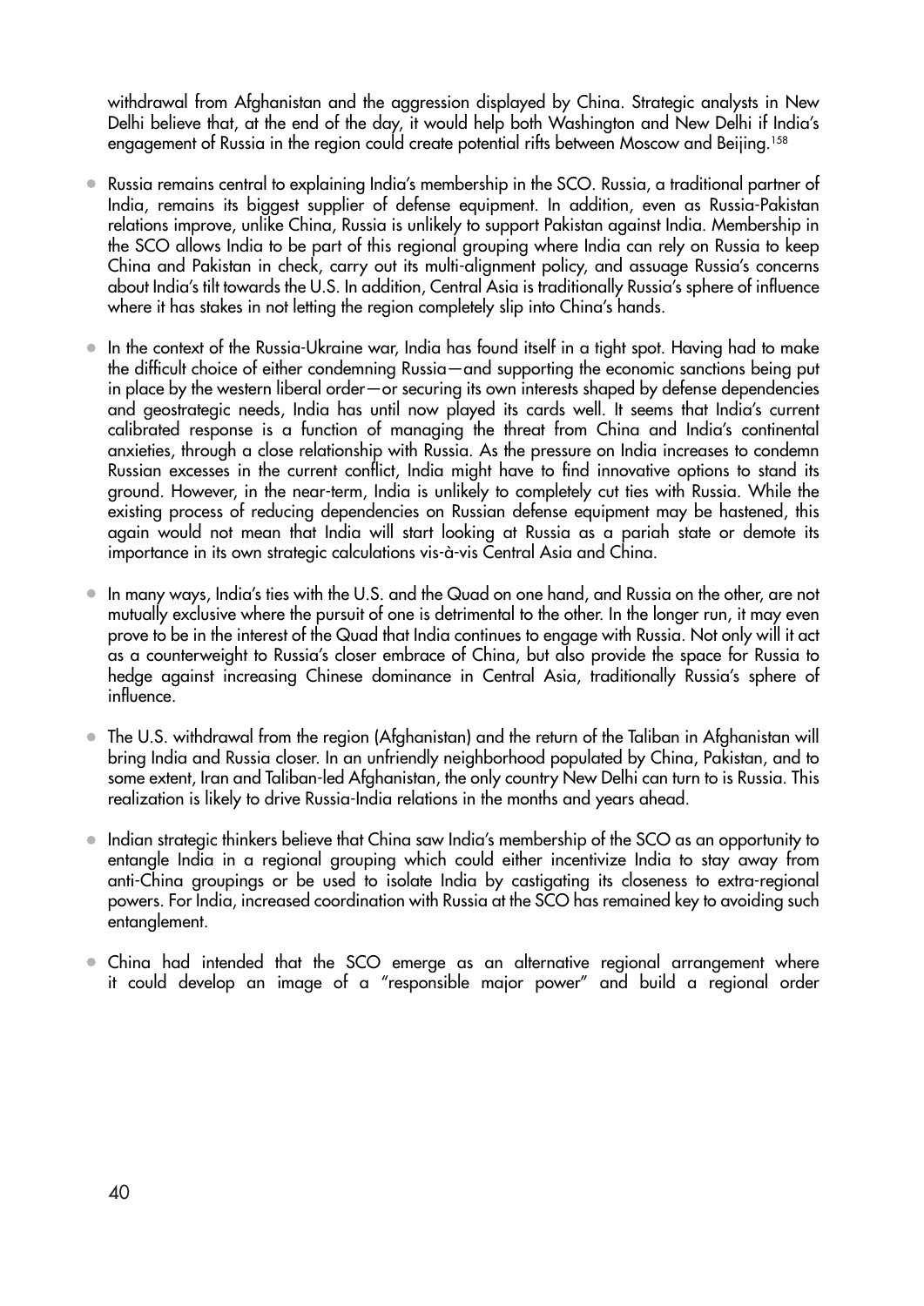withdrawal from Afghanistan and the aggression displayed by China. Strategic analysts in New Delhi believe that, at the end of the day, it would help both Washington and New Delhi if India's engagement of Russia in the region could create potential rifts between Moscow and Beijing.[158]

- Russia remains central to explaining India's membership in the SCO. Russia, a traditional partner of India, remains its biggest supplier of defense equipment. In addition, even as Russia-Pakistan relations improve, unlike China, Russia is unlikely to support Pakistan against India. Membership in the SCO allows India to be part of this regional grouping where India can rely on Russia to keep China and Pakistan in check, carry out its multi-alignment policy, and assuage Russia's concerns about India's tilt towards the U.S. In addition, Central Asia is traditionally Russia's sphere of influence where it has stakes in not letting the region completely slip into China's hands.

- In the context of the Russia-Ukraine war, India has found itself in a tight spot. Having had to make the difficult choice of either condemning Russia—and supporting the economic sanctions being put in place by the western liberal order—or securing its own interests shaped by defense dependencies and geostrategic needs, India has until now played its cards well. It seems that India's current calibrated response is a function of managing the threat from China and India's continental anxieties, through a close relationship with Russia. As the pressure on India increases to condemn Russian excesses in the current conflict, India might have to find innovative options to stand its ground. However, in the near-term, India is unlikely to completely cut ties with Russia. While the existing process of reducing dependencies on Russian defense equipment may be hastened, this again would not mean that India will start looking at Russia as a pariah state or demote its importance in its own strategic calculations vis-à-vis Central Asia and China.

- In many ways, India's ties with the U.S. and the Quad on one hand, and Russia on the other, are not mutually exclusive where the pursuit of one is detrimental to the other. In the longer run, it may even prove to be in the interest of the Quad that India continues to engage with Russia. Not only will it act as a counterweight to Russia's closer embrace of China, but also provide the space for Russia to hedge against increasing Chinese dominance in Central Asia, traditionally Russia's sphere of influence.

- The U.S. withdrawal from the region (Afghanistan) and the return of the Taliban in Afghanistan will bring India and Russia closer. In an unfriendly neighborhood populated by China, Pakistan, and to some extent, Iran and Taliban-led Afghanistan, the only country New Delhi can turn to is Russia. This realization is likely to drive Russia-India relations in the months and years ahead.

- Indian strategic thinkers believe that China saw India's membership of the SCO as an opportunity to entangle India in a regional grouping which could either incentivize India to stay away from anti-China groupings or be used to isolate India by castigating its closeness to extra-regional powers. For India, increased coordination with Russia at the SCO has remained key to avoiding such entanglement.

- China had intended that the SCO emerge as an alternative regional arrangement where it could develop an image of a "responsible major power" and build a regional order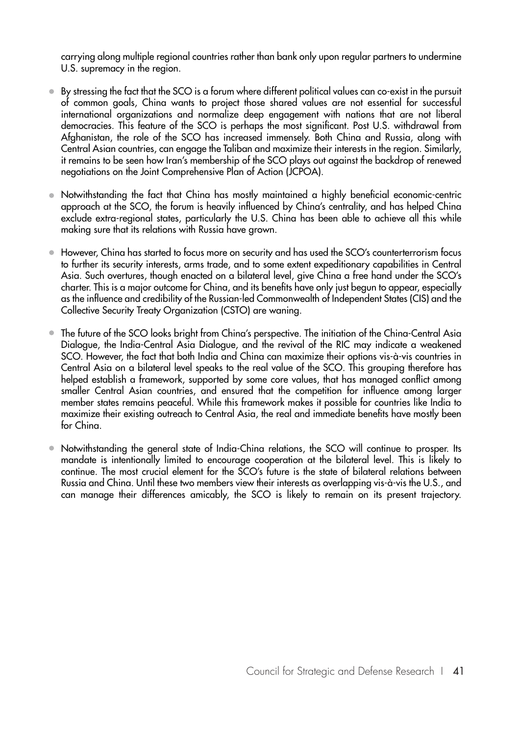carrying along multiple regional countries rather than bank only upon regular partners to undermine U.S. supremacy in the region.

- By stressing the fact that the SCO is a forum where different political values can co-exist in the pursuit of common goals, China wants to project those shared values are not essential for successful international organizations and normalize deep engagement with nations that are not liberal democracies. This feature of the SCO is perhaps the most significant. Post U.S. withdrawal from Afghanistan, the role of the SCO has increased immensely. Both China and Russia, along with Central Asian countries, can engage the Taliban and maximize their interests in the region. Similarly, it remains to be seen how Iran's membership of the SCO plays out against the backdrop of renewed negotiations on the Joint Comprehensive Plan of Action (JCPOA).

- Notwithstanding the fact that China has mostly maintained a highly beneficial economic-centric approach at the SCO, the forum is heavily influenced by China's centrality, and has helped China exclude extra-regional states, particularly the U.S. China has been able to achieve all this while making sure that its relations with Russia have grown.

- However, China has started to focus more on security and has used the SCO's counterterrorism focus to further its security interests, arms trade, and to some extent expeditionary capabilities in Central Asia. Such overtures, though enacted on a bilateral level, give China a free hand under the SCO's charter. This is a major outcome for China, and its benefits have only just begun to appear, especially as the influence and credibility of the Russian-led Commonwealth of Independent States (CIS) and the Collective Security Treaty Organization (CSTO) are waning.

- The future of the SCO looks bright from China's perspective. The initiation of the China-Central Asia Dialogue, the India-Central Asia Dialogue, and the revival of the RIC may indicate a weakened SCO. However, the fact that both India and China can maximize their options vis-à-vis countries in Central Asia on a bilateral level speaks to the real value of the SCO. This grouping therefore has helped establish a framework, supported by some core values, that has managed conflict among smaller Central Asian countries, and ensured that the competition for influence among larger member states remains peaceful. While this framework makes it possible for countries like India to maximize their existing outreach to Central Asia, the real and immediate benefits have mostly been for China.

- Notwithstanding the general state of India-China relations, the SCO will continue to prosper. Its mandate is intentionally limited to encourage cooperation at the bilateral level. This is likely to continue. The most crucial element for the SCO's future is the state of bilateral relations between Russia and China. Until these two members view their interests as overlapping vis-à-vis the U.S., and can manage their differences amicably, the SCO is likely to remain on its present trajectory.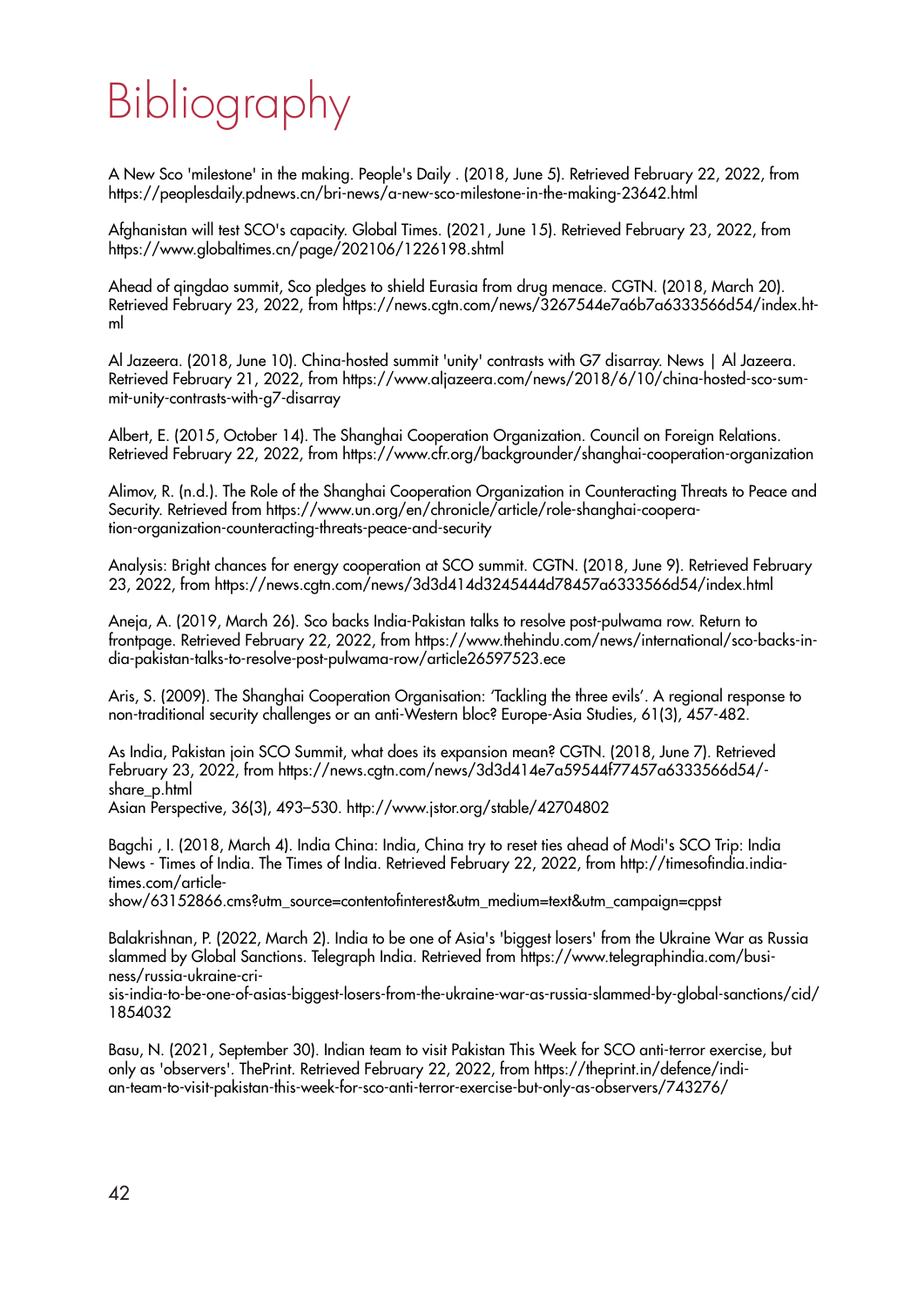# Bibliography

A New Sco 'milestone' in the making. People's Daily . (2018, June 5). Retrieved February 22, 2022, from https://peoplesdaily.pdnews.cn/bri-news/a-new-sco-milestone-in-the-making-23642.html

Afghanistan will test SCO's capacity. Global Times. (2021, June 15). Retrieved February 23, 2022, from https://www.globaltimes.cn/page/202106/1226198.shtml

Ahead of qingdao summit, Sco pledges to shield Eurasia from drug menace. CGTN. (2018, March 20). Retrieved February 23, 2022, from https://news.cgtn.com/news/3267544e7a6b7a6333566d54/index.html

Al Jazeera. (2018, June 10). China-hosted summit 'unity' contrasts with G7 disarray. News | Al Jazeera. Retrieved February 21, 2022, from https://www.aljazeera.com/news/2018/6/10/china-hosted-sco-summit-unity-contrasts-with-g7-disarray

Albert, E. (2015, October 14). The Shanghai Cooperation Organization. Council on Foreign Relations. Retrieved February 22, 2022, from https://www.cfr.org/backgrounder/shanghai-cooperation-organization

Alimov, R. (n.d.). The Role of the Shanghai Cooperation Organization in Counteracting Threats to Peace and Security. Retrieved from https://www.un.org/en/chronicle/article/role-shanghai-cooperation-organization-counteracting-threats-peace-and-security

Analysis: Bright chances for energy cooperation at SCO summit. CGTN. (2018, June 9). Retrieved February 23, 2022, from https://news.cgtn.com/news/3d3d414d3245444d78457a6333566d54/index.html

Aneja, A. (2019, March 26). Sco backs India-Pakistan talks to resolve post-pulwama row. Return to frontpage. Retrieved February 22, 2022, from https://www.thehindu.com/news/international/sco-backs-india-pakistan-talks-to-resolve-post-pulwama-row/article26597523.ece

Aris, S. (2009). The Shanghai Cooperation Organisation: 'Tackling the three evils'. A regional response to non-traditional security challenges or an anti-Western bloc? Europe-Asia Studies, 61(3), 457-482.

As India, Pakistan join SCO Summit, what does its expansion mean? CGTN. (2018, June 7). Retrieved February 23, 2022, from https://news.cgtn.com/news/3d3d414e7a59544f77457a6333566d54/share_p.html
Asian Perspective, 36(3), 493–530. http://www.jstor.org/stable/42704802

Bagchi , I. (2018, March 4). India China: India, China try to reset ties ahead of Modi's SCO Trip: India News - Times of India. The Times of India. Retrieved February 22, 2022, from http://timesofindia.indiatimes.com/articleshow/63152866.cms?utm_source=contentofinterest&utm_medium=text&utm_campaign=cppst

Balakrishnan, P. (2022, March 2). India to be one of Asia's 'biggest losers' from the Ukraine War as Russia slammed by Global Sanctions. Telegraph India. Retrieved from https://www.telegraphindia.com/business/russia-ukraine-crisis-india-to-be-one-of-asias-biggest-losers-from-the-ukraine-war-as-russia-slammed-by-global-sanctions/cid/1854032

Basu, N. (2021, September 30). Indian team to visit Pakistan This Week for SCO anti-terror exercise, but only as 'observers'. ThePrint. Retrieved February 22, 2022, from https://theprint.in/defence/indian-team-to-visit-pakistan-this-week-for-sco-anti-terror-exercise-but-only-as-observers/743276/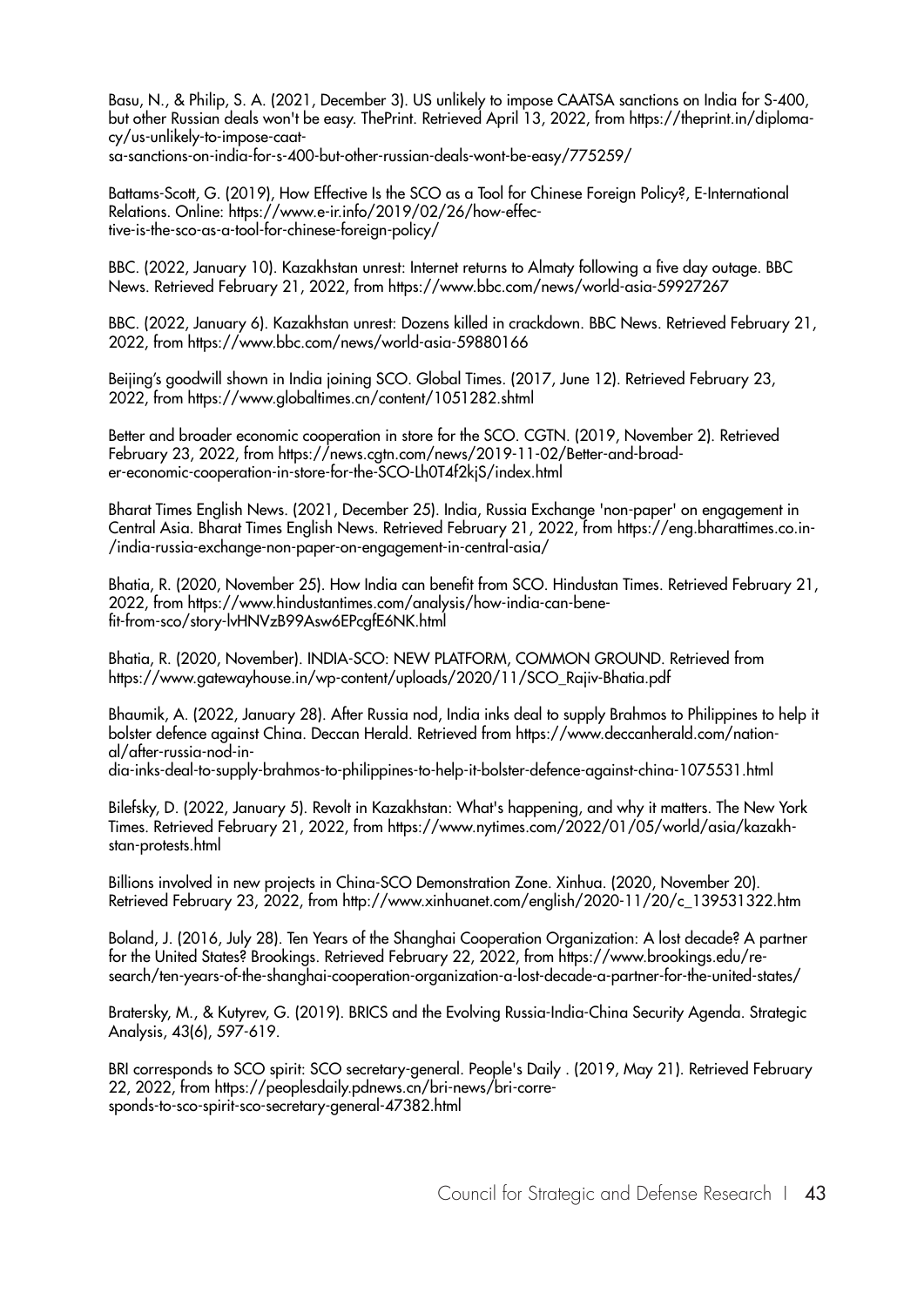Basu, N., & Philip, S. A. (2021, December 3). US unlikely to impose CAATSA sanctions on India for S-400, but other Russian deals won't be easy. ThePrint. Retrieved April 13, 2022, from https://theprint.in/diplomacy/us-unlikely-to-impose-caatsa-sanctions-on-india-for-s-400-but-other-russian-deals-wont-be-easy/775259/

Battams-Scott, G. (2019), How Effective Is the SCO as a Tool for Chinese Foreign Policy?, E-International Relations. Online: https://www.e-ir.info/2019/02/26/how-effective-is-the-sco-as-a-tool-for-chinese-foreign-policy/

BBC. (2022, January 10). Kazakhstan unrest: Internet returns to Almaty following a five day outage. BBC News. Retrieved February 21, 2022, from https://www.bbc.com/news/world-asia-59927267

BBC. (2022, January 6). Kazakhstan unrest: Dozens killed in crackdown. BBC News. Retrieved February 21, 2022, from https://www.bbc.com/news/world-asia-59880166

Beijing's goodwill shown in India joining SCO. Global Times. (2017, June 12). Retrieved February 23, 2022, from https://www.globaltimes.cn/content/1051282.shtml

Better and broader economic cooperation in store for the SCO. CGTN. (2019, November 2). Retrieved February 23, 2022, from https://news.cgtn.com/news/2019-11-02/Better-and-broader-economic-cooperation-in-store-for-the-SCO-Lh0T4f2kjS/index.html

Bharat Times English News. (2021, December 25). India, Russia Exchange 'non-paper' on engagement in Central Asia. Bharat Times English News. Retrieved February 21, 2022, from https://eng.bharattimes.co.in-/india-russia-exchange-non-paper-on-engagement-in-central-asia/

Bhatia, R. (2020, November 25). How India can benefit from SCO. Hindustan Times. Retrieved February 21, 2022, from https://www.hindustantimes.com/analysis/how-india-can-benefit-from-sco/story-lvHNVzB99Asw6EPcgfE6NK.html

Bhatia, R. (2020, November). INDIA-SCO: NEW PLATFORM, COMMON GROUND. Retrieved from https://www.gatewayhouse.in/wp-content/uploads/2020/11/SCO_Rajiv-Bhatia.pdf

Bhaumik, A. (2022, January 28). After Russia nod, India inks deal to supply Brahmos to Philippines to help it bolster defence against China. Deccan Herald. Retrieved from https://www.deccanherald.com/national/after-russia-nod-india-inks-deal-to-supply-brahmos-to-philippines-to-help-it-bolster-defence-against-china-1075531.html

Bilefsky, D. (2022, January 5). Revolt in Kazakhstan: What's happening, and why it matters. The New York Times. Retrieved February 21, 2022, from https://www.nytimes.com/2022/01/05/world/asia/kazakhstan-protests.html

Billions involved in new projects in China-SCO Demonstration Zone. Xinhua. (2020, November 20). Retrieved February 23, 2022, from http://www.xinhuanet.com/english/2020-11/20/c_139531322.htm

Boland, J. (2016, July 28). Ten Years of the Shanghai Cooperation Organization: A lost decade? A partner for the United States? Brookings. Retrieved February 22, 2022, from https://www.brookings.edu/research/ten-years-of-the-shanghai-cooperation-organization-a-lost-decade-a-partner-for-the-united-states/

Bratersky, M., & Kutyrev, G. (2019). BRICS and the Evolving Russia-India-China Security Agenda. Strategic Analysis, 43(6), 597-619.

BRI corresponds to SCO spirit: SCO secretary-general. People's Daily . (2019, May 21). Retrieved February 22, 2022, from https://peoplesdaily.pdnews.cn/bri-news/bri-corresponds-to-sco-spirit-sco-secretary-general-47382.html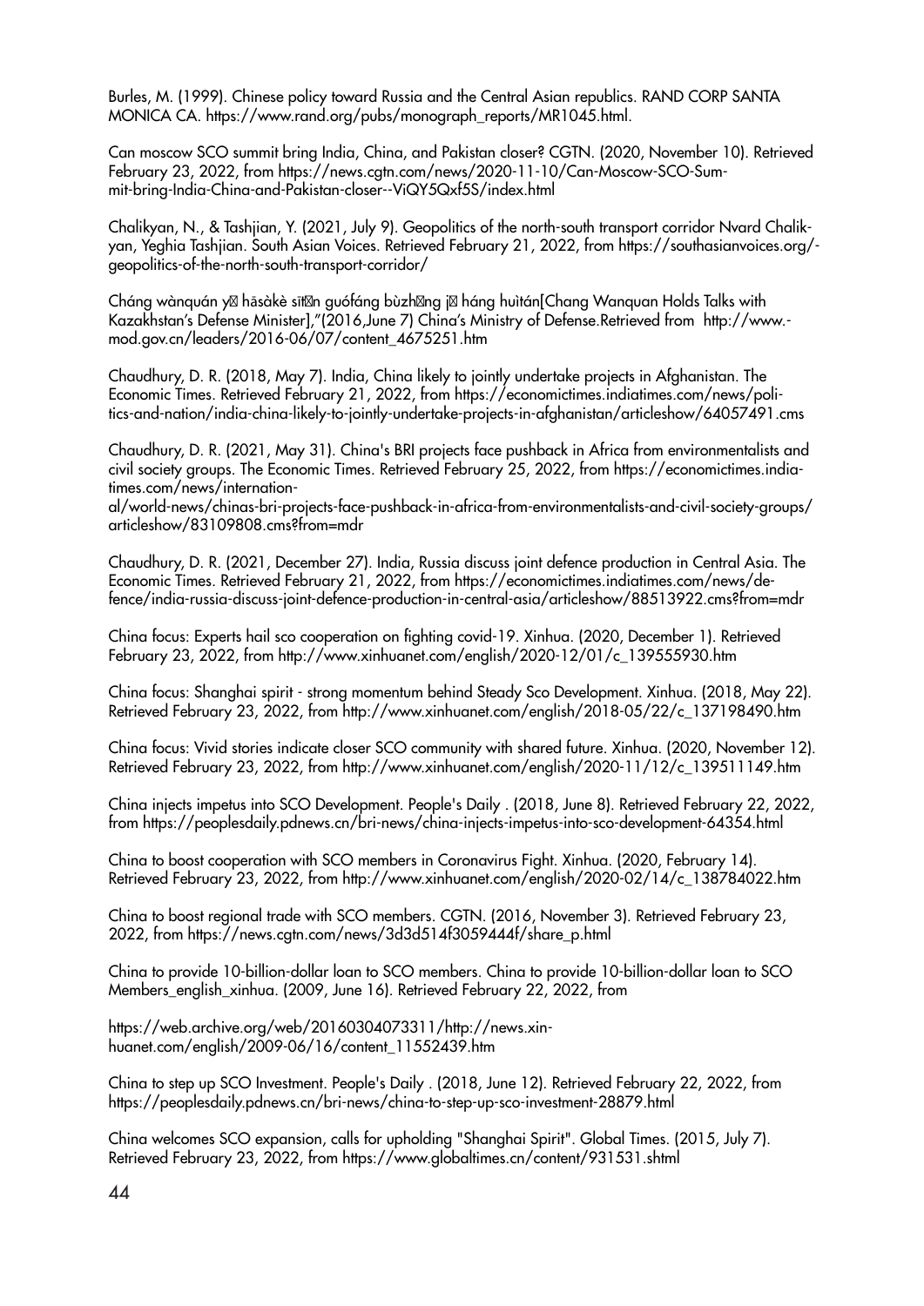Burles, M. (1999). Chinese policy toward Russia and the Central Asian republics. RAND CORP SANTA MONICA CA. https://www.rand.org/pubs/monograph_reports/MR1045.html.

Can moscow SCO summit bring India, China, and Pakistan closer? CGTN. (2020, November 10). Retrieved February 23, 2022, from https://news.cgtn.com/news/2020-11-10/Can-Moscow-SCO-Summit-bring-India-China-and-Pakistan-closer--ViQY5Qxf5S/index.html

Chalikyan, N., & Tashjian, Y. (2021, July 9). Geopolitics of the north-south transport corridor Nvard Chalikyan, Yeghia Tashjian. South Asian Voices. Retrieved February 21, 2022, from https://southasianvoices.org/geopolitics-of-the-north-south-transport-corridor/

Cháng wànquán y� hāsàkè sīt�n guófáng bùzh�ng j� háng huìtán[Chang Wanquan Holds Talks with Kazakhstan's Defense Minister],"(2016,June 7) China's Ministry of Defense.Retrieved from http://www.mod.gov.cn/leaders/2016-06/07/content_4675251.htm

Chaudhury, D. R. (2018, May 7). India, China likely to jointly undertake projects in Afghanistan. The Economic Times. Retrieved February 21, 2022, from https://economictimes.indiatimes.com/news/politics-and-nation/india-china-likely-to-jointly-undertake-projects-in-afghanistan/articleshow/64057491.cms

Chaudhury, D. R. (2021, May 31). China's BRI projects face pushback in Africa from environmentalists and civil society groups. The Economic Times. Retrieved February 25, 2022, from https://economictimes.indiatimes.com/news/international/world-news/chinas-bri-projects-face-pushback-in-africa-from-environmentalists-and-civil-society-groups/articleshow/83109808.cms?from=mdr

Chaudhury, D. R. (2021, December 27). India, Russia discuss joint defence production in Central Asia. The Economic Times. Retrieved February 21, 2022, from https://economictimes.indiatimes.com/news/defence/india-russia-discuss-joint-defence-production-in-central-asia/articleshow/88513922.cms?from=mdr

China focus: Experts hail sco cooperation on fighting covid-19. Xinhua. (2020, December 1). Retrieved February 23, 2022, from http://www.xinhuanet.com/english/2020-12/01/c_139555930.htm

China focus: Shanghai spirit - strong momentum behind Steady Sco Development. Xinhua. (2018, May 22). Retrieved February 23, 2022, from http://www.xinhuanet.com/english/2018-05/22/c_137198490.htm

China focus: Vivid stories indicate closer SCO community with shared future. Xinhua. (2020, November 12). Retrieved February 23, 2022, from http://www.xinhuanet.com/english/2020-11/12/c_139511149.htm

China injects impetus into SCO Development. People's Daily . (2018, June 8). Retrieved February 22, 2022, from https://peoplesdaily.pdnews.cn/bri-news/china-injects-impetus-into-sco-development-64354.html

China to boost cooperation with SCO members in Coronavirus Fight. Xinhua. (2020, February 14). Retrieved February 23, 2022, from http://www.xinhuanet.com/english/2020-02/14/c_138784022.htm

China to boost regional trade with SCO members. CGTN. (2016, November 3). Retrieved February 23, 2022, from https://news.cgtn.com/news/3d3d514f3059444f/share_p.html

China to provide 10-billion-dollar loan to SCO members. China to provide 10-billion-dollar loan to SCO Members_english_xinhua. (2009, June 16). Retrieved February 22, 2022, from

https://web.archive.org/web/20160304073311/http://news.xinhuanet.com/english/2009-06/16/content_11552439.htm

China to step up SCO Investment. People's Daily . (2018, June 12). Retrieved February 22, 2022, from https://peoplesdaily.pdnews.cn/bri-news/china-to-step-up-sco-investment-28879.html

China welcomes SCO expansion, calls for upholding "Shanghai Spirit". Global Times. (2015, July 7). Retrieved February 23, 2022, from https://www.globaltimes.cn/content/931531.shtml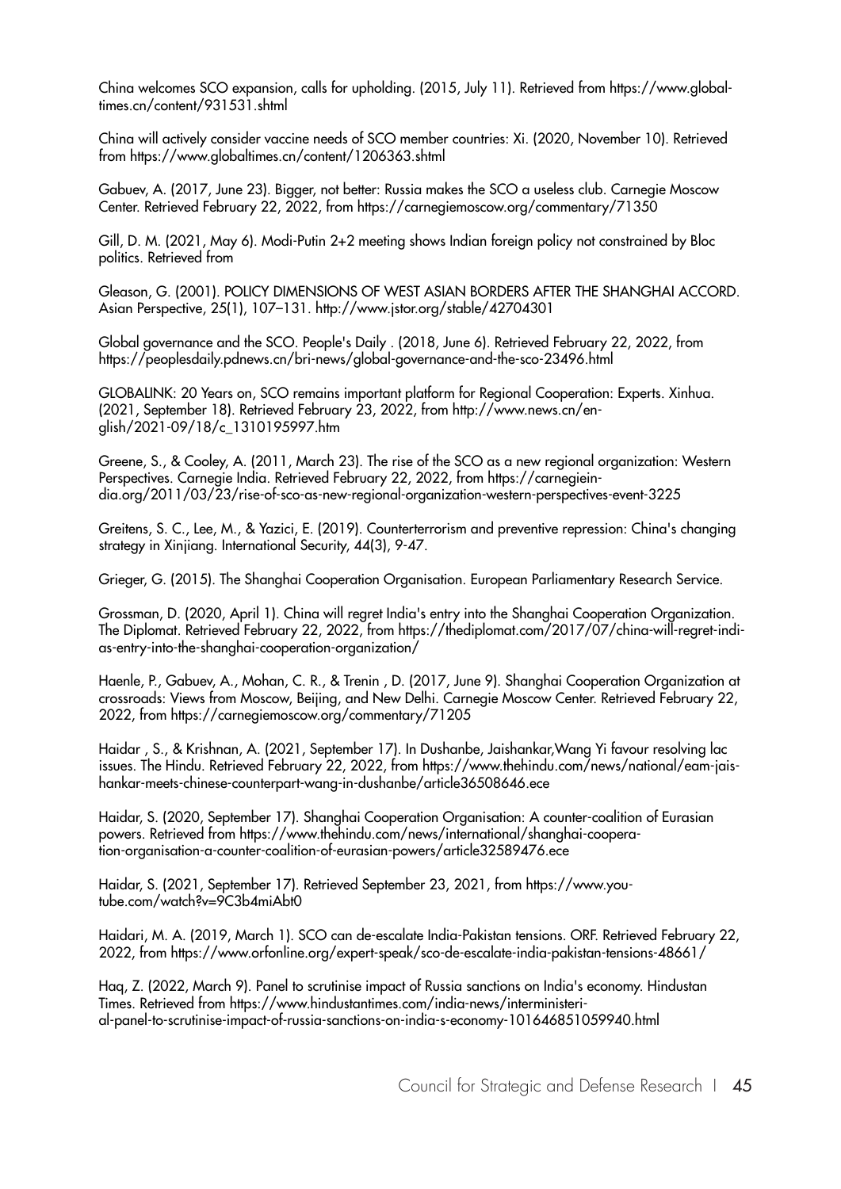China welcomes SCO expansion, calls for upholding. (2015, July 11). Retrieved from https://www.globaltimes.cn/content/931531.shtml

China will actively consider vaccine needs of SCO member countries: Xi. (2020, November 10). Retrieved from https://www.globaltimes.cn/content/1206363.shtml

Gabuev, A. (2017, June 23). Bigger, not better: Russia makes the SCO a useless club. Carnegie Moscow Center. Retrieved February 22, 2022, from https://carnegiemoscow.org/commentary/71350

Gill, D. M. (2021, May 6). Modi-Putin 2+2 meeting shows Indian foreign policy not constrained by Bloc politics. Retrieved from

Gleason, G. (2001). POLICY DIMENSIONS OF WEST ASIAN BORDERS AFTER THE SHANGHAI ACCORD. Asian Perspective, 25(1), 107–131. http://www.jstor.org/stable/42704301

Global governance and the SCO. People's Daily . (2018, June 6). Retrieved February 22, 2022, from https://peoplesdaily.pdnews.cn/bri-news/global-governance-and-the-sco-23496.html

GLOBALINK: 20 Years on, SCO remains important platform for Regional Cooperation: Experts. Xinhua. (2021, September 18). Retrieved February 23, 2022, from http://www.news.cn/english/2021-09/18/c_1310195997.htm

Greene, S., & Cooley, A. (2011, March 23). The rise of the SCO as a new regional organization: Western Perspectives. Carnegie India. Retrieved February 22, 2022, from https://carnegieindia.org/2011/03/23/rise-of-sco-as-new-regional-organization-western-perspectives-event-3225

Greitens, S. C., Lee, M., & Yazici, E. (2019). Counterterrorism and preventive repression: China's changing strategy in Xinjiang. International Security, 44(3), 9-47.

Grieger, G. (2015). The Shanghai Cooperation Organisation. European Parliamentary Research Service.

Grossman, D. (2020, April 1). China will regret India's entry into the Shanghai Cooperation Organization. The Diplomat. Retrieved February 22, 2022, from https://thediplomat.com/2017/07/china-will-regret-indias-entry-into-the-shanghai-cooperation-organization/

Haenle, P., Gabuev, A., Mohan, C. R., & Trenin , D. (2017, June 9). Shanghai Cooperation Organization at crossroads: Views from Moscow, Beijing, and New Delhi. Carnegie Moscow Center. Retrieved February 22, 2022, from https://carnegiemoscow.org/commentary/71205

Haidar , S., & Krishnan, A. (2021, September 17). In Dushanbe, Jaishankar,Wang Yi favour resolving lac issues. The Hindu. Retrieved February 22, 2022, from https://www.thehindu.com/news/national/eam-jaishankar-meets-chinese-counterpart-wang-in-dushanbe/article36508646.ece

Haidar, S. (2020, September 17). Shanghai Cooperation Organisation: A counter-coalition of Eurasian powers. Retrieved from https://www.thehindu.com/news/international/shanghai-cooperation-organisation-a-counter-coalition-of-eurasian-powers/article32589476.ece

Haidar, S. (2021, September 17). Retrieved September 23, 2021, from https://www.youtube.com/watch?v=9C3b4miAbt0

Haidari, M. A. (2019, March 1). SCO can de-escalate India-Pakistan tensions. ORF. Retrieved February 22, 2022, from https://www.orfonline.org/expert-speak/sco-de-escalate-india-pakistan-tensions-48661/

Haq, Z. (2022, March 9). Panel to scrutinise impact of Russia sanctions on India's economy. Hindustan Times. Retrieved from https://www.hindustantimes.com/india-news/interministerial-panel-to-scrutinise-impact-of-russia-sanctions-on-india-s-economy-101646851059940.html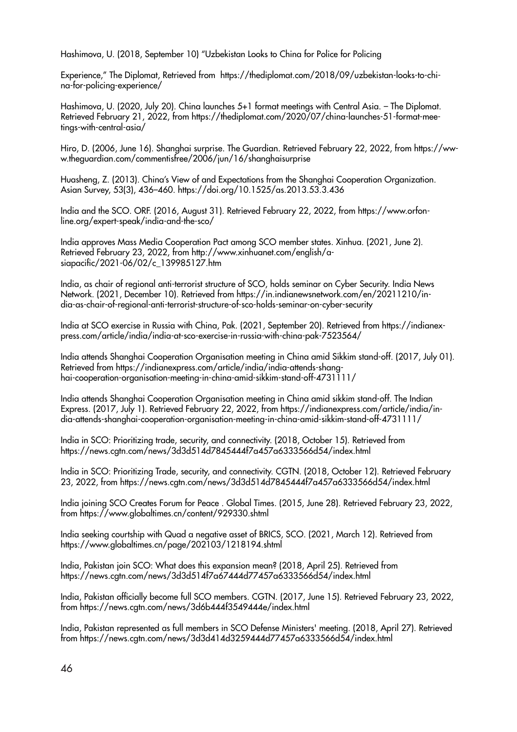Hashimova, U. (2018, September 10) "Uzbekistan Looks to China for Police for Policing

Experience," The Diplomat, Retrieved from https://thediplomat.com/2018/09/uzbekistan-looks-to-china-for-policing-experience/

Hashimova, U. (2020, July 20). China launches 5+1 format meetings with Central Asia. – The Diplomat. Retrieved February 21, 2022, from https://thediplomat.com/2020/07/china-launches-51-format-meetings-with-central-asia/

Hiro, D. (2006, June 16). Shanghai surprise. The Guardian. Retrieved February 22, 2022, from https://www.theguardian.com/commentisfree/2006/jun/16/shanghaisurprise

Huasheng, Z. (2013). China's View of and Expectations from the Shanghai Cooperation Organization. Asian Survey, 53(3), 436–460. https://doi.org/10.1525/as.2013.53.3.436

India and the SCO. ORF. (2016, August 31). Retrieved February 22, 2022, from https://www.orfonline.org/expert-speak/india-and-the-sco/

India approves Mass Media Cooperation Pact among SCO member states. Xinhua. (2021, June 2). Retrieved February 23, 2022, from http://www.xinhuanet.com/english/asiapacific/2021-06/02/c_139985127.htm

India, as chair of regional anti-terrorist structure of SCO, holds seminar on Cyber Security. India News Network. (2021, December 10). Retrieved from https://in.indianewsnetwork.com/en/20211210/india-as-chair-of-regional-anti-terrorist-structure-of-sco-holds-seminar-on-cyber-security

India at SCO exercise in Russia with China, Pak. (2021, September 20). Retrieved from https://indianexpress.com/article/india/india-at-sco-exercise-in-russia-with-china-pak-7523564/

India attends Shanghai Cooperation Organisation meeting in China amid Sikkim stand-off. (2017, July 01). Retrieved from https://indianexpress.com/article/india/india-attends-shanghai-cooperation-organisation-meeting-in-china-amid-sikkim-stand-off-4731111/

India attends Shanghai Cooperation Organisation meeting in China amid sikkim stand-off. The Indian Express. (2017, July 1). Retrieved February 22, 2022, from https://indianexpress.com/article/india/india-attends-shanghai-cooperation-organisation-meeting-in-china-amid-sikkim-stand-off-4731111/

India in SCO: Prioritizing trade, security, and connectivity. (2018, October 15). Retrieved from https://news.cgtn.com/news/3d3d514d7845444f7a457a6333566d54/index.html

India in SCO: Prioritizing Trade, security, and connectivity. CGTN. (2018, October 12). Retrieved February 23, 2022, from https://news.cgtn.com/news/3d3d514d7845444f7a457a6333566d54/index.html

India joining SCO Creates Forum for Peace . Global Times. (2015, June 28). Retrieved February 23, 2022, from https://www.globaltimes.cn/content/929330.shtml

India seeking courtship with Quad a negative asset of BRICS, SCO. (2021, March 12). Retrieved from https://www.globaltimes.cn/page/202103/1218194.shtml

India, Pakistan join SCO: What does this expansion mean? (2018, April 25). Retrieved from https://news.cgtn.com/news/3d3d514f7a67444d77457a6333566d54/index.html

India, Pakistan officially become full SCO members. CGTN. (2017, June 15). Retrieved February 23, 2022, from https://news.cgtn.com/news/3d6b444f3549444e/index.html

India, Pakistan represented as full members in SCO Defense Ministers' meeting. (2018, April 27). Retrieved from https://news.cgtn.com/news/3d3d414d3259444d77457a6333566d54/index.html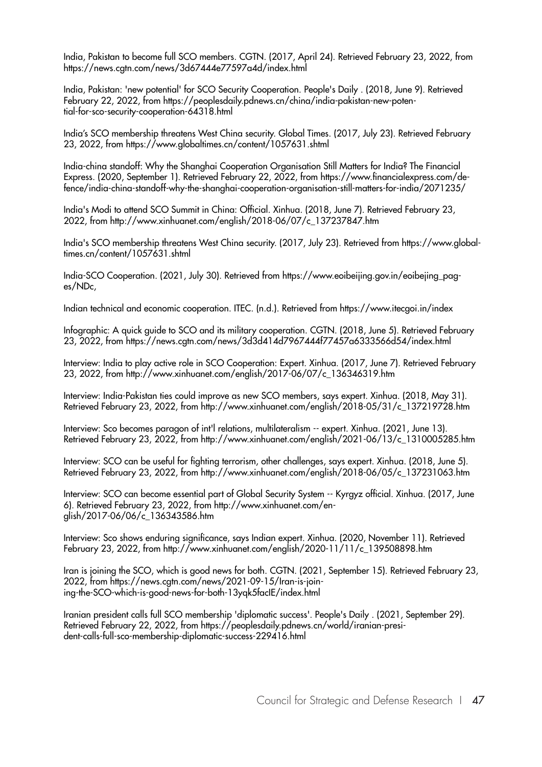India, Pakistan to become full SCO members. CGTN. (2017, April 24). Retrieved February 23, 2022, from https://news.cgtn.com/news/3d67444e77597a4d/index.html

India, Pakistan: 'new potential' for SCO Security Cooperation. People's Daily . (2018, June 9). Retrieved February 22, 2022, from https://peoplesdaily.pdnews.cn/china/india-pakistan-new-potential-for-sco-security-cooperation-64318.html

India's SCO membership threatens West China security. Global Times. (2017, July 23). Retrieved February 23, 2022, from https://www.globaltimes.cn/content/1057631.shtml

India-china standoff: Why the Shanghai Cooperation Organisation Still Matters for India? The Financial Express. (2020, September 1). Retrieved February 22, 2022, from https://www.financialexpress.com/defence/india-china-standoff-why-the-shanghai-cooperation-organisation-still-matters-for-india/2071235/

India's Modi to attend SCO Summit in China: Official. Xinhua. (2018, June 7). Retrieved February 23, 2022, from http://www.xinhuanet.com/english/2018-06/07/c_137237847.htm

India's SCO membership threatens West China security. (2017, July 23). Retrieved from https://www.globaltimes.cn/content/1057631.shtml

India-SCO Cooperation. (2021, July 30). Retrieved from https://www.eoibeijing.gov.in/eoibejing_pages/NDc,

Indian technical and economic cooperation. ITEC. (n.d.). Retrieved from https://www.itecgoi.in/index

Infographic: A quick guide to SCO and its military cooperation. CGTN. (2018, June 5). Retrieved February 23, 2022, from https://news.cgtn.com/news/3d3d414d7967444f77457a6333566d54/index.html

Interview: India to play active role in SCO Cooperation: Expert. Xinhua. (2017, June 7). Retrieved February 23, 2022, from http://www.xinhuanet.com/english/2017-06/07/c_136346319.htm

Interview: India-Pakistan ties could improve as new SCO members, says expert. Xinhua. (2018, May 31). Retrieved February 23, 2022, from http://www.xinhuanet.com/english/2018-05/31/c_137219728.htm

Interview: Sco becomes paragon of int'l relations, multilateralism -- expert. Xinhua. (2021, June 13). Retrieved February 23, 2022, from http://www.xinhuanet.com/english/2021-06/13/c_1310005285.htm

Interview: SCO can be useful for fighting terrorism, other challenges, says expert. Xinhua. (2018, June 5). Retrieved February 23, 2022, from http://www.xinhuanet.com/english/2018-06/05/c_137231063.htm

Interview: SCO can become essential part of Global Security System -- Kyrgyz official. Xinhua. (2017, June 6). Retrieved February 23, 2022, from http://www.xinhuanet.com/english/2017-06/06/c_136343586.htm

Interview: Sco shows enduring significance, says Indian expert. Xinhua. (2020, November 11). Retrieved February 23, 2022, from http://www.xinhuanet.com/english/2020-11/11/c_139508898.htm

Iran is joining the SCO, which is good news for both. CGTN. (2021, September 15). Retrieved February 23, 2022, from https://news.cgtn.com/news/2021-09-15/Iran-is-joining-the-SCO-which-is-good-news-for-both-13yqk5facIE/index.html

Iranian president calls full SCO membership 'diplomatic success'. People's Daily . (2021, September 29). Retrieved February 22, 2022, from https://peoplesdaily.pdnews.cn/world/iranian-president-calls-full-sco-membership-diplomatic-success-229416.html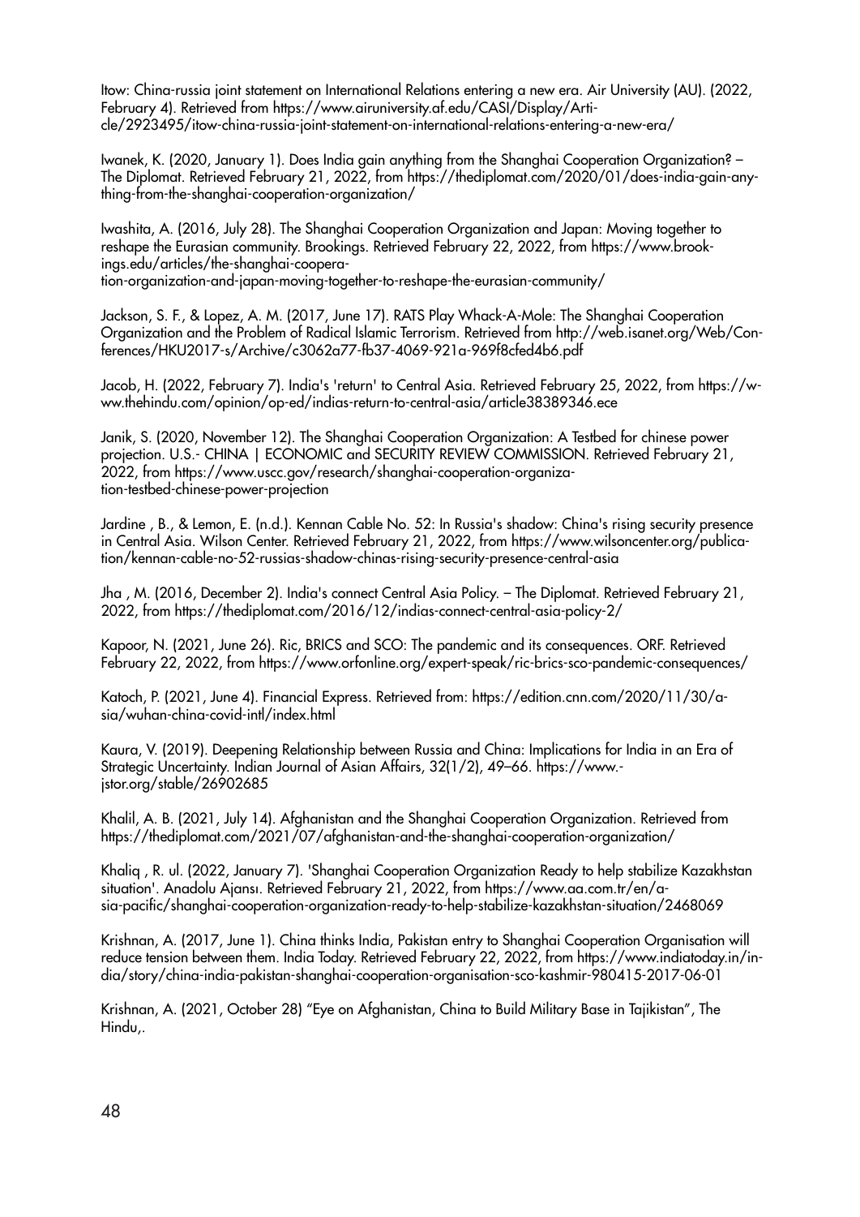Itow: China-russia joint statement on International Relations entering a new era. Air University (AU). (2022, February 4). Retrieved from https://www.airuniversity.af.edu/CASI/Display/Article/2923495/itow-china-russia-joint-statement-on-international-relations-entering-a-new-era/

Iwanek, K. (2020, January 1). Does India gain anything from the Shanghai Cooperation Organization? – The Diplomat. Retrieved February 21, 2022, from https://thediplomat.com/2020/01/does-india-gain-anything-from-the-shanghai-cooperation-organization/

Iwashita, A. (2016, July 28). The Shanghai Cooperation Organization and Japan: Moving together to reshape the Eurasian community. Brookings. Retrieved February 22, 2022, from https://www.brookings.edu/articles/the-shanghai-cooperation-organization-and-japan-moving-together-to-reshape-the-eurasian-community/

Jackson, S. F., & Lopez, A. M. (2017, June 17). RATS Play Whack-A-Mole: The Shanghai Cooperation Organization and the Problem of Radical Islamic Terrorism. Retrieved from http://web.isanet.org/Web/Conferences/HKU2017-s/Archive/c3062a77-fb37-4069-921a-969f8cfed4b6.pdf

Jacob, H. (2022, February 7). India's 'return' to Central Asia. Retrieved February 25, 2022, from https://www.thehindu.com/opinion/op-ed/indias-return-to-central-asia/article38389346.ece

Janik, S. (2020, November 12). The Shanghai Cooperation Organization: A Testbed for chinese power projection. U.S.- CHINA | ECONOMIC and SECURITY REVIEW COMMISSION. Retrieved February 21, 2022, from https://www.uscc.gov/research/shanghai-cooperation-organization-testbed-chinese-power-projection

Jardine , B., & Lemon, E. (n.d.). Kennan Cable No. 52: In Russia's shadow: China's rising security presence in Central Asia. Wilson Center. Retrieved February 21, 2022, from https://www.wilsoncenter.org/publication/kennan-cable-no-52-russias-shadow-chinas-rising-security-presence-central-asia

Jha , M. (2016, December 2). India's connect Central Asia Policy. – The Diplomat. Retrieved February 21, 2022, from https://thediplomat.com/2016/12/indias-connect-central-asia-policy-2/

Kapoor, N. (2021, June 26). Ric, BRICS and SCO: The pandemic and its consequences. ORF. Retrieved February 22, 2022, from https://www.orfonline.org/expert-speak/ric-brics-sco-pandemic-consequences/

Katoch, P. (2021, June 4). Financial Express. Retrieved from: https://edition.cnn.com/2020/11/30/asia/wuhan-china-covid-intl/index.html

Kaura, V. (2019). Deepening Relationship between Russia and China: Implications for India in an Era of Strategic Uncertainty. Indian Journal of Asian Affairs, 32(1/2), 49–66. https://www.jstor.org/stable/26902685

Khalil, A. B. (2021, July 14). Afghanistan and the Shanghai Cooperation Organization. Retrieved from https://thediplomat.com/2021/07/afghanistan-and-the-shanghai-cooperation-organization/

Khaliq , R. ul. (2022, January 7). 'Shanghai Cooperation Organization Ready to help stabilize Kazakhstan situation'. Anadolu Ajansı. Retrieved February 21, 2022, from https://www.aa.com.tr/en/asia-pacific/shanghai-cooperation-organization-ready-to-help-stabilize-kazakhstan-situation/2468069

Krishnan, A. (2017, June 1). China thinks India, Pakistan entry to Shanghai Cooperation Organisation will reduce tension between them. India Today. Retrieved February 22, 2022, from https://www.indiatoday.in/india/story/china-india-pakistan-shanghai-cooperation-organisation-sco-kashmir-980415-2017-06-01

Krishnan, A. (2021, October 28) "Eye on Afghanistan, China to Build Military Base in Tajikistan", The Hindu,.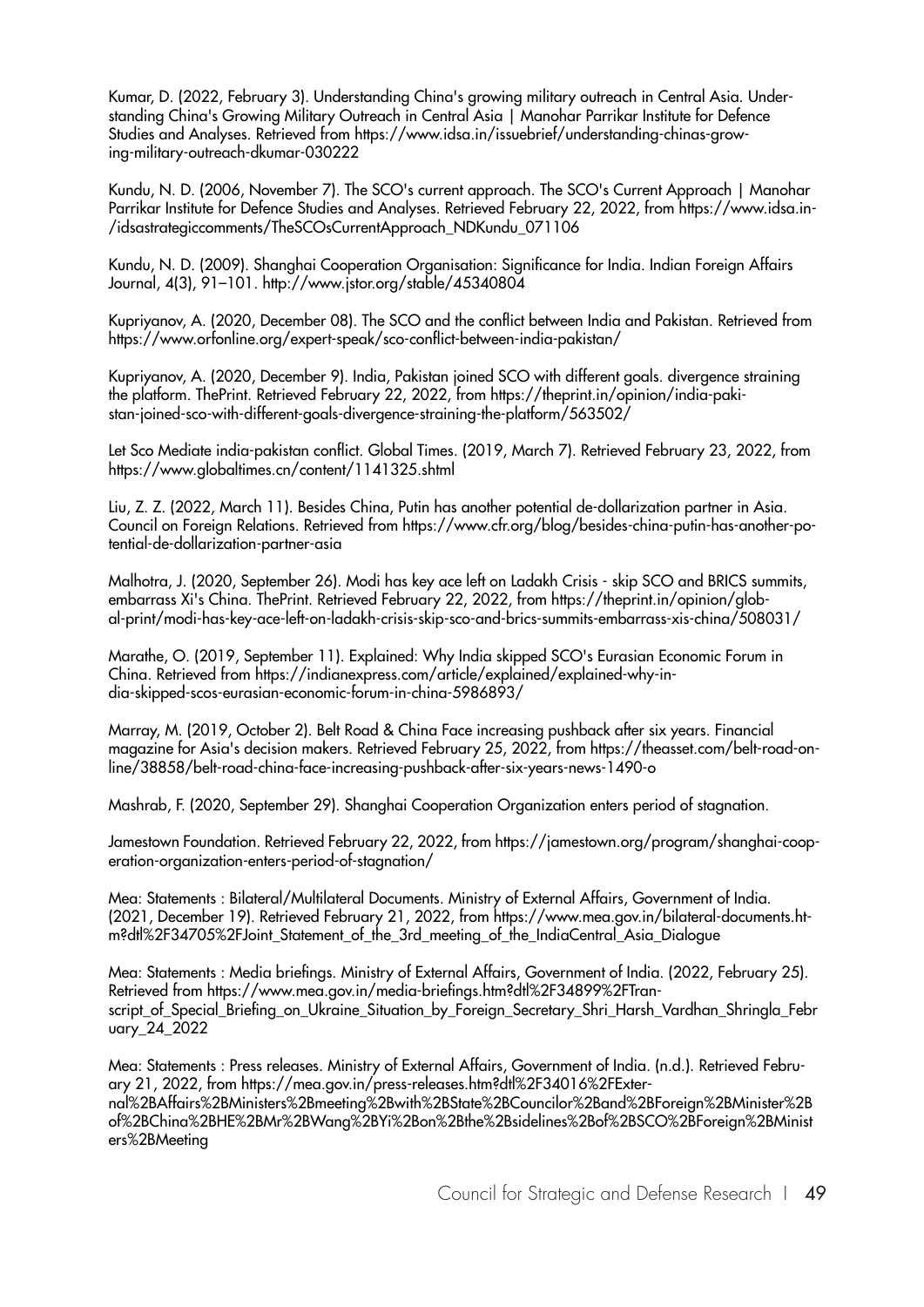Kumar, D. (2022, February 3). Understanding China's growing military outreach in Central Asia. Understanding China's Growing Military Outreach in Central Asia | Manohar Parrikar Institute for Defence Studies and Analyses. Retrieved from https://www.idsa.in/issuebrief/understanding-chinas-growing-military-outreach-dkumar-030222

Kundu, N. D. (2006, November 7). The SCO's current approach. The SCO's Current Approach | Manohar Parrikar Institute for Defence Studies and Analyses. Retrieved February 22, 2022, from https://www.idsa.in/idsastrategiccomments/TheSCOsCurrentApproach_NDKundu_071106

Kundu, N. D. (2009). Shanghai Cooperation Organisation: Significance for India. Indian Foreign Affairs Journal, 4(3), 91–101. http://www.jstor.org/stable/45340804

Kupriyanov, A. (2020, December 08). The SCO and the conflict between India and Pakistan. Retrieved from https://www.orfonline.org/expert-speak/sco-conflict-between-india-pakistan/

Kupriyanov, A. (2020, December 9). India, Pakistan joined SCO with different goals. divergence straining the platform. ThePrint. Retrieved February 22, 2022, from https://theprint.in/opinion/india-pakistan-joined-sco-with-different-goals-divergence-straining-the-platform/563502/

Let Sco Mediate india-pakistan conflict. Global Times. (2019, March 7). Retrieved February 23, 2022, from https://www.globaltimes.cn/content/1141325.shtml

Liu, Z. Z. (2022, March 11). Besides China, Putin has another potential de-dollarization partner in Asia. Council on Foreign Relations. Retrieved from https://www.cfr.org/blog/besides-china-putin-has-another-potential-de-dollarization-partner-asia

Malhotra, J. (2020, September 26). Modi has key ace left on Ladakh Crisis - skip SCO and BRICS summits, embarrass Xi's China. ThePrint. Retrieved February 22, 2022, from https://theprint.in/opinion/global-print/modi-has-key-ace-left-on-ladakh-crisis-skip-sco-and-brics-summits-embarrass-xis-china/508031/

Marathe, O. (2019, September 11). Explained: Why India skipped SCO's Eurasian Economic Forum in China. Retrieved from https://indianexpress.com/article/explained/explained-why-india-skipped-scos-eurasian-economic-forum-in-china-5986893/

Marray, M. (2019, October 2). Belt Road & China Face increasing pushback after six years. Financial magazine for Asia's decision makers. Retrieved February 25, 2022, from https://theasset.com/belt-road-online/38858/belt-road-china-face-increasing-pushback-after-six-years-news-1490-o

Mashrab, F. (2020, September 29). Shanghai Cooperation Organization enters period of stagnation.

Jamestown Foundation. Retrieved February 22, 2022, from https://jamestown.org/program/shanghai-cooperation-organization-enters-period-of-stagnation/

Mea: Statements : Bilateral/Multilateral Documents. Ministry of External Affairs, Government of India. (2021, December 19). Retrieved February 21, 2022, from https://www.mea.gov.in/bilateral-documents.htm?dtl%2F34705%2FJoint_Statement_of_the_3rd_meeting_of_the_IndiaCentral_Asia_Dialogue

Mea: Statements : Media briefings. Ministry of External Affairs, Government of India. (2022, February 25). Retrieved from https://www.mea.gov.in/media-briefings.htm?dtl%2F34899%2FTranscript_of_Special_Briefing_on_Ukraine_Situation_by_Foreign_Secretary_Shri_Harsh_Vardhan_Shringla_February_24_2022

Mea: Statements : Press releases. Ministry of External Affairs, Government of India. (n.d.). Retrieved February 21, 2022, from https://mea.gov.in/press-releases.htm?dtl%2F34016%2FExternal%2BAffairs%2BMinisters%2Bmeeting%2Bwith%2BState%2BCouncilor%2Band%2BForeign%2BMinister%2Bof%2BChina%2BHE%2BMr%2BWang%2BYi%2Bon%2Bthe%2Bsidelines%2Bof%2BSCO%2BForeign%2BMinisters%2BMeeting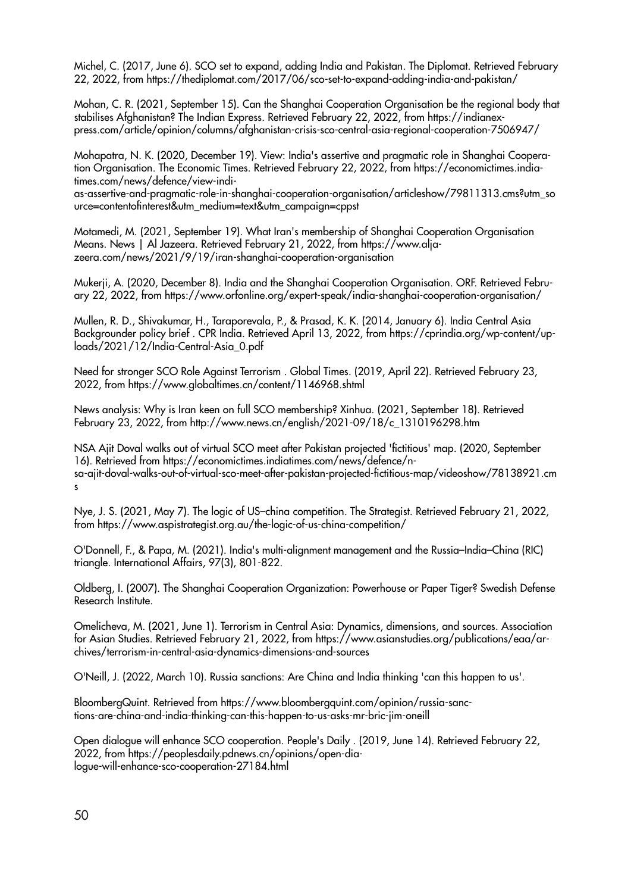Michel, C. (2017, June 6). SCO set to expand, adding India and Pakistan. The Diplomat. Retrieved February 22, 2022, from https://thediplomat.com/2017/06/sco-set-to-expand-adding-india-and-pakistan/

Mohan, C. R. (2021, September 15). Can the Shanghai Cooperation Organisation be the regional body that stabilises Afghanistan? The Indian Express. Retrieved February 22, 2022, from https://indianexpress.com/article/opinion/columns/afghanistan-crisis-sco-central-asia-regional-cooperation-7506947/

Mohapatra, N. K. (2020, December 19). View: India's assertive and pragmatic role in Shanghai Cooperation Organisation. The Economic Times. Retrieved February 22, 2022, from https://economictimes.indiatimes.com/news/defence/view-indias-assertive-and-pragmatic-role-in-shanghai-cooperation-organisation/articleshow/79811313.cms?utm_source=contentofinterest&utm_medium=text&utm_campaign=cppst

Motamedi, M. (2021, September 19). What Iran's membership of Shanghai Cooperation Organisation Means. News | Al Jazeera. Retrieved February 21, 2022, from https://www.aljazeera.com/news/2021/9/19/iran-shanghai-cooperation-organisation

Mukerji, A. (2020, December 8). India and the Shanghai Cooperation Organisation. ORF. Retrieved February 22, 2022, from https://www.orfonline.org/expert-speak/india-shanghai-cooperation-organisation/

Mullen, R. D., Shivakumar, H., Taraporevala, P., & Prasad, K. K. (2014, January 6). India Central Asia Backgrounder policy brief . CPR India. Retrieved April 13, 2022, from https://cprindia.org/wp-content/uploads/2021/12/India-Central-Asia_0.pdf

Need for stronger SCO Role Against Terrorism . Global Times. (2019, April 22). Retrieved February 23, 2022, from https://www.globaltimes.cn/content/1146968.shtml

News analysis: Why is Iran keen on full SCO membership? Xinhua. (2021, September 18). Retrieved February 23, 2022, from http://www.news.cn/english/2021-09/18/c_1310196298.htm

NSA Ajit Doval walks out of virtual SCO meet after Pakistan projected 'fictitious' map. (2020, September 16). Retrieved from https://economictimes.indiatimes.com/news/defence/nsa-ajit-doval-walks-out-of-virtual-sco-meet-after-pakistan-projected-fictitious-map/videoshow/78138921.cms

Nye, J. S. (2021, May 7). The logic of US–china competition. The Strategist. Retrieved February 21, 2022, from https://www.aspistrategist.org.au/the-logic-of-us-china-competition/

O'Donnell, F., & Papa, M. (2021). India's multi-alignment management and the Russia–India–China (RIC) triangle. International Affairs, 97(3), 801-822.

Oldberg, I. (2007). The Shanghai Cooperation Organization: Powerhouse or Paper Tiger? Swedish Defense Research Institute.

Omelicheva, M. (2021, June 1). Terrorism in Central Asia: Dynamics, dimensions, and sources. Association for Asian Studies. Retrieved February 21, 2022, from https://www.asianstudies.org/publications/eaa/archives/terrorism-in-central-asia-dynamics-dimensions-and-sources

O'Neill, J. (2022, March 10). Russia sanctions: Are China and India thinking 'can this happen to us'.

BloombergQuint. Retrieved from https://www.bloombergquint.com/opinion/russia-sanctions-are-china-and-india-thinking-can-this-happen-to-us-asks-mr-bric-jim-oneill

Open dialogue will enhance SCO cooperation. People's Daily . (2019, June 14). Retrieved February 22, 2022, from https://peoplesdaily.pdnews.cn/opinions/open-dialogue-will-enhance-sco-cooperation-27184.html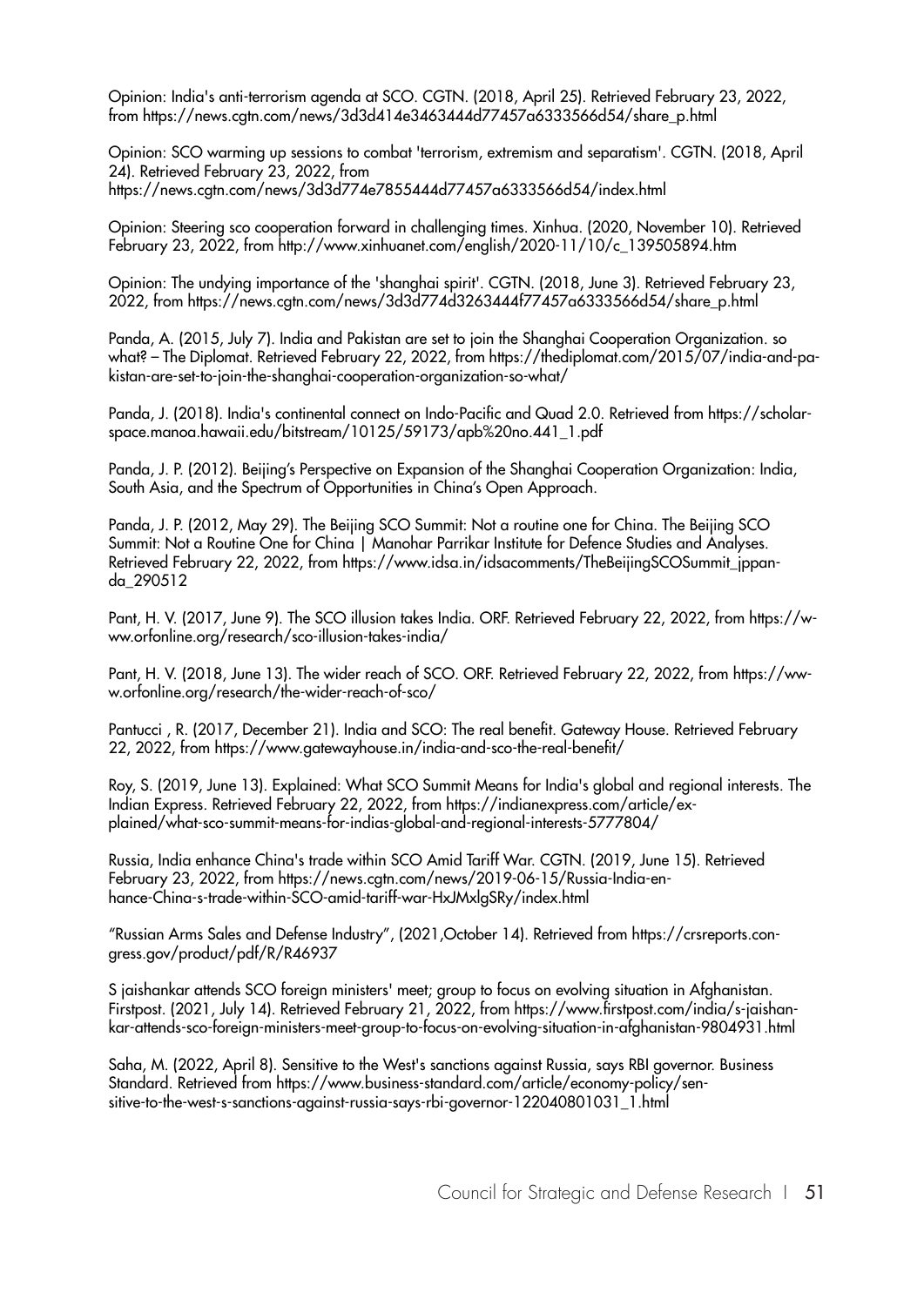Opinion: India's anti-terrorism agenda at SCO. CGTN. (2018, April 25). Retrieved February 23, 2022, from https://news.cgtn.com/news/3d3d414e3463444d77457a6333566d54/share_p.html

Opinion: SCO warming up sessions to combat 'terrorism, extremism and separatism'. CGTN. (2018, April 24). Retrieved February 23, 2022, from https://news.cgtn.com/news/3d3d774e7855444d77457a6333566d54/index.html

Opinion: Steering sco cooperation forward in challenging times. Xinhua. (2020, November 10). Retrieved February 23, 2022, from http://www.xinhuanet.com/english/2020-11/10/c_139505894.htm

Opinion: The undying importance of the 'shanghai spirit'. CGTN. (2018, June 3). Retrieved February 23, 2022, from https://news.cgtn.com/news/3d3d774d3263444f77457a6333566d54/share_p.html

Panda, A. (2015, July 7). India and Pakistan are set to join the Shanghai Cooperation Organization. so what? – The Diplomat. Retrieved February 22, 2022, from https://thediplomat.com/2015/07/india-and-pakistan-are-set-to-join-the-shanghai-cooperation-organization-so-what/

Panda, J. (2018). India's continental connect on Indo-Pacific and Quad 2.0. Retrieved from https://scholarspace.manoa.hawaii.edu/bitstream/10125/59173/apb%20no.441_1.pdf

Panda, J. P. (2012). Beijing's Perspective on Expansion of the Shanghai Cooperation Organization: India, South Asia, and the Spectrum of Opportunities in China's Open Approach.

Panda, J. P. (2012, May 29). The Beijing SCO Summit: Not a routine one for China. The Beijing SCO Summit: Not a Routine One for China | Manohar Parrikar Institute for Defence Studies and Analyses. Retrieved February 22, 2022, from https://www.idsa.in/idsacomments/TheBeijingSCOSummit_jppanda_290512

Pant, H. V. (2017, June 9). The SCO illusion takes India. ORF. Retrieved February 22, 2022, from https://www.orfonline.org/research/sco-illusion-takes-india/

Pant, H. V. (2018, June 13). The wider reach of SCO. ORF. Retrieved February 22, 2022, from https://www.orfonline.org/research/the-wider-reach-of-sco/

Pantucci , R. (2017, December 21). India and SCO: The real benefit. Gateway House. Retrieved February 22, 2022, from https://www.gatewayhouse.in/india-and-sco-the-real-benefit/

Roy, S. (2019, June 13). Explained: What SCO Summit Means for India's global and regional interests. The Indian Express. Retrieved February 22, 2022, from https://indianexpress.com/article/explained/what-sco-summit-means-for-indias-global-and-regional-interests-5777804/

Russia, India enhance China's trade within SCO Amid Tariff War. CGTN. (2019, June 15). Retrieved February 23, 2022, from https://news.cgtn.com/news/2019-06-15/Russia-India-enhance-China-s-trade-within-SCO-amid-tariff-war-HxJMxlgSRy/index.html

"Russian Arms Sales and Defense Industry", (2021,October 14). Retrieved from https://crsreports.congress.gov/product/pdf/R/R46937

S jaishankar attends SCO foreign ministers' meet; group to focus on evolving situation in Afghanistan. Firstpost. (2021, July 14). Retrieved February 21, 2022, from https://www.firstpost.com/india/s-jaishankar-attends-sco-foreign-ministers-meet-group-to-focus-on-evolving-situation-in-afghanistan-9804931.html

Saha, M. (2022, April 8). Sensitive to the West's sanctions against Russia, says RBI governor. Business Standard. Retrieved from https://www.business-standard.com/article/economy-policy/sensitive-to-the-west-s-sanctions-against-russia-says-rbi-governor-122040801031_1.html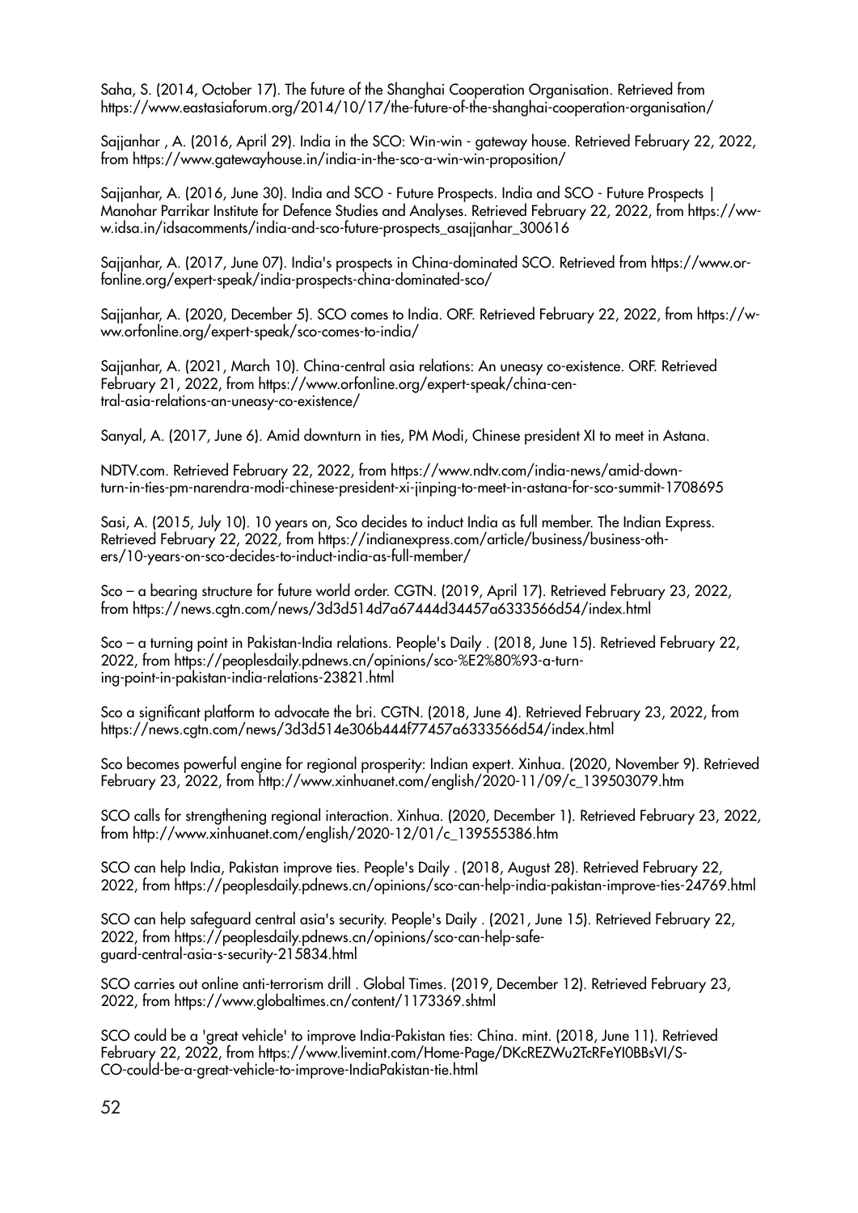Saha, S. (2014, October 17). The future of the Shanghai Cooperation Organisation. Retrieved from https://www.eastasiaforum.org/2014/10/17/the-future-of-the-shanghai-cooperation-organisation/

Sajjanhar , A. (2016, April 29). India in the SCO: Win-win - gateway house. Retrieved February 22, 2022, from https://www.gatewayhouse.in/india-in-the-sco-a-win-win-proposition/

Sajjanhar, A. (2016, June 30). India and SCO - Future Prospects. India and SCO - Future Prospects | Manohar Parrikar Institute for Defence Studies and Analyses. Retrieved February 22, 2022, from https://www.idsa.in/idsacomments/india-and-sco-future-prospects_asajjanhar_300616

Sajjanhar, A. (2017, June 07). India's prospects in China-dominated SCO. Retrieved from https://www.orfonline.org/expert-speak/india-prospects-china-dominated-sco/

Sajjanhar, A. (2020, December 5). SCO comes to India. ORF. Retrieved February 22, 2022, from https://www.orfonline.org/expert-speak/sco-comes-to-india/

Sajjanhar, A. (2021, March 10). China-central asia relations: An uneasy co-existence. ORF. Retrieved February 21, 2022, from https://www.orfonline.org/expert-speak/china-central-asia-relations-an-uneasy-co-existence/

Sanyal, A. (2017, June 6). Amid downturn in ties, PM Modi, Chinese president XI to meet in Astana.

NDTV.com. Retrieved February 22, 2022, from https://www.ndtv.com/india-news/amid-downturn-in-ties-pm-narendra-modi-chinese-president-xi-jinping-to-meet-in-astana-for-sco-summit-1708695

Sasi, A. (2015, July 10). 10 years on, Sco decides to induct India as full member. The Indian Express. Retrieved February 22, 2022, from https://indianexpress.com/article/business/business-others/10-years-on-sco-decides-to-induct-india-as-full-member/

Sco – a bearing structure for future world order. CGTN. (2019, April 17). Retrieved February 23, 2022, from https://news.cgtn.com/news/3d3d514d7a67444d34457a6333566d54/index.html

Sco – a turning point in Pakistan-India relations. People's Daily . (2018, June 15). Retrieved February 22, 2022, from https://peoplesdaily.pdnews.cn/opinions/sco-%E2%80%93-a-turning-point-in-pakistan-india-relations-23821.html

Sco a significant platform to advocate the bri. CGTN. (2018, June 4). Retrieved February 23, 2022, from https://news.cgtn.com/news/3d3d514e306b444f77457a6333566d54/index.html

Sco becomes powerful engine for regional prosperity: Indian expert. Xinhua. (2020, November 9). Retrieved February 23, 2022, from http://www.xinhuanet.com/english/2020-11/09/c_139503079.htm

SCO calls for strengthening regional interaction. Xinhua. (2020, December 1). Retrieved February 23, 2022, from http://www.xinhuanet.com/english/2020-12/01/c_139555386.htm

SCO can help India, Pakistan improve ties. People's Daily . (2018, August 28). Retrieved February 22, 2022, from https://peoplesdaily.pdnews.cn/opinions/sco-can-help-india-pakistan-improve-ties-24769.html

SCO can help safeguard central asia's security. People's Daily . (2021, June 15). Retrieved February 22, 2022, from https://peoplesdaily.pdnews.cn/opinions/sco-can-help-safeguard-central-asia-s-security-215834.html

SCO carries out online anti-terrorism drill . Global Times. (2019, December 12). Retrieved February 23, 2022, from https://www.globaltimes.cn/content/1173369.shtml

SCO could be a 'great vehicle' to improve India-Pakistan ties: China. mint. (2018, June 11). Retrieved February 22, 2022, from https://www.livemint.com/Home-Page/DKcREZWu2TcRFeYI0BBsVI/SCO-could-be-a-great-vehicle-to-improve-IndiaPakistan-tie.html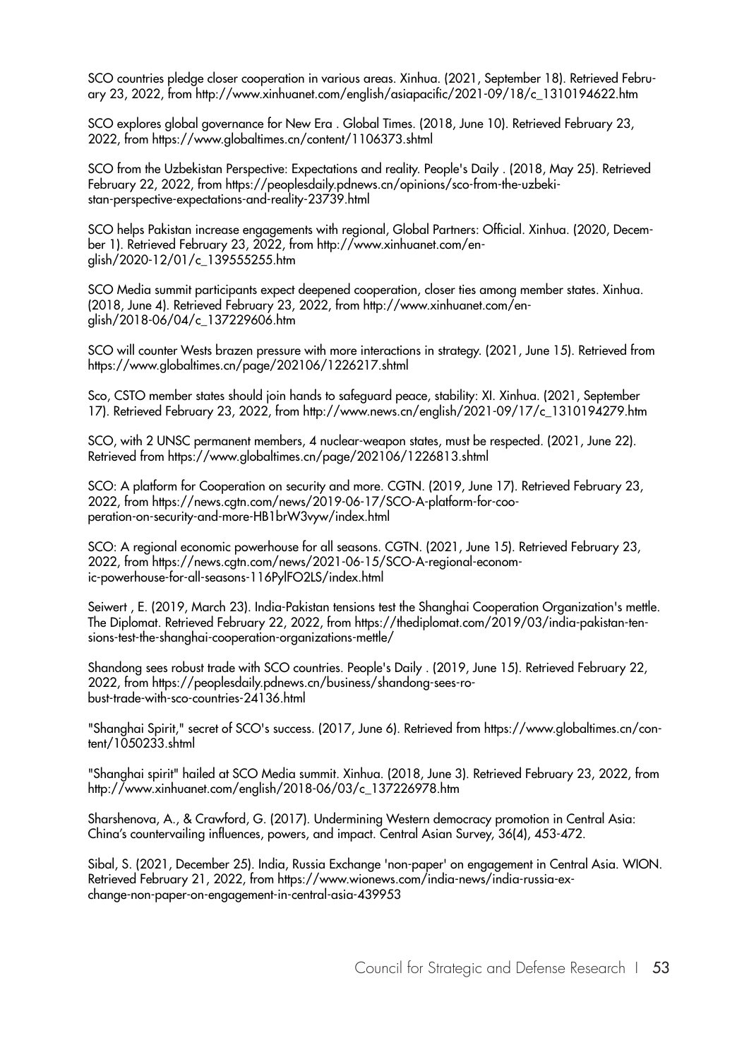SCO countries pledge closer cooperation in various areas. Xinhua. (2021, September 18). Retrieved February 23, 2022, from http://www.xinhuanet.com/english/asiapacific/2021-09/18/c_1310194622.htm

SCO explores global governance for New Era . Global Times. (2018, June 10). Retrieved February 23, 2022, from https://www.globaltimes.cn/content/1106373.shtml

SCO from the Uzbekistan Perspective: Expectations and reality. People's Daily . (2018, May 25). Retrieved February 22, 2022, from https://peoplesdaily.pdnews.cn/opinions/sco-from-the-uzbekistan-perspective-expectations-and-reality-23739.html

SCO helps Pakistan increase engagements with regional, Global Partners: Official. Xinhua. (2020, December 1). Retrieved February 23, 2022, from http://www.xinhuanet.com/english/2020-12/01/c_139555255.htm

SCO Media summit participants expect deepened cooperation, closer ties among member states. Xinhua. (2018, June 4). Retrieved February 23, 2022, from http://www.xinhuanet.com/english/2018-06/04/c_137229606.htm

SCO will counter Wests brazen pressure with more interactions in strategy. (2021, June 15). Retrieved from https://www.globaltimes.cn/page/202106/1226217.shtml

Sco, CSTO member states should join hands to safeguard peace, stability: XI. Xinhua. (2021, September 17). Retrieved February 23, 2022, from http://www.news.cn/english/2021-09/17/c_1310194279.htm

SCO, with 2 UNSC permanent members, 4 nuclear-weapon states, must be respected. (2021, June 22). Retrieved from https://www.globaltimes.cn/page/202106/1226813.shtml

SCO: A platform for Cooperation on security and more. CGTN. (2019, June 17). Retrieved February 23, 2022, from https://news.cgtn.com/news/2019-06-17/SCO-A-platform-for-cooperation-on-security-and-more-HB1brW3vyw/index.html

SCO: A regional economic powerhouse for all seasons. CGTN. (2021, June 15). Retrieved February 23, 2022, from https://news.cgtn.com/news/2021-06-15/SCO-A-regional-economic-powerhouse-for-all-seasons-116PylFO2LS/index.html

Seiwert , E. (2019, March 23). India-Pakistan tensions test the Shanghai Cooperation Organization's mettle. The Diplomat. Retrieved February 22, 2022, from https://thediplomat.com/2019/03/india-pakistan-tensions-test-the-shanghai-cooperation-organizations-mettle/

Shandong sees robust trade with SCO countries. People's Daily . (2019, June 15). Retrieved February 22, 2022, from https://peoplesdaily.pdnews.cn/business/shandong-sees-robust-trade-with-sco-countries-24136.html

"Shanghai Spirit," secret of SCO's success. (2017, June 6). Retrieved from https://www.globaltimes.cn/content/1050233.shtml

"Shanghai spirit" hailed at SCO Media summit. Xinhua. (2018, June 3). Retrieved February 23, 2022, from http://www.xinhuanet.com/english/2018-06/03/c_137226978.htm

Sharshenova, A., & Crawford, G. (2017). Undermining Western democracy promotion in Central Asia: China's countervailing influences, powers, and impact. Central Asian Survey, 36(4), 453-472.

Sibal, S. (2021, December 25). India, Russia Exchange 'non-paper' on engagement in Central Asia. WION. Retrieved February 21, 2022, from https://www.wionews.com/india-news/india-russia-exchange-non-paper-on-engagement-in-central-asia-439953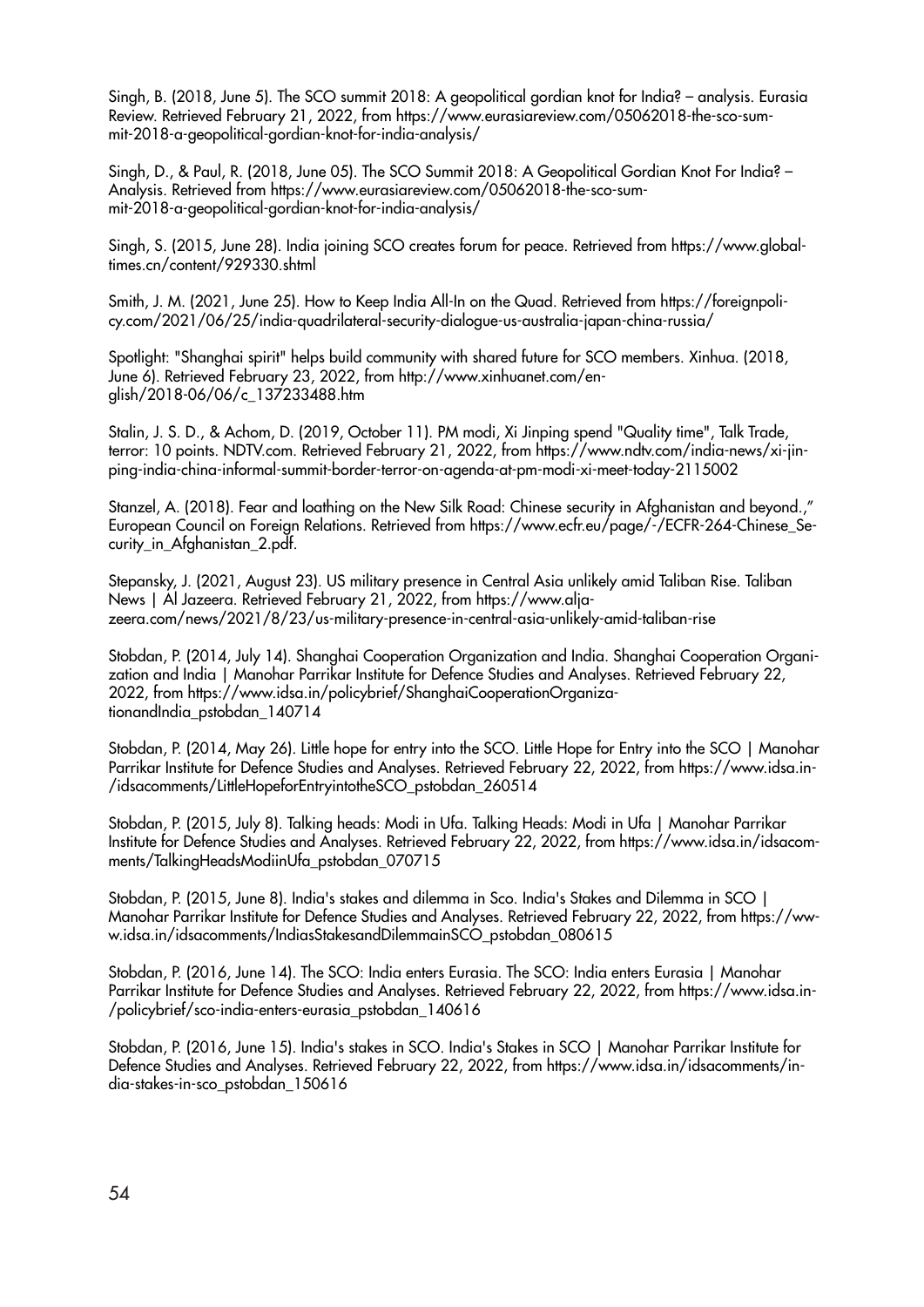Singh, B. (2018, June 5). The SCO summit 2018: A geopolitical gordian knot for India? – analysis. Eurasia Review. Retrieved February 21, 2022, from https://www.eurasiareview.com/05062018-the-sco-summit-2018-a-geopolitical-gordian-knot-for-india-analysis/

Singh, D., & Paul, R. (2018, June 05). The SCO Summit 2018: A Geopolitical Gordian Knot For India? – Analysis. Retrieved from https://www.eurasiareview.com/05062018-the-sco-summit-2018-a-geopolitical-gordian-knot-for-india-analysis/

Singh, S. (2015, June 28). India joining SCO creates forum for peace. Retrieved from https://www.globaltimes.cn/content/929330.shtml

Smith, J. M. (2021, June 25). How to Keep India All-In on the Quad. Retrieved from https://foreignpolicy.com/2021/06/25/india-quadrilateral-security-dialogue-us-australia-japan-china-russia/

Spotlight: "Shanghai spirit" helps build community with shared future for SCO members. Xinhua. (2018, June 6). Retrieved February 23, 2022, from http://www.xinhuanet.com/english/2018-06/06/c_137233488.htm

Stalin, J. S. D., & Achom, D. (2019, October 11). PM modi, Xi Jinping spend "Quality time", Talk Trade, terror: 10 points. NDTV.com. Retrieved February 21, 2022, from https://www.ndtv.com/india-news/xi-jinping-india-china-informal-summit-border-terror-on-agenda-at-pm-modi-xi-meet-today-2115002

Stanzel, A. (2018). Fear and loathing on the New Silk Road: Chinese security in Afghanistan and beyond.," European Council on Foreign Relations. Retrieved from https://www.ecfr.eu/page/-/ECFR-264-Chinese_Security_in_Afghanistan_2.pdf.

Stepansky, J. (2021, August 23). US military presence in Central Asia unlikely amid Taliban Rise. Taliban News | Al Jazeera. Retrieved February 21, 2022, from https://www.aljazeera.com/news/2021/8/23/us-military-presence-in-central-asia-unlikely-amid-taliban-rise

Stobdan, P. (2014, July 14). Shanghai Cooperation Organization and India. Shanghai Cooperation Organization and India | Manohar Parrikar Institute for Defence Studies and Analyses. Retrieved February 22, 2022, from https://www.idsa.in/policybrief/ShanghaiCooperationOrganizationandIndia_pstobdan_140714

Stobdan, P. (2014, May 26). Little hope for entry into the SCO. Little Hope for Entry into the SCO | Manohar Parrikar Institute for Defence Studies and Analyses. Retrieved February 22, 2022, from https://www.idsa.in/idsacomments/LittleHopeforEntryintotheSCO_pstobdan_260514

Stobdan, P. (2015, July 8). Talking heads: Modi in Ufa. Talking Heads: Modi in Ufa | Manohar Parrikar Institute for Defence Studies and Analyses. Retrieved February 22, 2022, from https://www.idsa.in/idsacomments/TalkingHeadsModiinUfa_pstobdan_070715

Stobdan, P. (2015, June 8). India's stakes and dilemma in Sco. India's Stakes and Dilemma in SCO | Manohar Parrikar Institute for Defence Studies and Analyses. Retrieved February 22, 2022, from https://www.idsa.in/idsacomments/IndiasStakesandDilemmainSCO_pstobdan_080615

Stobdan, P. (2016, June 14). The SCO: India enters Eurasia. The SCO: India enters Eurasia | Manohar Parrikar Institute for Defence Studies and Analyses. Retrieved February 22, 2022, from https://www.idsa.in/policybrief/sco-india-enters-eurasia_pstobdan_140616

Stobdan, P. (2016, June 15). India's stakes in SCO. India's Stakes in SCO | Manohar Parrikar Institute for Defence Studies and Analyses. Retrieved February 22, 2022, from https://www.idsa.in/idsacomments/india-stakes-in-sco_pstobdan_150616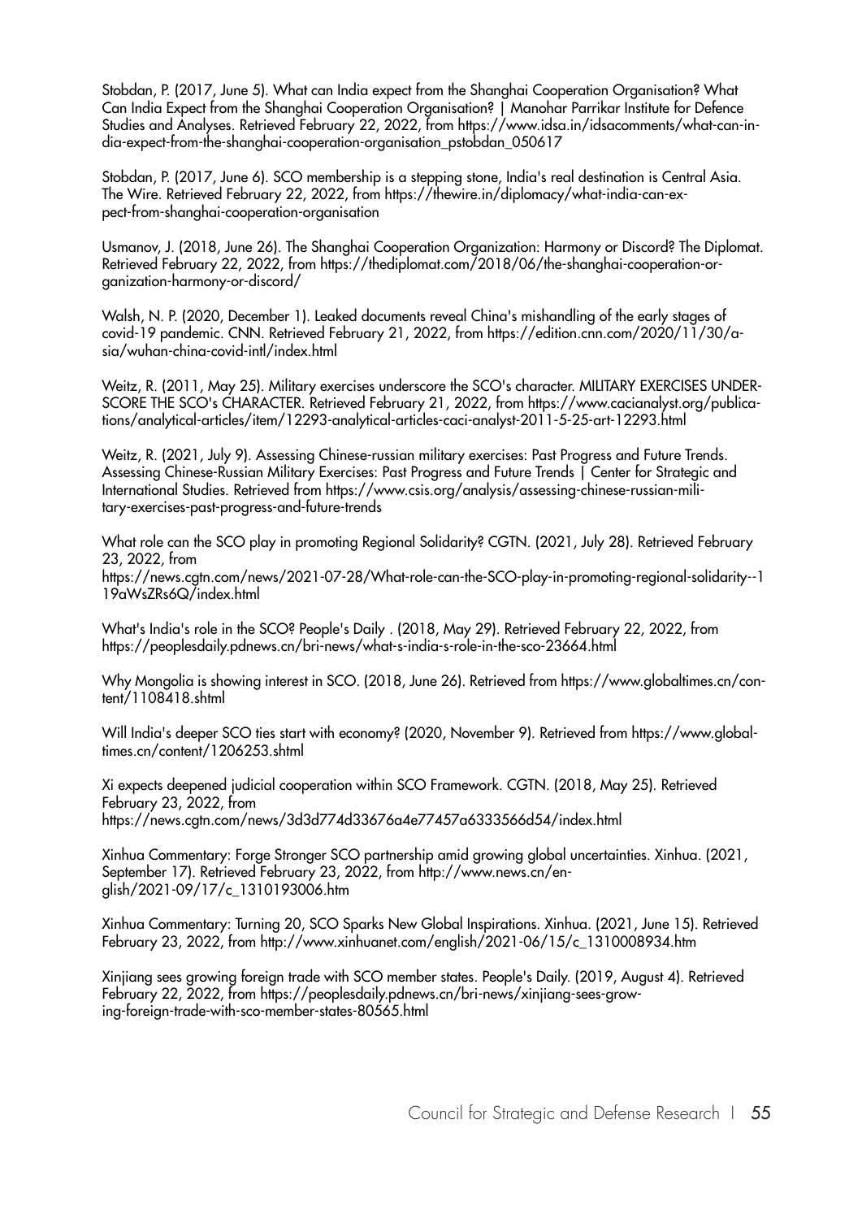Stobdan, P. (2017, June 5). What can India expect from the Shanghai Cooperation Organisation? What Can India Expect from the Shanghai Cooperation Organisation? | Manohar Parrikar Institute for Defence Studies and Analyses. Retrieved February 22, 2022, from https://www.idsa.in/idsacomments/what-can-india-expect-from-the-shanghai-cooperation-organisation_pstobdan_050617

Stobdan, P. (2017, June 6). SCO membership is a stepping stone, India's real destination is Central Asia. The Wire. Retrieved February 22, 2022, from https://thewire.in/diplomacy/what-india-can-expect-from-shanghai-cooperation-organisation

Usmanov, J. (2018, June 26). The Shanghai Cooperation Organization: Harmony or Discord? The Diplomat. Retrieved February 22, 2022, from https://thediplomat.com/2018/06/the-shanghai-cooperation-organization-harmony-or-discord/

Walsh, N. P. (2020, December 1). Leaked documents reveal China's mishandling of the early stages of covid-19 pandemic. CNN. Retrieved February 21, 2022, from https://edition.cnn.com/2020/11/30/asia/wuhan-china-covid-intl/index.html

Weitz, R. (2011, May 25). Military exercises underscore the SCO's character. MILITARY EXERCISES UNDERSCORE THE SCO's CHARACTER. Retrieved February 21, 2022, from https://www.cacianalyst.org/publications/analytical-articles/item/12293-analytical-articles-caci-analyst-2011-5-25-art-12293.html

Weitz, R. (2021, July 9). Assessing Chinese-russian military exercises: Past Progress and Future Trends. Assessing Chinese-Russian Military Exercises: Past Progress and Future Trends | Center for Strategic and International Studies. Retrieved from https://www.csis.org/analysis/assessing-chinese-russian-military-exercises-past-progress-and-future-trends

What role can the SCO play in promoting Regional Solidarity? CGTN. (2021, July 28). Retrieved February 23, 2022, from https://news.cgtn.com/news/2021-07-28/What-role-can-the-SCO-play-in-promoting-regional-solidarity--119aWsZRs6Q/index.html

What's India's role in the SCO? People's Daily . (2018, May 29). Retrieved February 22, 2022, from https://peoplesdaily.pdnews.cn/bri-news/what-s-india-s-role-in-the-sco-23664.html

Why Mongolia is showing interest in SCO. (2018, June 26). Retrieved from https://www.globaltimes.cn/content/1108418.shtml

Will India's deeper SCO ties start with economy? (2020, November 9). Retrieved from https://www.globaltimes.cn/content/1206253.shtml

Xi expects deepened judicial cooperation within SCO Framework. CGTN. (2018, May 25). Retrieved February 23, 2022, from https://news.cgtn.com/news/3d3d774d33676a4e77457a6333566d54/index.html

Xinhua Commentary: Forge Stronger SCO partnership amid growing global uncertainties. Xinhua. (2021, September 17). Retrieved February 23, 2022, from http://www.news.cn/english/2021-09/17/c_1310193006.htm

Xinhua Commentary: Turning 20, SCO Sparks New Global Inspirations. Xinhua. (2021, June 15). Retrieved February 23, 2022, from http://www.xinhuanet.com/english/2021-06/15/c_1310008934.htm

Xinjiang sees growing foreign trade with SCO member states. People's Daily. (2019, August 4). Retrieved February 22, 2022, from https://peoplesdaily.pdnews.cn/bri-news/xinjiang-sees-growing-foreign-trade-with-sco-member-states-80565.html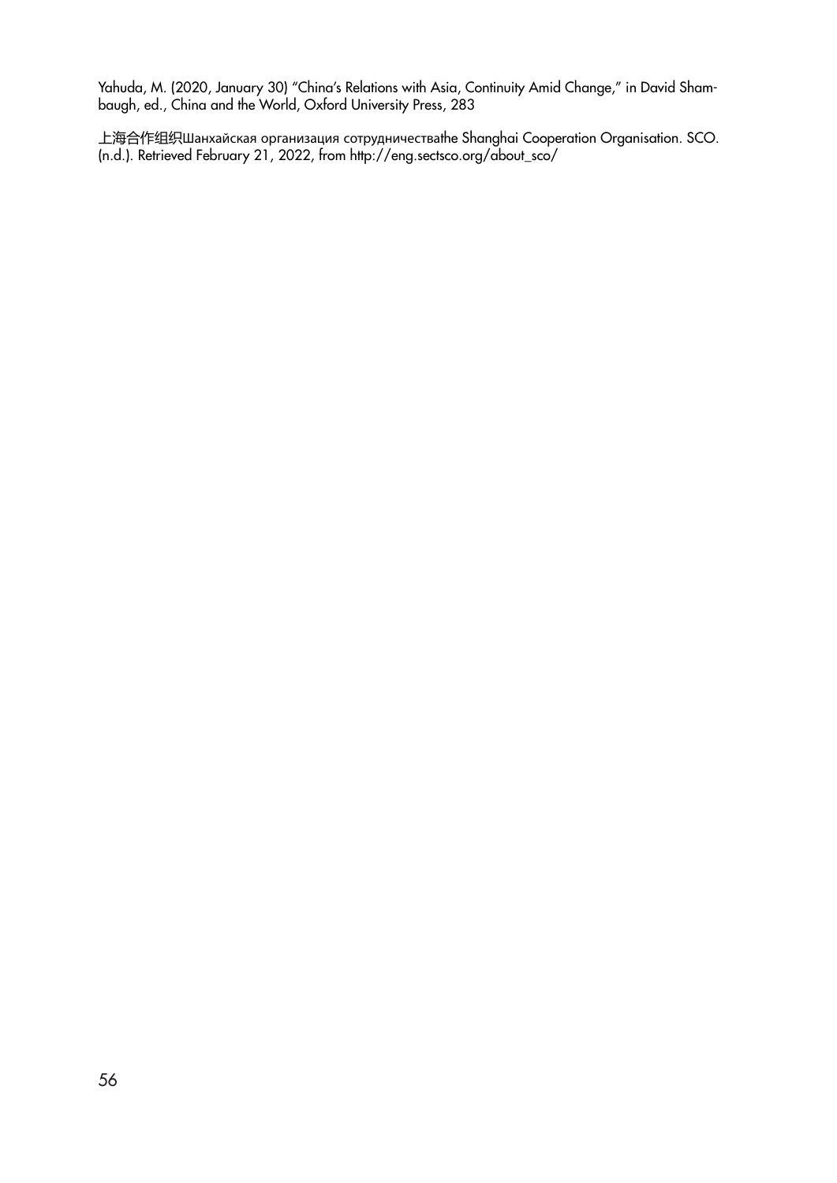Yahuda, M. (2020, January 30) "China's Relations with Asia, Continuity Amid Change," in David Shambaugh, ed., China and the World, Oxford University Press, 283

上海合作组织Шанхайская организация сотрудничестваthe Shanghai Cooperation Organisation. SCO. (n.d.). Retrieved February 21, 2022, from http://eng.sectsco.org/about_sco/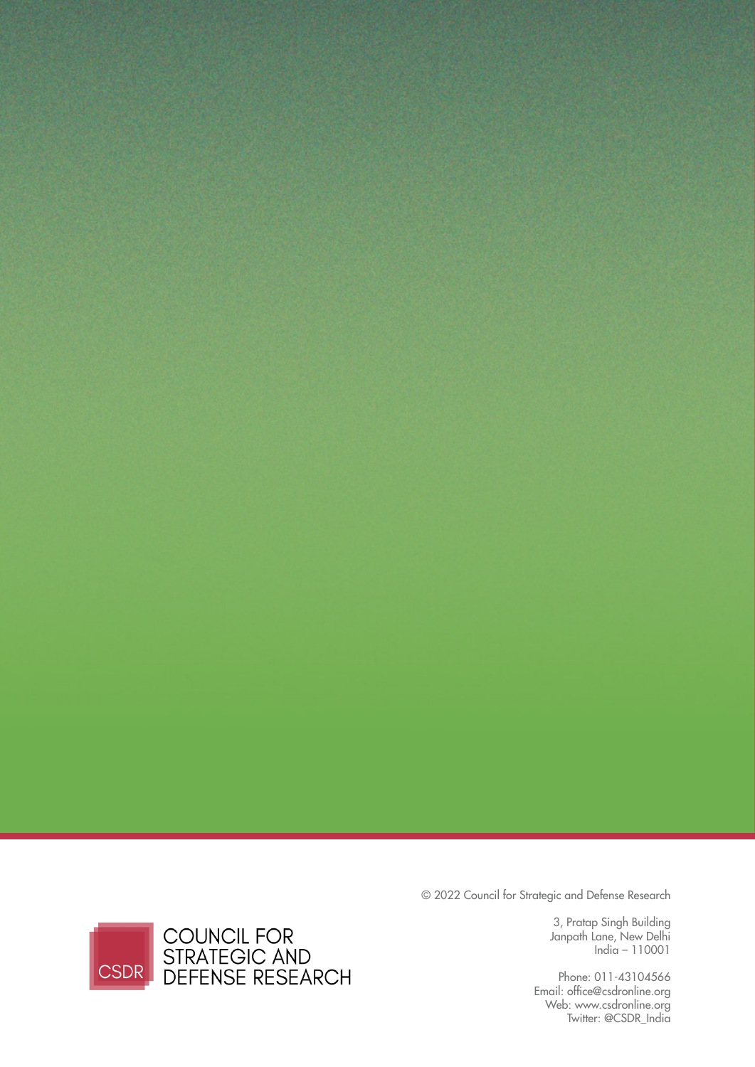CSDR

COUNCIL FOR STRATEGIC AND DEFENSE RESEARCH

© 2022 Council for Strategic and Defense Research

3, Pratap Singh Building
Janpath Lane, New Delhi
India – 110001

Phone: 011-43104566
Email: office@csdronline.org
Web: www.csdronline.org
Twitter: @CSDR_India